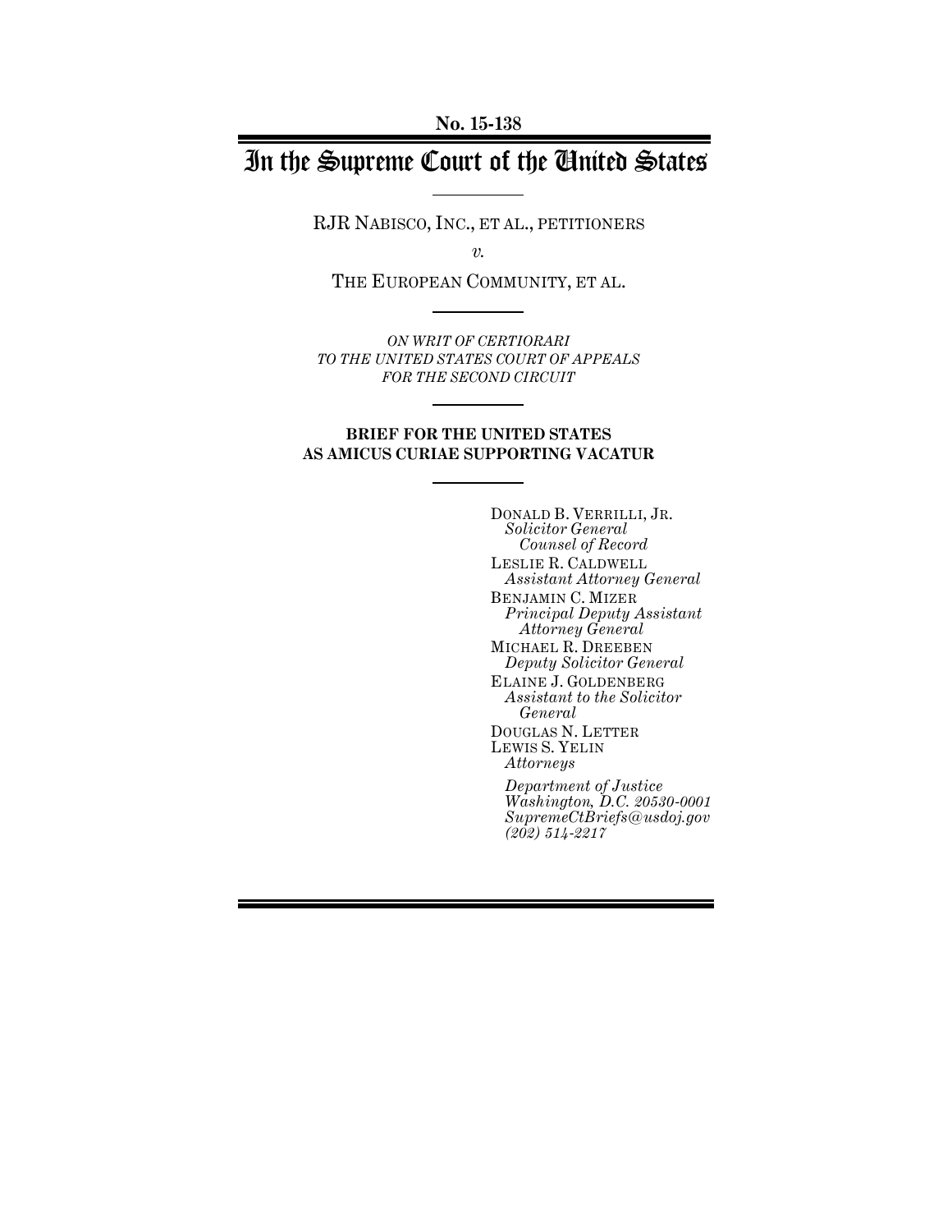No. 15-138

# In the Supreme Court of the United States

RJR NABISCO, INC., ET AL., PETITIONERS

*v.*

THE EUROPEAN COMMUNITY, ET AL.

*ON WRIT OF CERTIORARI*
*TO THE UNITED STATES COURT OF APPEALS*
*FOR THE SECOND CIRCUIT*

**BRIEF FOR THE UNITED STATES**
**AS AMICUS CURIAE SUPPORTING VACATUR**

DONALD B. VERRILLI, JR.
*Solicitor General*
*Counsel of Record*
LESLIE R. CALDWELL
*Assistant Attorney General*
BENJAMIN C. MIZER
*Principal Deputy Assistant Attorney General*
MICHAEL R. DREEBEN
*Deputy Solicitor General*
ELAINE J. GOLDENBERG
*Assistant to the Solicitor General*
DOUGLAS N. LETTER
LEWIS S. YELIN
*Attorneys*

*Department of Justice*
*Washington, D.C. 20530-0001*
*SupremeCtBriefs@usdoj.gov*
*(202) 514-2217*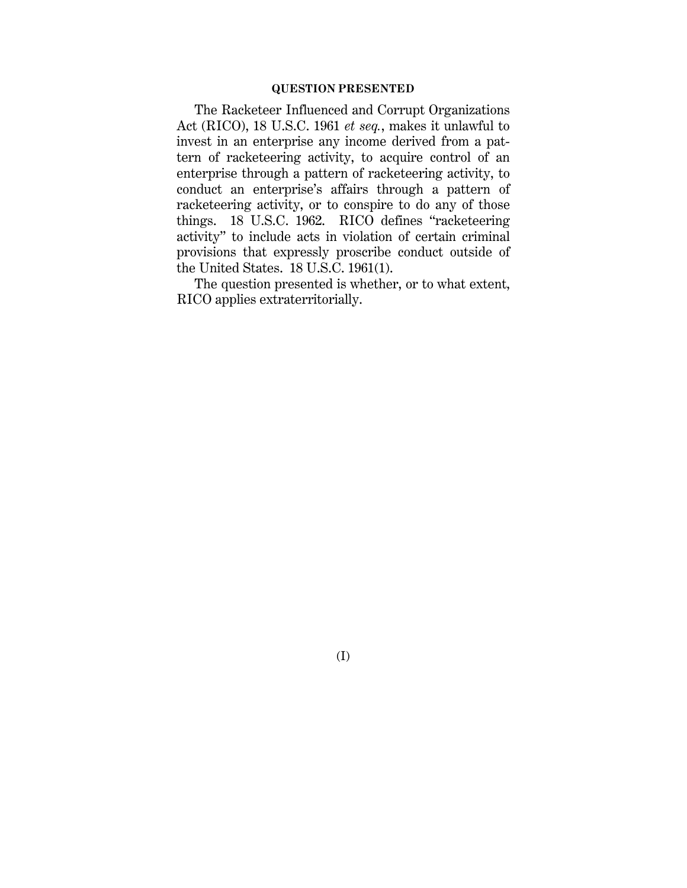## QUESTION PRESENTED

The Racketeer Influenced and Corrupt Organizations Act (RICO), 18 U.S.C. 1961 *et seq.*, makes it unlawful to invest in an enterprise any income derived from a pattern of racketeering activity, to acquire control of an enterprise through a pattern of racketeering activity, to conduct an enterprise's affairs through a pattern of racketeering activity, or to conspire to do any of those things. 18 U.S.C. 1962. RICO defines "racketeering activity" to include acts in violation of certain criminal provisions that expressly proscribe conduct outside of the United States. 18 U.S.C. 1961(1).

The question presented is whether, or to what extent, RICO applies extraterritorially.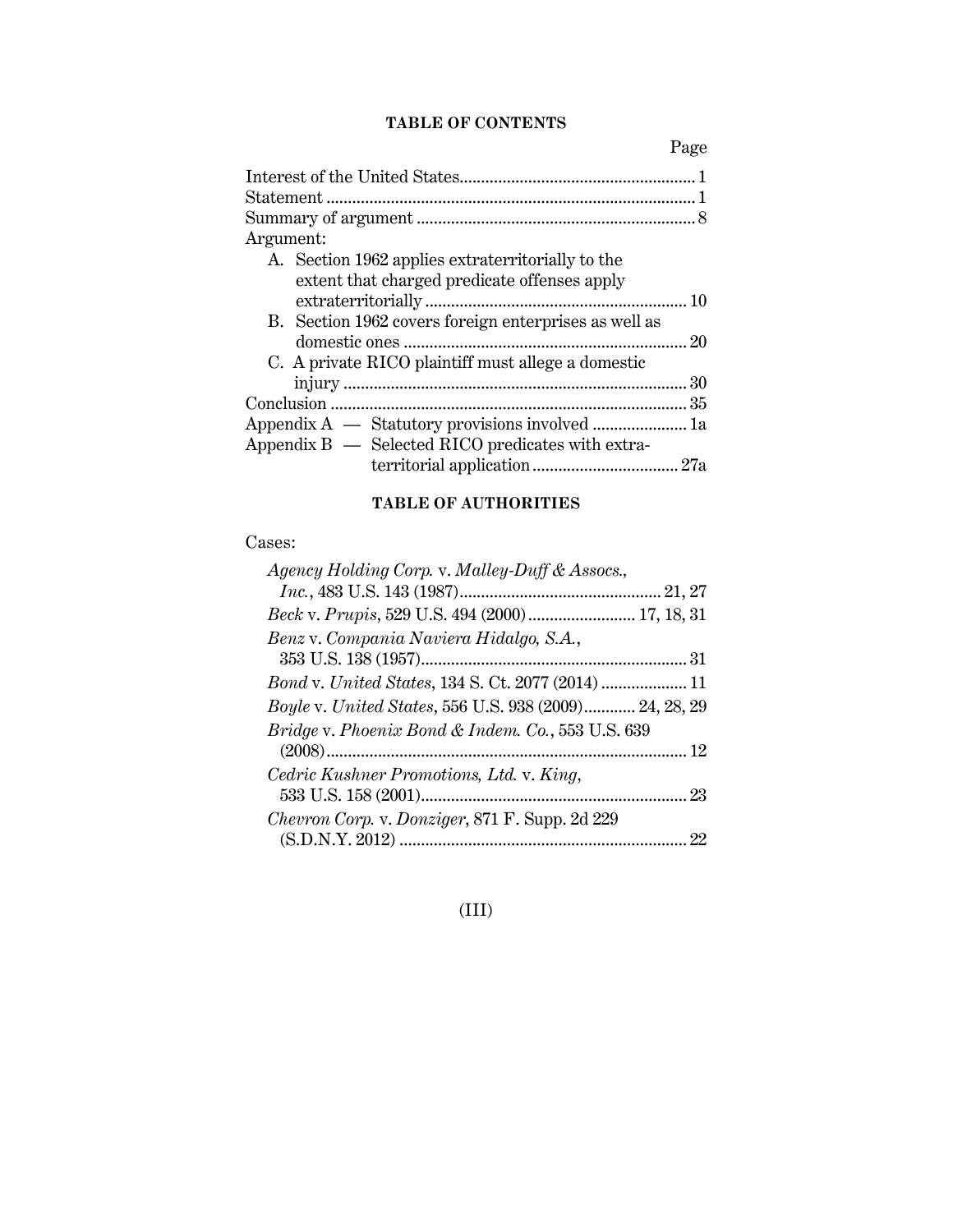## TABLE OF CONTENTS

| | Page |
|---|---|
| Interest of the United States | 1 |
| Statement | 1 |
| Summary of argument | 8 |
| Argument: | |
| A. Section 1962 applies extraterritorially to the extent that charged predicate offenses apply extraterritorially | 10 |
| B. Section 1962 covers foreign enterprises as well as domestic ones | 20 |
| C. A private RICO plaintiff must allege a domestic injury | 30 |
| Conclusion | 35 |
| Appendix A — Statutory provisions involved | 1a |
| Appendix B — Selected RICO predicates with extra-territorial application | 27a |

## TABLE OF AUTHORITIES

Cases:

*Agency Holding Corp.* v. *Malley-Duff & Assocs., Inc.*, 483 U.S. 143 (1987) ... 21, 27

*Beck* v. *Prupis*, 529 U.S. 494 (2000) ... 17, 18, 31

*Benz* v. *Compania Naviera Hidalgo, S.A.*, 353 U.S. 138 (1957) ... 31

*Bond* v. *United States*, 134 S. Ct. 2077 (2014) ... 11

*Boyle* v. *United States*, 556 U.S. 938 (2009) ... 24, 28, 29

*Bridge* v. *Phoenix Bond & Indem. Co.*, 553 U.S. 639 (2008) ... 12

*Cedric Kushner Promotions, Ltd.* v. *King*, 533 U.S. 158 (2001) ... 23

*Chevron Corp.* v. *Donziger*, 871 F. Supp. 2d 229 (S.D.N.Y. 2012) ... 22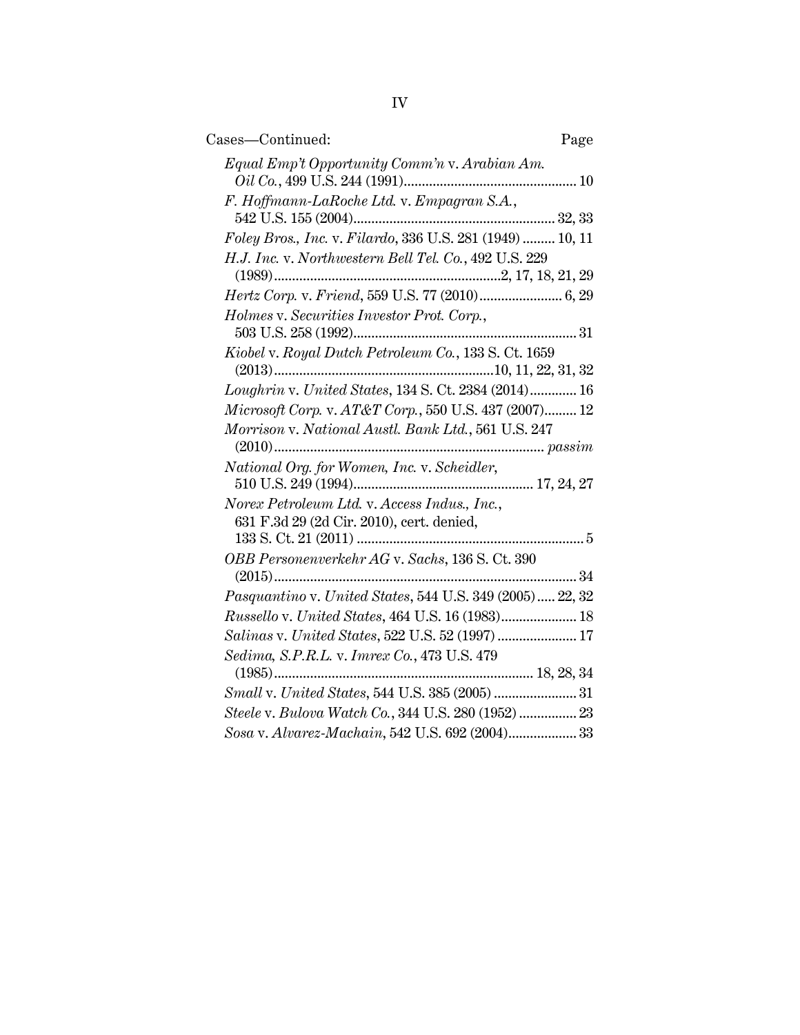Cases—Continued: Page

*Equal Emp't Opportunity Comm'n* v. *Arabian Am. Oil Co.*, 499 U.S. 244 (1991) ... 10

*F. Hoffmann-LaRoche Ltd.* v. *Empagran S.A.*, 542 U.S. 155 (2004) ... 32, 33

*Foley Bros., Inc.* v. *Filardo*, 336 U.S. 281 (1949) ... 10, 11

*H.J. Inc.* v. *Northwestern Bell Tel. Co.*, 492 U.S. 229 (1989) ... 2, 17, 18, 21, 29

*Hertz Corp.* v. *Friend*, 559 U.S. 77 (2010) ... 6, 29

*Holmes* v. *Securities Investor Prot. Corp.*, 503 U.S. 258 (1992) ... 31

*Kiobel* v. *Royal Dutch Petroleum Co.*, 133 S. Ct. 1659 (2013) ... 10, 11, 22, 31, 32

*Loughrin* v. *United States*, 134 S. Ct. 2384 (2014) ... 16

*Microsoft Corp.* v. *AT&T Corp.*, 550 U.S. 437 (2007) ... 12

*Morrison* v. *National Austl. Bank Ltd.*, 561 U.S. 247 (2010) ... *passim*

*National Org. for Women, Inc.* v. *Scheidler*, 510 U.S. 249 (1994) ... 17, 24, 27

*Norex Petroleum Ltd.* v. *Access Indus., Inc.*, 631 F.3d 29 (2d Cir. 2010), cert. denied, 133 S. Ct. 21 (2011) ... 5

*OBB Personenverkehr AG* v. *Sachs*, 136 S. Ct. 390 (2015) ... 34

*Pasquantino* v. *United States*, 544 U.S. 349 (2005) ... 22, 32

*Russello* v. *United States*, 464 U.S. 16 (1983) ... 18

*Salinas* v. *United States*, 522 U.S. 52 (1997) ... 17

*Sedima, S.P.R.L.* v. *Imrex Co.*, 473 U.S. 479 (1985) ... 18, 28, 34

*Small* v. *United States*, 544 U.S. 385 (2005) ... 31

*Steele* v. *Bulova Watch Co.*, 344 U.S. 280 (1952) ... 23

*Sosa* v. *Alvarez-Machain*, 542 U.S. 692 (2004) ... 33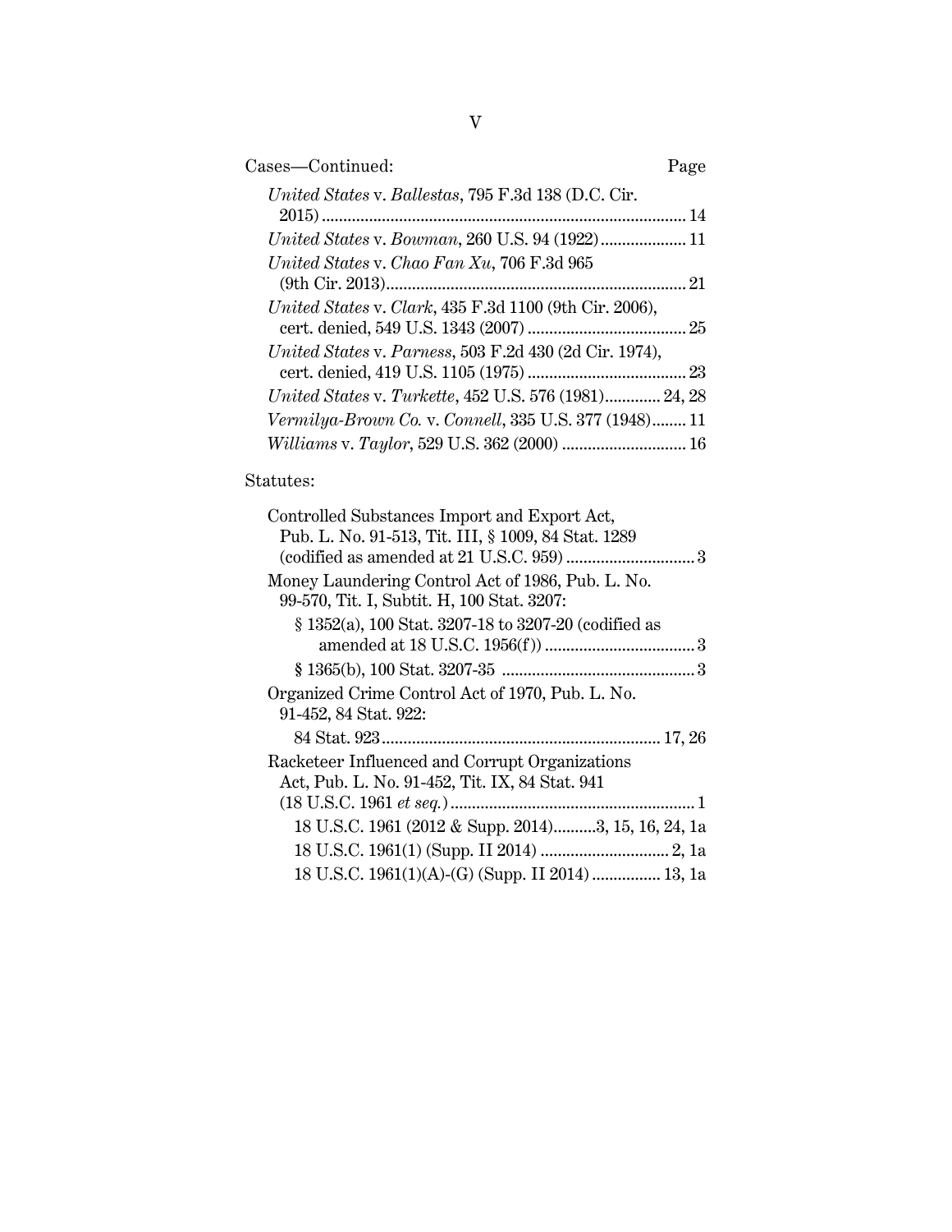Cases—Continued: Page

*United States* v. *Ballestas*, 795 F.3d 138 (D.C. Cir. 2015) ... 14

*United States* v. *Bowman*, 260 U.S. 94 (1922) ... 11

*United States* v. *Chao Fan Xu*, 706 F.3d 965 (9th Cir. 2013) ... 21

*United States* v. *Clark*, 435 F.3d 1100 (9th Cir. 2006), cert. denied, 549 U.S. 1343 (2007) ... 25

*United States* v. *Parness*, 503 F.2d 430 (2d Cir. 1974), cert. denied, 419 U.S. 1105 (1975) ... 23

*United States* v. *Turkette*, 452 U.S. 576 (1981) ... 24, 28

*Vermilya-Brown Co.* v. *Connell*, 335 U.S. 377 (1948) ... 11

*Williams* v. *Taylor*, 529 U.S. 362 (2000) ... 16

Statutes:

Controlled Substances Import and Export Act, Pub. L. No. 91-513, Tit. III, § 1009, 84 Stat. 1289 (codified as amended at 21 U.S.C. 959) ... 3

Money Laundering Control Act of 1986, Pub. L. No. 99-570, Tit. I, Subtit. H, 100 Stat. 3207:

- § 1352(a), 100 Stat. 3207-18 to 3207-20 (codified as amended at 18 U.S.C. 1956(f)) ... 3
- § 1365(b), 100 Stat. 3207-35 ... 3

Organized Crime Control Act of 1970, Pub. L. No. 91-452, 84 Stat. 922:

- 84 Stat. 923 ... 17, 26

Racketeer Influenced and Corrupt Organizations Act, Pub. L. No. 91-452, Tit. IX, 84 Stat. 941 (18 U.S.C. 1961 *et seq.*) ... 1

- 18 U.S.C. 1961 (2012 & Supp. 2014) ... 3, 15, 16, 24, 1a
- 18 U.S.C. 1961(1) (Supp. II 2014) ... 2, 1a
- 18 U.S.C. 1961(1)(A)-(G) (Supp. II 2014) ... 13, 1a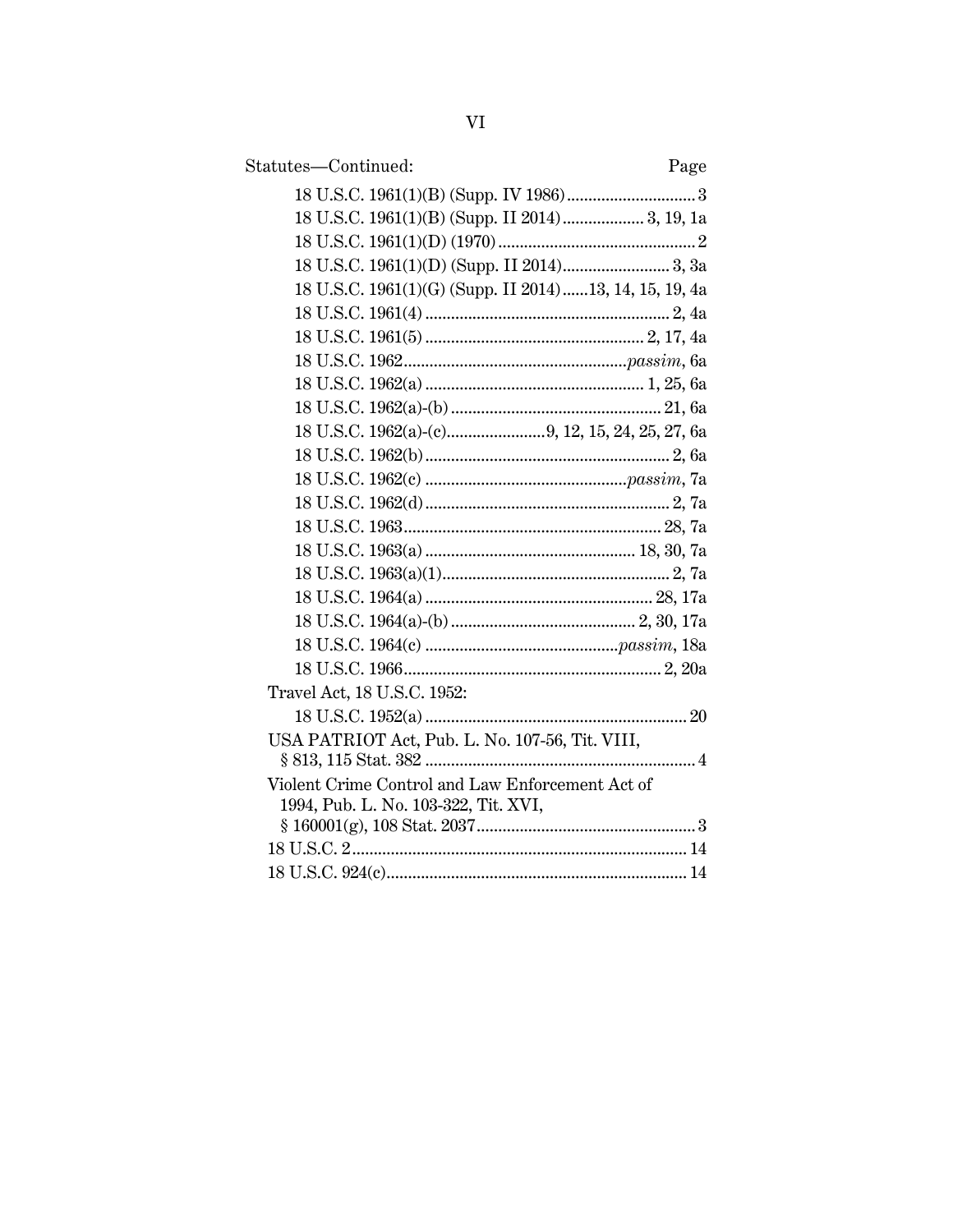Statutes—Continued: Page

- 18 U.S.C. 1961(1)(B) (Supp. IV 1986) ... 3
- 18 U.S.C. 1961(1)(B) (Supp. II 2014) ... 3, 19, 1a
- 18 U.S.C. 1961(1)(D) (1970) ... 2
- 18 U.S.C. 1961(1)(D) (Supp. II 2014) ... 3, 3a
- 18 U.S.C. 1961(1)(G) (Supp. II 2014) ... 13, 14, 15, 19, 4a
- 18 U.S.C. 1961(4) ... 2, 4a
- 18 U.S.C. 1961(5) ... 2, 17, 4a
- 18 U.S.C. 1962 ... *passim*, 6a
- 18 U.S.C. 1962(a) ... 1, 25, 6a
- 18 U.S.C. 1962(a)-(b) ... 21, 6a
- 18 U.S.C. 1962(a)-(c) ... 9, 12, 15, 24, 25, 27, 6a
- 18 U.S.C. 1962(b) ... 2, 6a
- 18 U.S.C. 1962(c) ... *passim*, 7a
- 18 U.S.C. 1962(d) ... 2, 7a
- 18 U.S.C. 1963 ... 28, 7a
- 18 U.S.C. 1963(a) ... 18, 30, 7a
- 18 U.S.C. 1963(a)(1) ... 2, 7a
- 18 U.S.C. 1964(a) ... 28, 17a
- 18 U.S.C. 1964(a)-(b) ... 2, 30, 17a
- 18 U.S.C. 1964(c) ... *passim*, 18a
- 18 U.S.C. 1966 ... 2, 20a

Travel Act, 18 U.S.C. 1952:

- 18 U.S.C. 1952(a) ... 20

USA PATRIOT Act, Pub. L. No. 107-56, Tit. VIII, § 813, 115 Stat. 382 ... 4

Violent Crime Control and Law Enforcement Act of 1994, Pub. L. No. 103-322, Tit. XVI, § 160001(g), 108 Stat. 2037 ... 3

18 U.S.C. 2 ... 14

18 U.S.C. 924(c) ... 14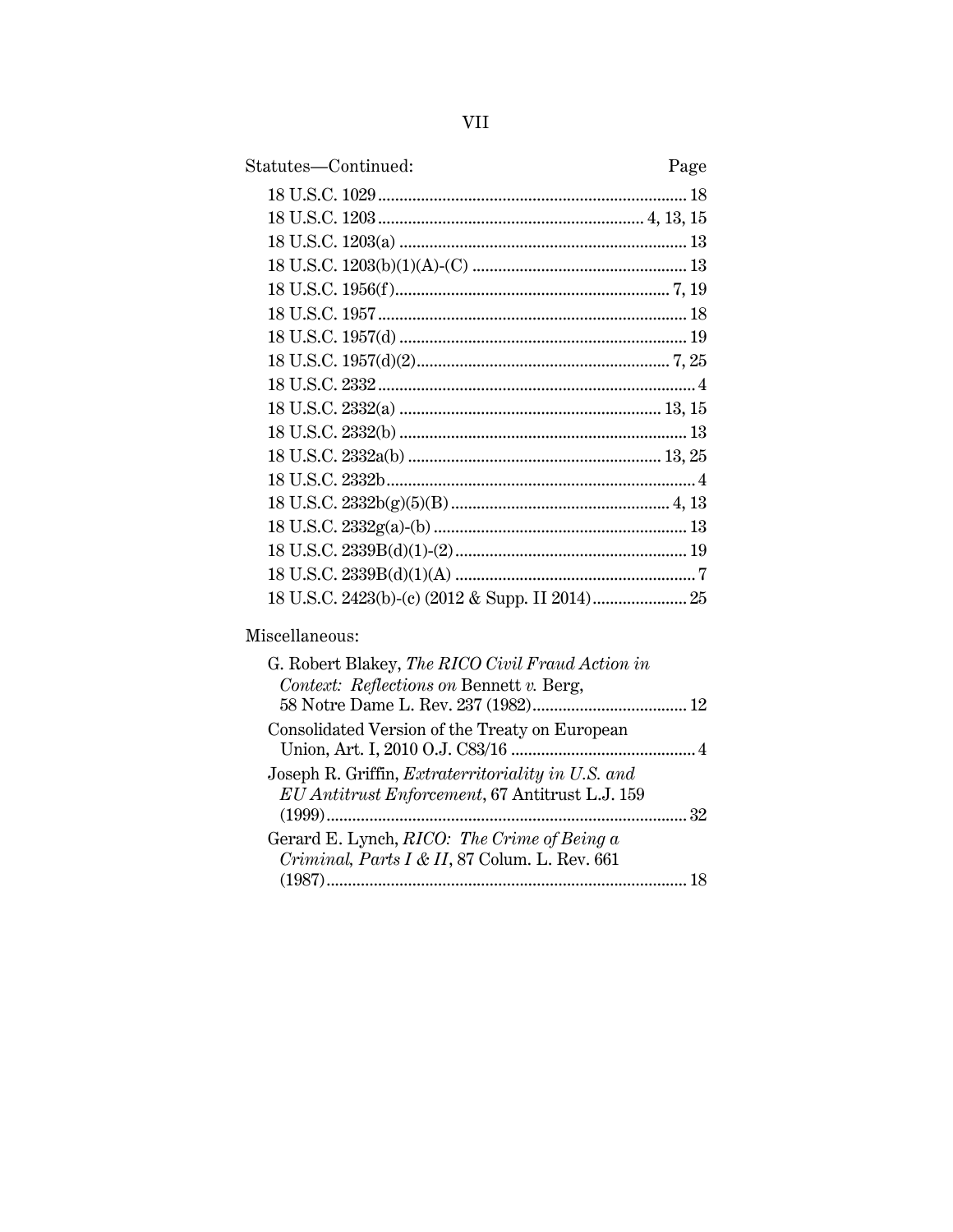| Statutes—Continued: | Page |
|---|---|
| 18 U.S.C. 1029 | 18 |
| 18 U.S.C. 1203 | 4, 13, 15 |
| 18 U.S.C. 1203(a) | 13 |
| 18 U.S.C. 1203(b)(1)(A)-(C) | 13 |
| 18 U.S.C. 1956(f) | 7, 19 |
| 18 U.S.C. 1957 | 18 |
| 18 U.S.C. 1957(d) | 19 |
| 18 U.S.C. 1957(d)(2) | 7, 25 |
| 18 U.S.C. 2332 | 4 |
| 18 U.S.C. 2332(a) | 13, 15 |
| 18 U.S.C. 2332(b) | 13 |
| 18 U.S.C. 2332a(b) | 13, 25 |
| 18 U.S.C. 2332b | 4 |
| 18 U.S.C. 2332b(g)(5)(B) | 4, 13 |
| 18 U.S.C. 2332g(a)-(b) | 13 |
| 18 U.S.C. 2339B(d)(1)-(2) | 19 |
| 18 U.S.C. 2339B(d)(1)(A) | 7 |
| 18 U.S.C. 2423(b)-(c) (2012 & Supp. II 2014) | 25 |

Miscellaneous:

| | |
|---|---|
| G. Robert Blakey, *The RICO Civil Fraud Action in Context: Reflections on* Bennett *v.* Berg, 58 Notre Dame L. Rev. 237 (1982) | 12 |
| Consolidated Version of the Treaty on European Union, Art. I, 2010 O.J. C83/16 | 4 |
| Joseph R. Griffin, *Extraterritoriality in U.S. and EU Antitrust Enforcement*, 67 Antitrust L.J. 159 (1999) | 32 |
| Gerard E. Lynch, *RICO: The Crime of Being a Criminal, Parts I & II*, 87 Colum. L. Rev. 661 (1987) | 18 |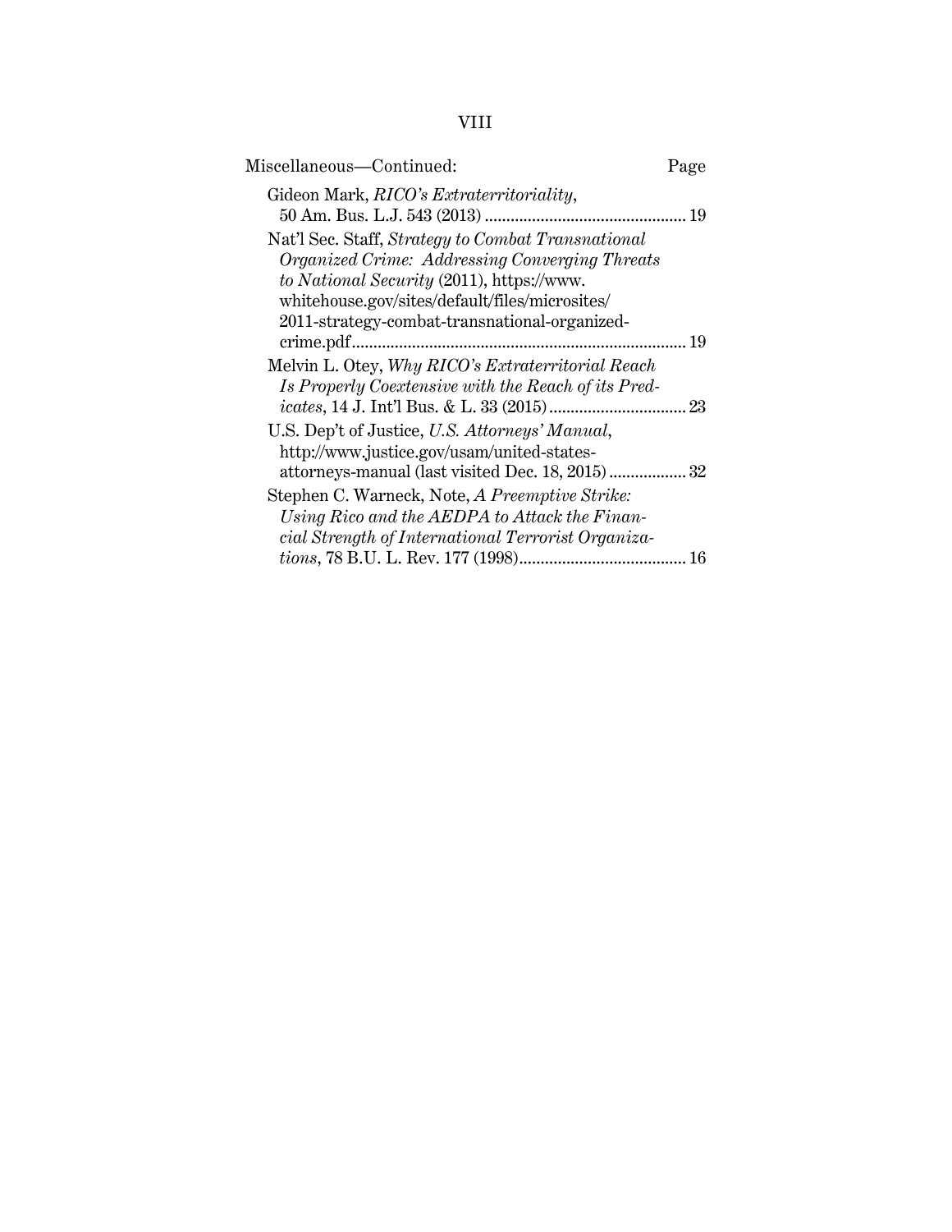Miscellaneous—Continued: Page

Gideon Mark, *RICO's Extraterritoriality*, 50 Am. Bus. L.J. 543 (2013) .............................................. 19

Nat'l Sec. Staff, *Strategy to Combat Transnational Organized Crime: Addressing Converging Threats to National Security* (2011), https://www.whitehouse.gov/sites/default/files/microsites/2011-strategy-combat-transnational-organized-crime.pdf ............................................................................ 19

Melvin L. Otey, *Why RICO's Extraterritorial Reach Is Properly Coextensive with the Reach of its Predicates*, 14 J. Int'l Bus. & L. 33 (2015) ............................... 23

U.S. Dep't of Justice, *U.S. Attorneys' Manual*, http://www.justice.gov/usam/united-states-attorneys-manual (last visited Dec. 18, 2015) .................. 32

Stephen C. Warneck, Note, *A Preemptive Strike: Using Rico and the AEDPA to Attack the Financial Strength of International Terrorist Organizations*, 78 B.U. L. Rev. 177 (1998)....................................... 16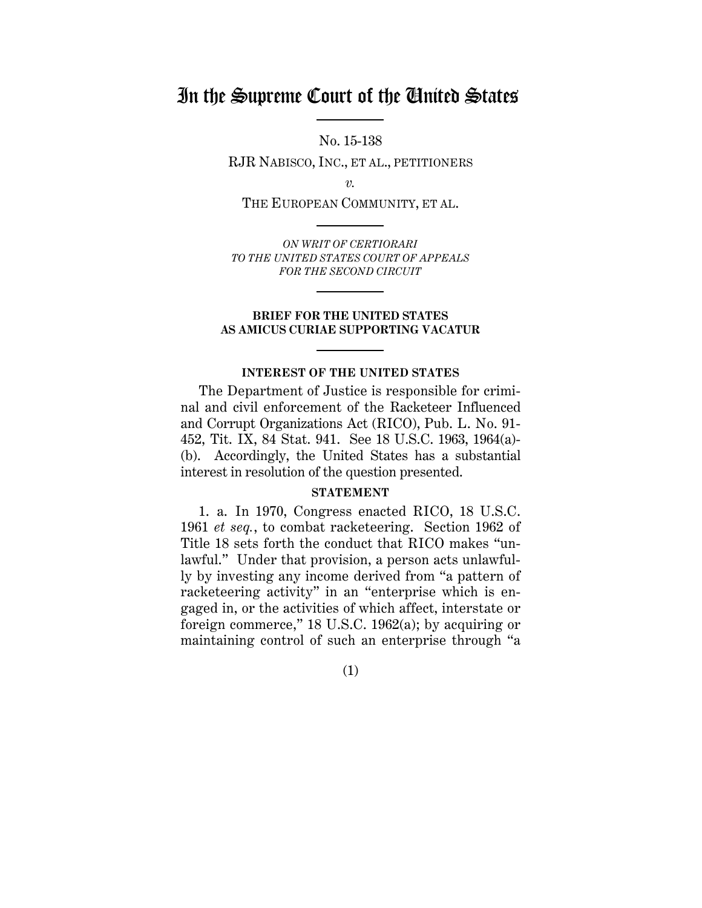# In the Supreme Court of the United States

No. 15-138

RJR NABISCO, INC., ET AL., PETITIONERS

*v.*

THE EUROPEAN COMMUNITY, ET AL.

*ON WRIT OF CERTIORARI*
*TO THE UNITED STATES COURT OF APPEALS*
*FOR THE SECOND CIRCUIT*

**BRIEF FOR THE UNITED STATES AS AMICUS CURIAE SUPPORTING VACATUR**

## INTEREST OF THE UNITED STATES

The Department of Justice is responsible for criminal and civil enforcement of the Racketeer Influenced and Corrupt Organizations Act (RICO), Pub. L. No. 91-452, Tit. IX, 84 Stat. 941. See 18 U.S.C. 1963, 1964(a)-(b). Accordingly, the United States has a substantial interest in resolution of the question presented.

## STATEMENT

1. a. In 1970, Congress enacted RICO, 18 U.S.C. 1961 *et seq.*, to combat racketeering. Section 1962 of Title 18 sets forth the conduct that RICO makes "unlawful." Under that provision, a person acts unlawfully by investing any income derived from "a pattern of racketeering activity" in an "enterprise which is engaged in, or the activities of which affect, interstate or foreign commerce," 18 U.S.C. 1962(a); by acquiring or maintaining control of such an enterprise through "a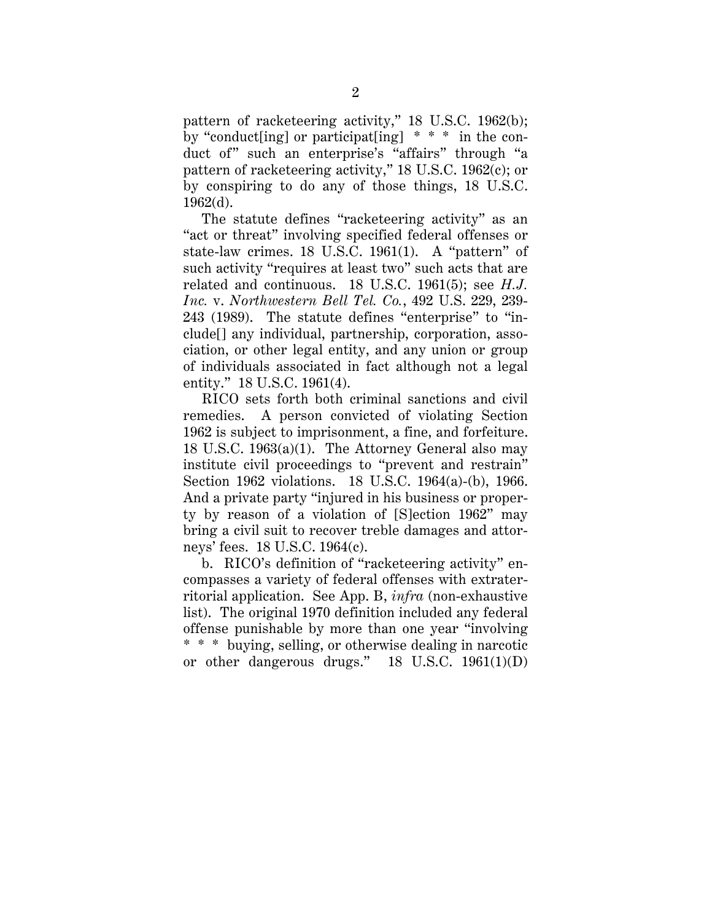pattern of racketeering activity," 18 U.S.C. 1962(b); by "conduct[ing] or participat[ing] * * * in the conduct of" such an enterprise's "affairs" through "a pattern of racketeering activity," 18 U.S.C. 1962(c); or by conspiring to do any of those things, 18 U.S.C. 1962(d).

The statute defines "racketeering activity" as an "act or threat" involving specified federal offenses or state-law crimes. 18 U.S.C. 1961(1). A "pattern" of such activity "requires at least two" such acts that are related and continuous. 18 U.S.C. 1961(5); see *H.J. Inc.* v. *Northwestern Bell Tel. Co.*, 492 U.S. 229, 239-243 (1989). The statute defines "enterprise" to "include[] any individual, partnership, corporation, association, or other legal entity, and any union or group of individuals associated in fact although not a legal entity." 18 U.S.C. 1961(4).

RICO sets forth both criminal sanctions and civil remedies. A person convicted of violating Section 1962 is subject to imprisonment, a fine, and forfeiture. 18 U.S.C. 1963(a)(1). The Attorney General also may institute civil proceedings to "prevent and restrain" Section 1962 violations. 18 U.S.C. 1964(a)-(b), 1966. And a private party "injured in his business or property by reason of a violation of [S]ection 1962" may bring a civil suit to recover treble damages and attorneys' fees. 18 U.S.C. 1964(c).

b. RICO's definition of "racketeering activity" encompasses a variety of federal offenses with extraterritorial application. See App. B, *infra* (non-exhaustive list). The original 1970 definition included any federal offense punishable by more than one year "involving * * * buying, selling, or otherwise dealing in narcotic or other dangerous drugs." 18 U.S.C. 1961(1)(D)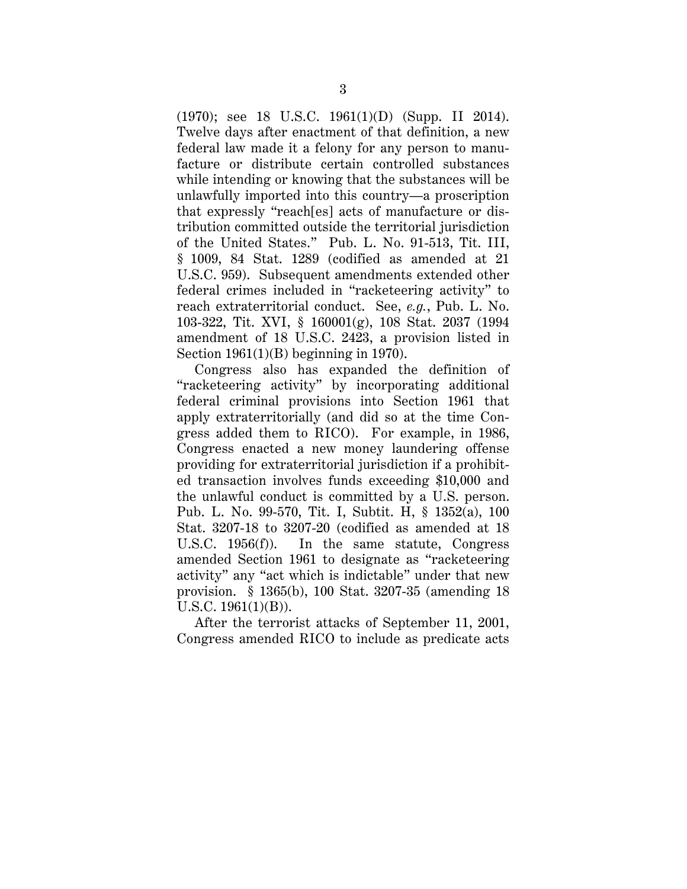(1970); see 18 U.S.C. 1961(1)(D) (Supp. II 2014). Twelve days after enactment of that definition, a new federal law made it a felony for any person to manufacture or distribute certain controlled substances while intending or knowing that the substances will be unlawfully imported into this country—a proscription that expressly "reach[es] acts of manufacture or distribution committed outside the territorial jurisdiction of the United States." Pub. L. No. 91-513, Tit. III, § 1009, 84 Stat. 1289 (codified as amended at 21 U.S.C. 959). Subsequent amendments extended other federal crimes included in "racketeering activity" to reach extraterritorial conduct. See, *e.g.*, Pub. L. No. 103-322, Tit. XVI, § 160001(g), 108 Stat. 2037 (1994 amendment of 18 U.S.C. 2423, a provision listed in Section 1961(1)(B) beginning in 1970).

Congress also has expanded the definition of "racketeering activity" by incorporating additional federal criminal provisions into Section 1961 that apply extraterritorially (and did so at the time Congress added them to RICO). For example, in 1986, Congress enacted a new money laundering offense providing for extraterritorial jurisdiction if a prohibited transaction involves funds exceeding $10,000 and the unlawful conduct is committed by a U.S. person. Pub. L. No. 99-570, Tit. I, Subtit. H, § 1352(a), 100 Stat. 3207-18 to 3207-20 (codified as amended at 18 U.S.C. 1956(f)). In the same statute, Congress amended Section 1961 to designate as "racketeering activity" any "act which is indictable" under that new provision. § 1365(b), 100 Stat. 3207-35 (amending 18 U.S.C. 1961(1)(B)).

After the terrorist attacks of September 11, 2001, Congress amended RICO to include as predicate acts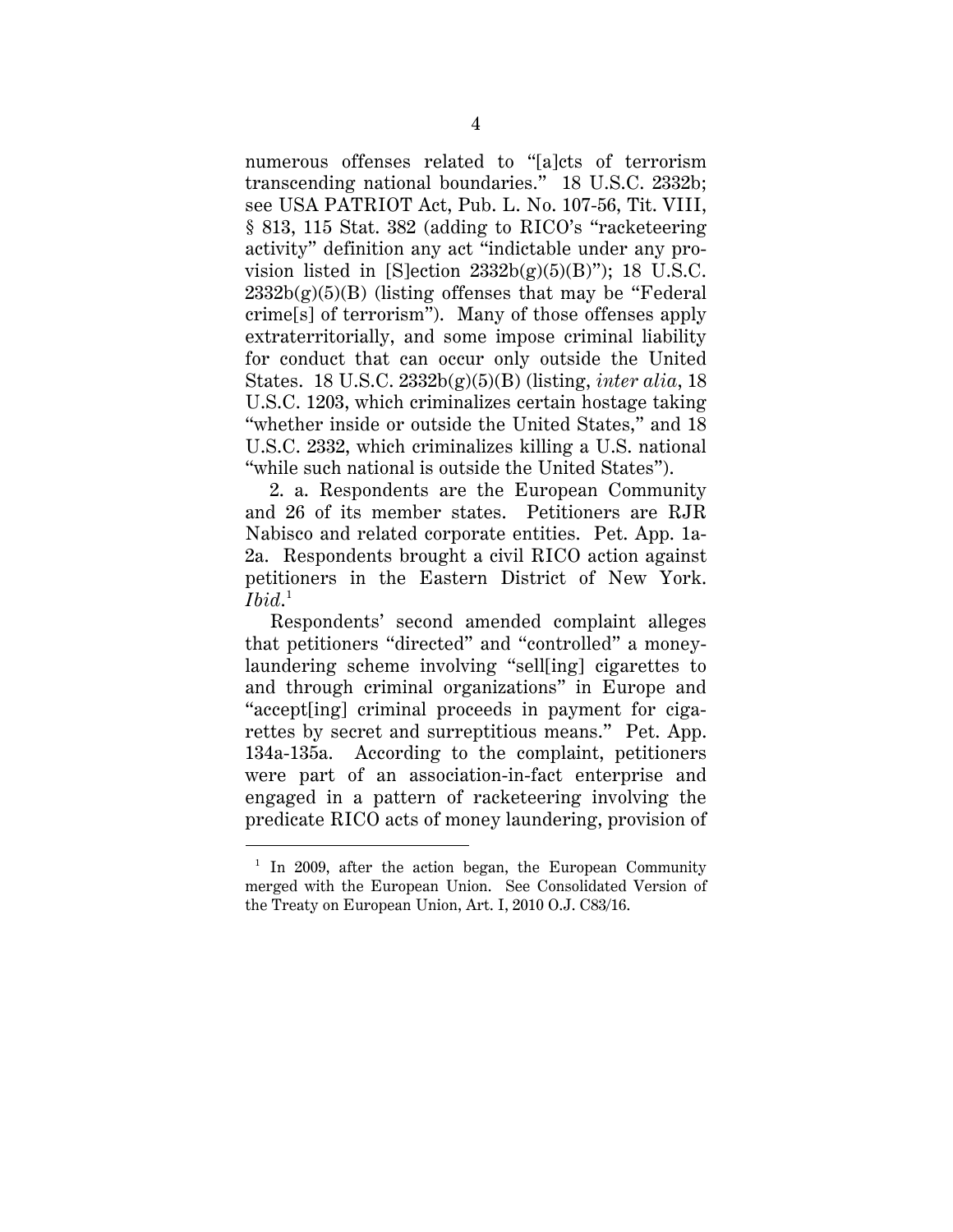numerous offenses related to "[a]cts of terrorism transcending national boundaries." 18 U.S.C. 2332b; see USA PATRIOT Act, Pub. L. No. 107-56, Tit. VIII, § 813, 115 Stat. 382 (adding to RICO's "racketeering activity" definition any act "indictable under any provision listed in [S]ection 2332b(g)(5)(B)"); 18 U.S.C. 2332b(g)(5)(B) (listing offenses that may be "Federal crime[s] of terrorism"). Many of those offenses apply extraterritorially, and some impose criminal liability for conduct that can occur only outside the United States. 18 U.S.C. 2332b(g)(5)(B) (listing, *inter alia*, 18 U.S.C. 1203, which criminalizes certain hostage taking "whether inside or outside the United States," and 18 U.S.C. 2332, which criminalizes killing a U.S. national "while such national is outside the United States").

2. a. Respondents are the European Community and 26 of its member states. Petitioners are RJR Nabisco and related corporate entities. Pet. App. 1a-2a. Respondents brought a civil RICO action against petitioners in the Eastern District of New York. *Ibid.*[1]

Respondents' second amended complaint alleges that petitioners "directed" and "controlled" a money-laundering scheme involving "sell[ing] cigarettes to and through criminal organizations" in Europe and "accept[ing] criminal proceeds in payment for cigarettes by secret and surreptitious means." Pet. App. 134a-135a. According to the complaint, petitioners were part of an association-in-fact enterprise and engaged in a pattern of racketeering involving the predicate RICO acts of money laundering, provision of

---

[1] In 2009, after the action began, the European Community merged with the European Union. See Consolidated Version of the Treaty on European Union, Art. I, 2010 O.J. C83/16.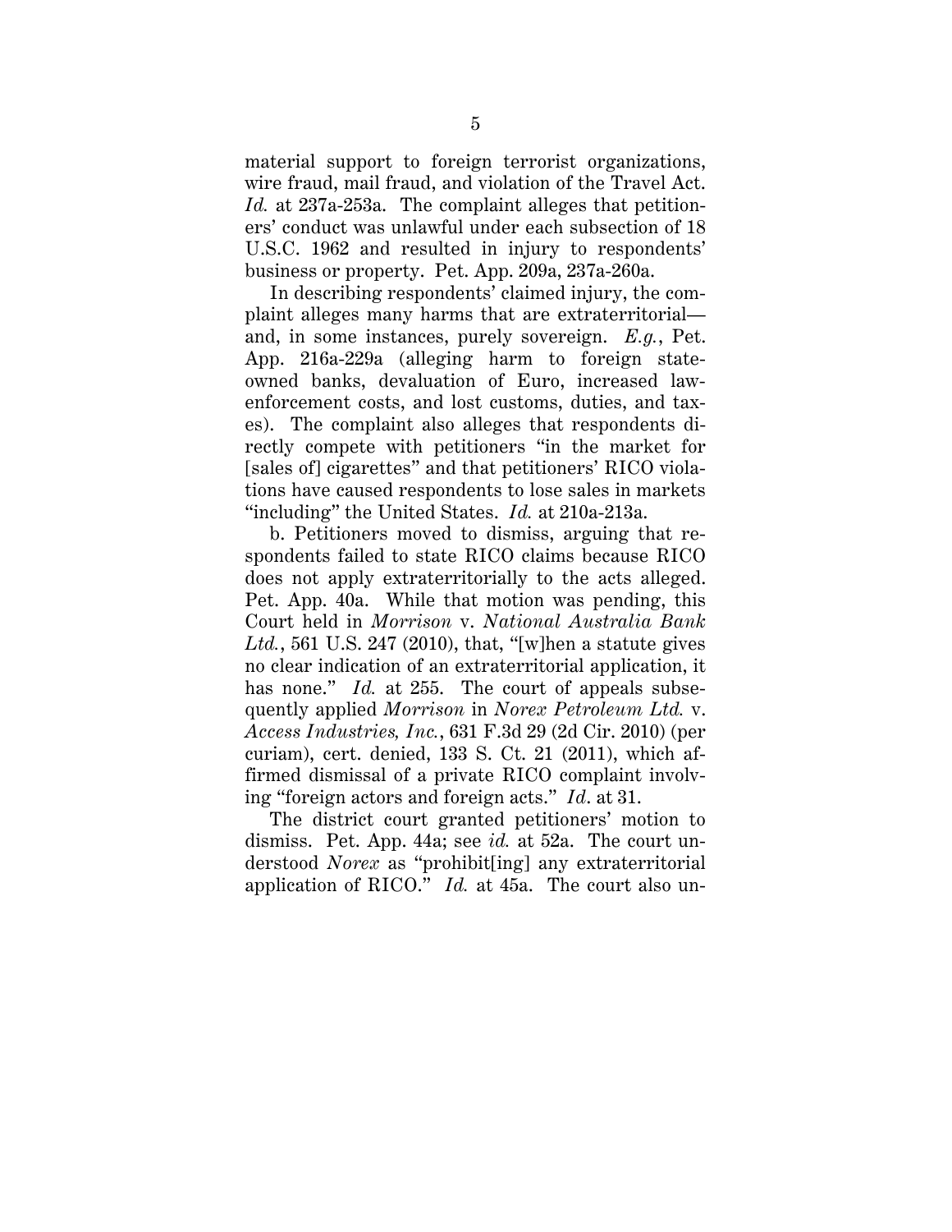material support to foreign terrorist organizations, wire fraud, mail fraud, and violation of the Travel Act. *Id.* at 237a-253a. The complaint alleges that petitioners' conduct was unlawful under each subsection of 18 U.S.C. 1962 and resulted in injury to respondents' business or property. Pet. App. 209a, 237a-260a.

In describing respondents' claimed injury, the complaint alleges many harms that are extraterritorial—and, in some instances, purely sovereign. *E.g.*, Pet. App. 216a-229a (alleging harm to foreign state-owned banks, devaluation of Euro, increased law-enforcement costs, and lost customs, duties, and taxes). The complaint also alleges that respondents directly compete with petitioners "in the market for [sales of] cigarettes" and that petitioners' RICO violations have caused respondents to lose sales in markets "including" the United States. *Id.* at 210a-213a.

b. Petitioners moved to dismiss, arguing that respondents failed to state RICO claims because RICO does not apply extraterritorially to the acts alleged. Pet. App. 40a. While that motion was pending, this Court held in *Morrison* v. *National Australia Bank Ltd.*, 561 U.S. 247 (2010), that, "[w]hen a statute gives no clear indication of an extraterritorial application, it has none." *Id.* at 255. The court of appeals subsequently applied *Morrison* in *Norex Petroleum Ltd.* v. *Access Industries, Inc.*, 631 F.3d 29 (2d Cir. 2010) (per curiam), cert. denied, 133 S. Ct. 21 (2011), which affirmed dismissal of a private RICO complaint involving "foreign actors and foreign acts." *Id*. at 31.

The district court granted petitioners' motion to dismiss. Pet. App. 44a; see *id.* at 52a. The court understood *Norex* as "prohibit[ing] any extraterritorial application of RICO." *Id.* at 45a. The court also un-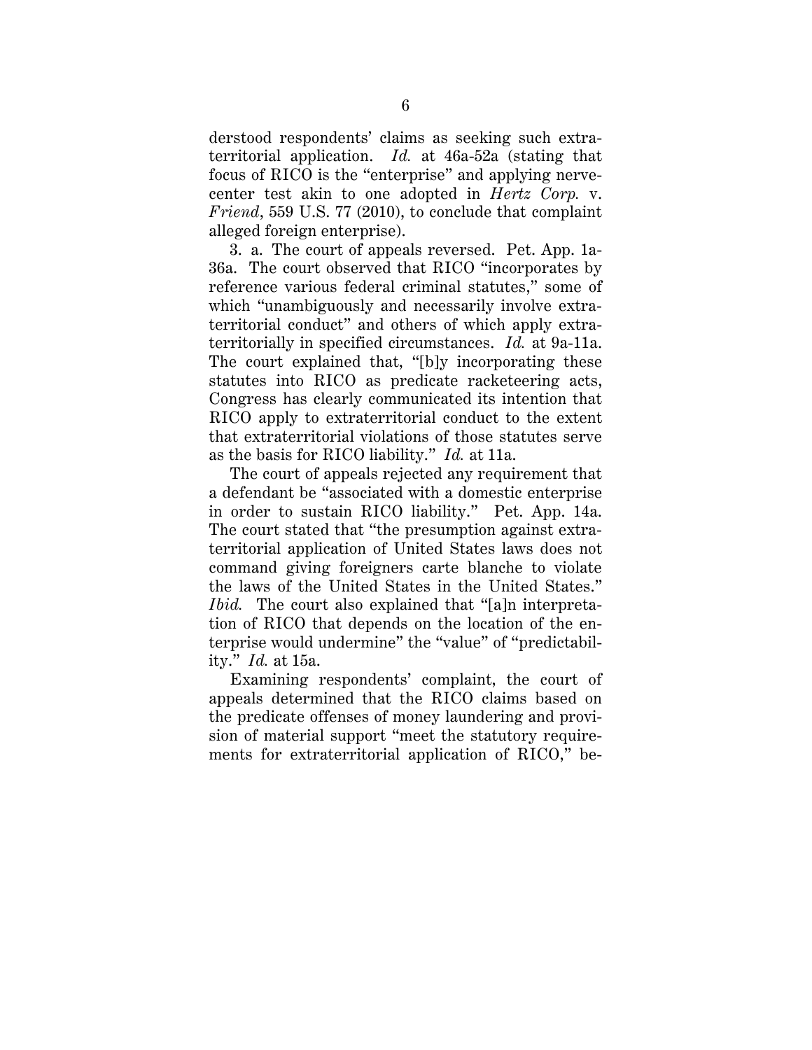derstood respondents' claims as seeking such extraterritorial application. *Id.* at 46a-52a (stating that focus of RICO is the "enterprise" and applying nerve-center test akin to one adopted in *Hertz Corp.* v. *Friend*, 559 U.S. 77 (2010), to conclude that complaint alleged foreign enterprise).

3. a. The court of appeals reversed. Pet. App. 1a-36a. The court observed that RICO "incorporates by reference various federal criminal statutes," some of which "unambiguously and necessarily involve extraterritorial conduct" and others of which apply extraterritorially in specified circumstances. *Id.* at 9a-11a. The court explained that, "[b]y incorporating these statutes into RICO as predicate racketeering acts, Congress has clearly communicated its intention that RICO apply to extraterritorial conduct to the extent that extraterritorial violations of those statutes serve as the basis for RICO liability." *Id.* at 11a.

The court of appeals rejected any requirement that a defendant be "associated with a domestic enterprise in order to sustain RICO liability." Pet. App. 14a. The court stated that "the presumption against extraterritorial application of United States laws does not command giving foreigners carte blanche to violate the laws of the United States in the United States." *Ibid.* The court also explained that "[a]n interpretation of RICO that depends on the location of the enterprise would undermine" the "value" of "predictability." *Id.* at 15a.

Examining respondents' complaint, the court of appeals determined that the RICO claims based on the predicate offenses of money laundering and provision of material support "meet the statutory requirements for extraterritorial application of RICO," be-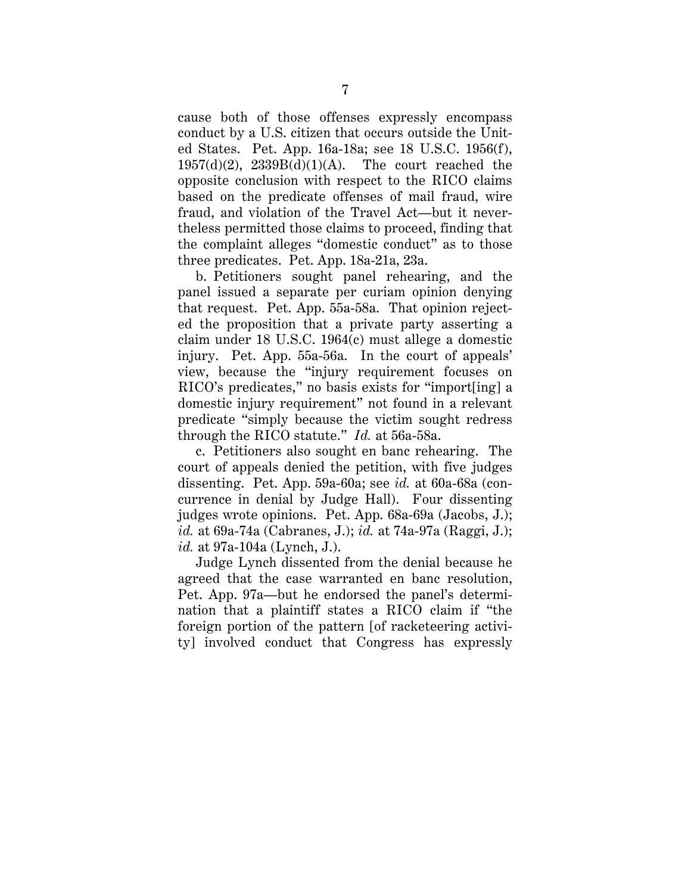cause both of those offenses expressly encompass conduct by a U.S. citizen that occurs outside the United States. Pet. App. 16a-18a; see 18 U.S.C. 1956(f), 1957(d)(2), 2339B(d)(1)(A). The court reached the opposite conclusion with respect to the RICO claims based on the predicate offenses of mail fraud, wire fraud, and violation of the Travel Act—but it nevertheless permitted those claims to proceed, finding that the complaint alleges "domestic conduct" as to those three predicates. Pet. App. 18a-21a, 23a.

b. Petitioners sought panel rehearing, and the panel issued a separate per curiam opinion denying that request. Pet. App. 55a-58a. That opinion rejected the proposition that a private party asserting a claim under 18 U.S.C. 1964(c) must allege a domestic injury. Pet. App. 55a-56a. In the court of appeals' view, because the "injury requirement focuses on RICO's predicates," no basis exists for "import[ing] a domestic injury requirement" not found in a relevant predicate "simply because the victim sought redress through the RICO statute." *Id.* at 56a-58a.

c. Petitioners also sought en banc rehearing. The court of appeals denied the petition, with five judges dissenting. Pet. App. 59a-60a; see *id.* at 60a-68a (concurrence in denial by Judge Hall). Four dissenting judges wrote opinions. Pet. App. 68a-69a (Jacobs, J.); *id.* at 69a-74a (Cabranes, J.); *id.* at 74a-97a (Raggi, J.); *id.* at 97a-104a (Lynch, J.).

Judge Lynch dissented from the denial because he agreed that the case warranted en banc resolution, Pet. App. 97a—but he endorsed the panel's determination that a plaintiff states a RICO claim if "the foreign portion of the pattern [of racketeering activity] involved conduct that Congress has expressly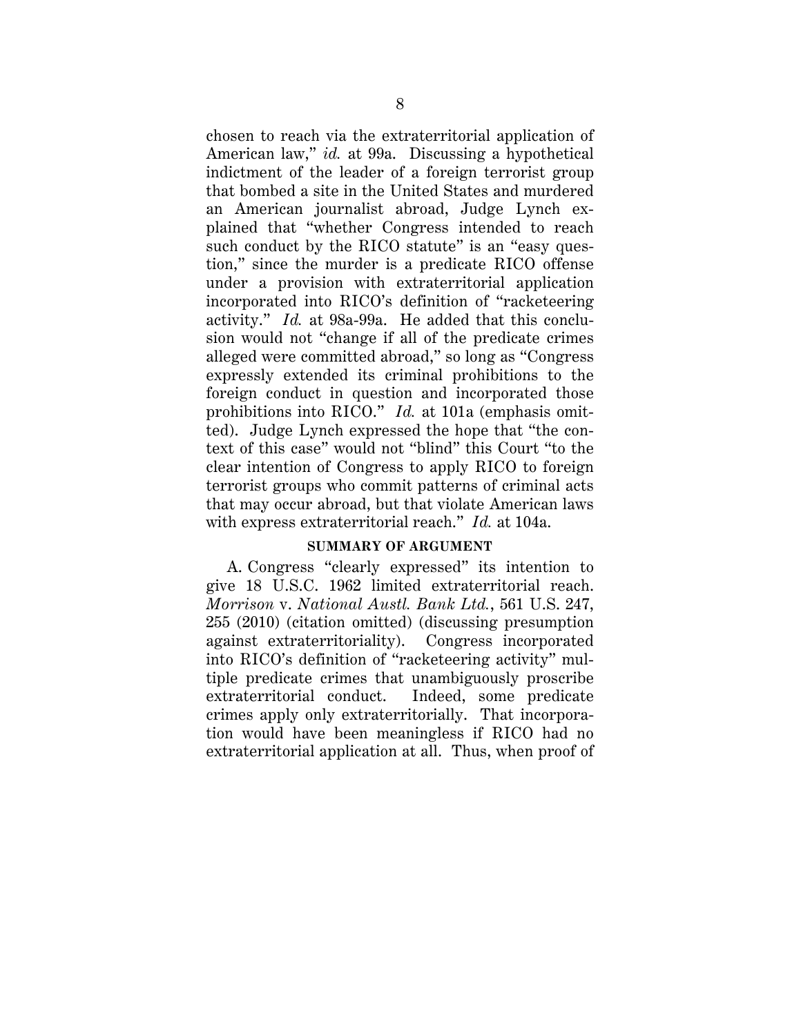chosen to reach via the extraterritorial application of American law," *id.* at 99a. Discussing a hypothetical indictment of the leader of a foreign terrorist group that bombed a site in the United States and murdered an American journalist abroad, Judge Lynch explained that "whether Congress intended to reach such conduct by the RICO statute" is an "easy question," since the murder is a predicate RICO offense under a provision with extraterritorial application incorporated into RICO's definition of "racketeering activity." *Id.* at 98a-99a. He added that this conclusion would not "change if all of the predicate crimes alleged were committed abroad," so long as "Congress expressly extended its criminal prohibitions to the foreign conduct in question and incorporated those prohibitions into RICO." *Id.* at 101a (emphasis omitted). Judge Lynch expressed the hope that "the context of this case" would not "blind" this Court "to the clear intention of Congress to apply RICO to foreign terrorist groups who commit patterns of criminal acts that may occur abroad, but that violate American laws with express extraterritorial reach." *Id.* at 104a.

## SUMMARY OF ARGUMENT

A. Congress "clearly expressed" its intention to give 18 U.S.C. 1962 limited extraterritorial reach. *Morrison* v. *National Austl. Bank Ltd.*, 561 U.S. 247, 255 (2010) (citation omitted) (discussing presumption against extraterritoriality). Congress incorporated into RICO's definition of "racketeering activity" multiple predicate crimes that unambiguously proscribe extraterritorial conduct. Indeed, some predicate crimes apply only extraterritorially. That incorporation would have been meaningless if RICO had no extraterritorial application at all. Thus, when proof of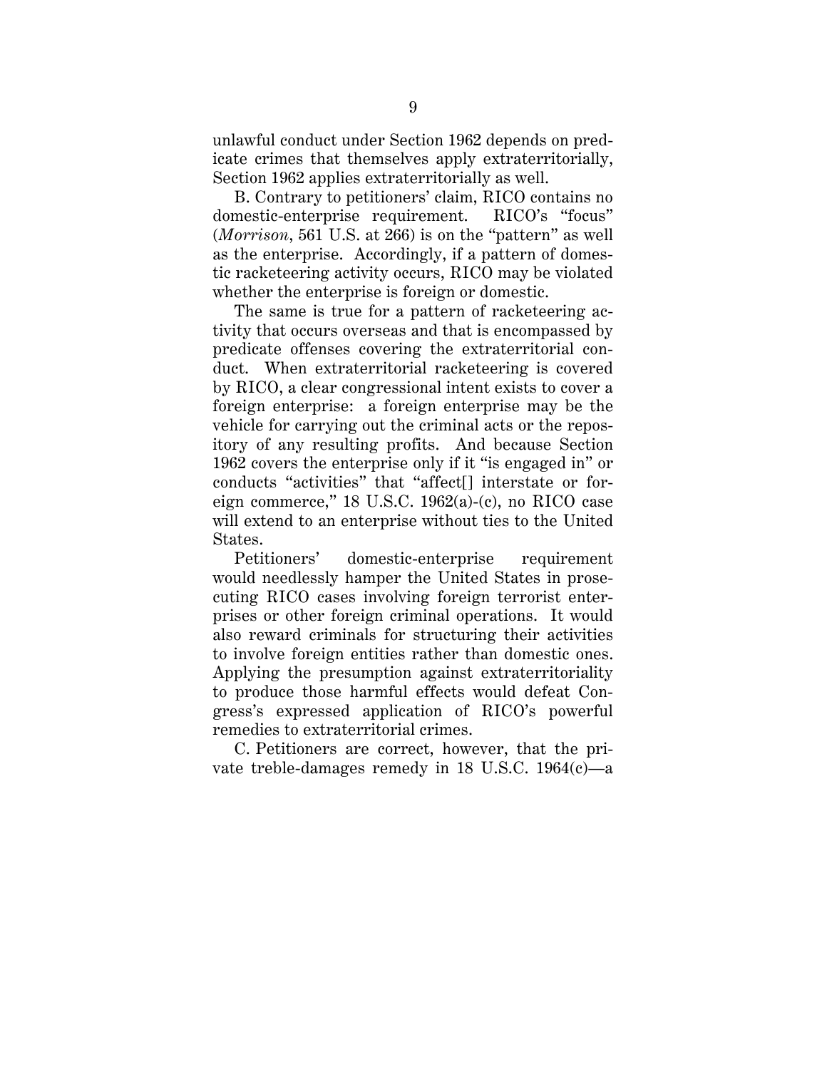unlawful conduct under Section 1962 depends on predicate crimes that themselves apply extraterritorially, Section 1962 applies extraterritorially as well.

B. Contrary to petitioners' claim, RICO contains no domestic-enterprise requirement. RICO's "focus" (*Morrison*, 561 U.S. at 266) is on the "pattern" as well as the enterprise. Accordingly, if a pattern of domestic racketeering activity occurs, RICO may be violated whether the enterprise is foreign or domestic.

The same is true for a pattern of racketeering activity that occurs overseas and that is encompassed by predicate offenses covering the extraterritorial conduct. When extraterritorial racketeering is covered by RICO, a clear congressional intent exists to cover a foreign enterprise: a foreign enterprise may be the vehicle for carrying out the criminal acts or the repository of any resulting profits. And because Section 1962 covers the enterprise only if it "is engaged in" or conducts "activities" that "affect[] interstate or foreign commerce," 18 U.S.C. 1962(a)-(c), no RICO case will extend to an enterprise without ties to the United States.

Petitioners' domestic-enterprise requirement would needlessly hamper the United States in prosecuting RICO cases involving foreign terrorist enterprises or other foreign criminal operations. It would also reward criminals for structuring their activities to involve foreign entities rather than domestic ones. Applying the presumption against extraterritoriality to produce those harmful effects would defeat Congress's expressed application of RICO's powerful remedies to extraterritorial crimes.

C. Petitioners are correct, however, that the private treble-damages remedy in 18 U.S.C. 1964(c)—a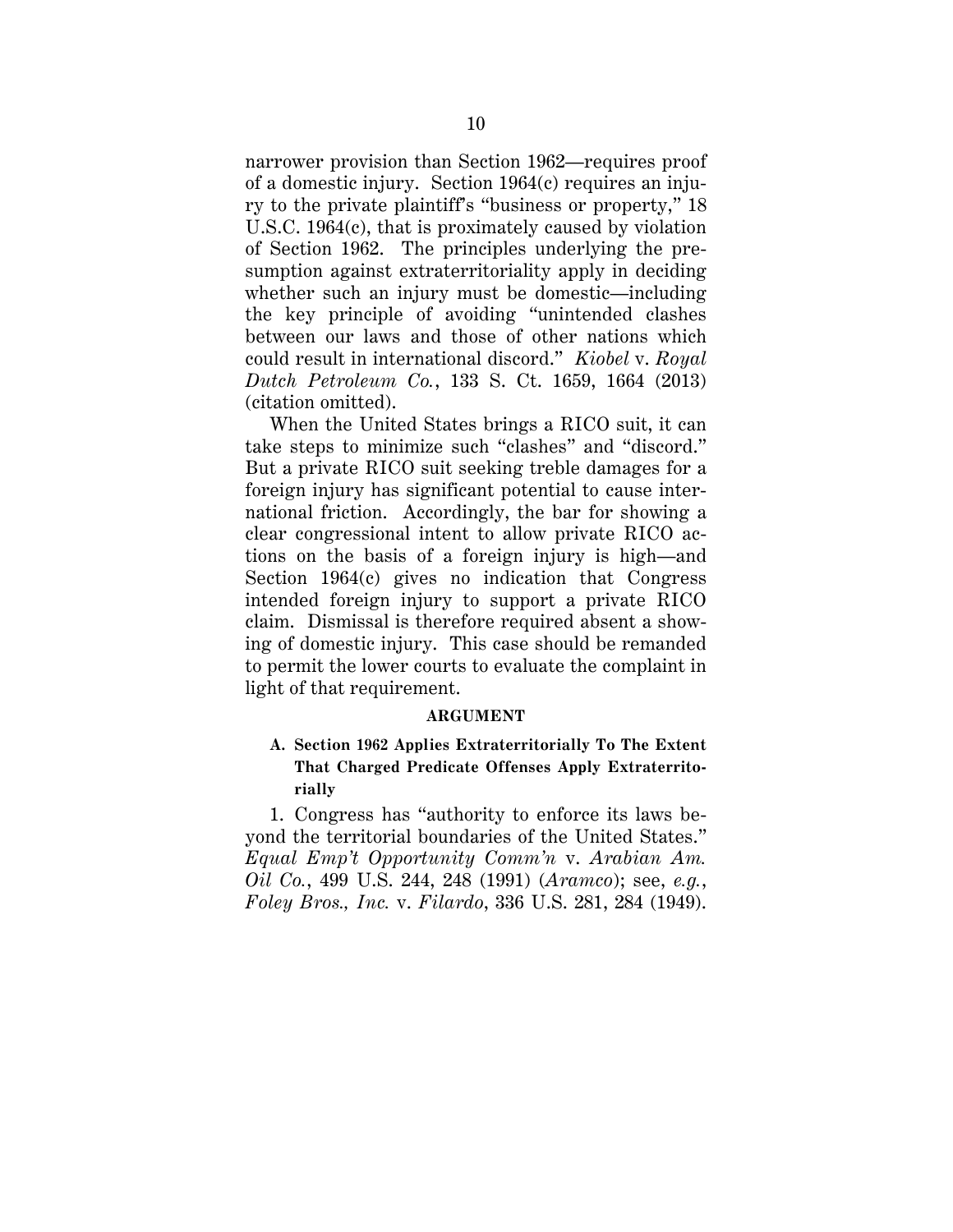narrower provision than Section 1962—requires proof of a domestic injury. Section 1964(c) requires an injury to the private plaintiff's "business or property," 18 U.S.C. 1964(c), that is proximately caused by violation of Section 1962. The principles underlying the presumption against extraterritoriality apply in deciding whether such an injury must be domestic—including the key principle of avoiding "unintended clashes between our laws and those of other nations which could result in international discord." *Kiobel* v. *Royal Dutch Petroleum Co.*, 133 S. Ct. 1659, 1664 (2013) (citation omitted).

When the United States brings a RICO suit, it can take steps to minimize such "clashes" and "discord." But a private RICO suit seeking treble damages for a foreign injury has significant potential to cause international friction. Accordingly, the bar for showing a clear congressional intent to allow private RICO actions on the basis of a foreign injury is high—and Section 1964(c) gives no indication that Congress intended foreign injury to support a private RICO claim. Dismissal is therefore required absent a showing of domestic injury. This case should be remanded to permit the lower courts to evaluate the complaint in light of that requirement.

## ARGUMENT

### A. Section 1962 Applies Extraterritorially To The Extent That Charged Predicate Offenses Apply Extraterritorially

1. Congress has "authority to enforce its laws beyond the territorial boundaries of the United States." *Equal Emp't Opportunity Comm'n* v. *Arabian Am. Oil Co.*, 499 U.S. 244, 248 (1991) (*Aramco*); see, *e.g.*, *Foley Bros., Inc.* v. *Filardo*, 336 U.S. 281, 284 (1949).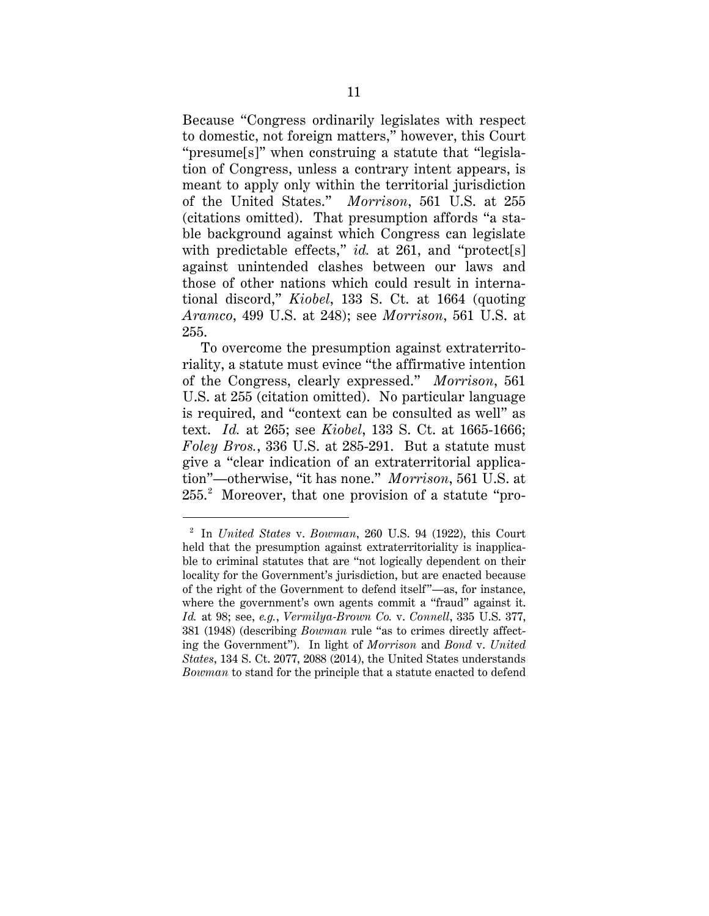Because "Congress ordinarily legislates with respect to domestic, not foreign matters," however, this Court "presume[s]" when construing a statute that "legislation of Congress, unless a contrary intent appears, is meant to apply only within the territorial jurisdiction of the United States." *Morrison*, 561 U.S. at 255 (citations omitted). That presumption affords "a stable background against which Congress can legislate with predictable effects," *id.* at 261, and "protect[s] against unintended clashes between our laws and those of other nations which could result in international discord," *Kiobel*, 133 S. Ct. at 1664 (quoting *Aramco*, 499 U.S. at 248); see *Morrison*, 561 U.S. at 255.

To overcome the presumption against extraterritoriality, a statute must evince "the affirmative intention of the Congress, clearly expressed." *Morrison*, 561 U.S. at 255 (citation omitted). No particular language is required, and "context can be consulted as well" as text. *Id.* at 265; see *Kiobel*, 133 S. Ct. at 1665-1666; *Foley Bros.*, 336 U.S. at 285-291. But a statute must give a "clear indication of an extraterritorial application"—otherwise, "it has none." *Morrison*, 561 U.S. at 255.[2] Moreover, that one provision of a statute "pro-

[2] In *United States* v. *Bowman*, 260 U.S. 94 (1922), this Court held that the presumption against extraterritoriality is inapplicable to criminal statutes that are "not logically dependent on their locality for the Government's jurisdiction, but are enacted because of the right of the Government to defend itself"—as, for instance, where the government's own agents commit a "fraud" against it. *Id.* at 98; see, *e.g.*, *Vermilya-Brown Co.* v. *Connell*, 335 U.S. 377, 381 (1948) (describing *Bowman* rule "as to crimes directly affecting the Government"). In light of *Morrison* and *Bond* v. *United States*, 134 S. Ct. 2077, 2088 (2014), the United States understands *Bowman* to stand for the principle that a statute enacted to defend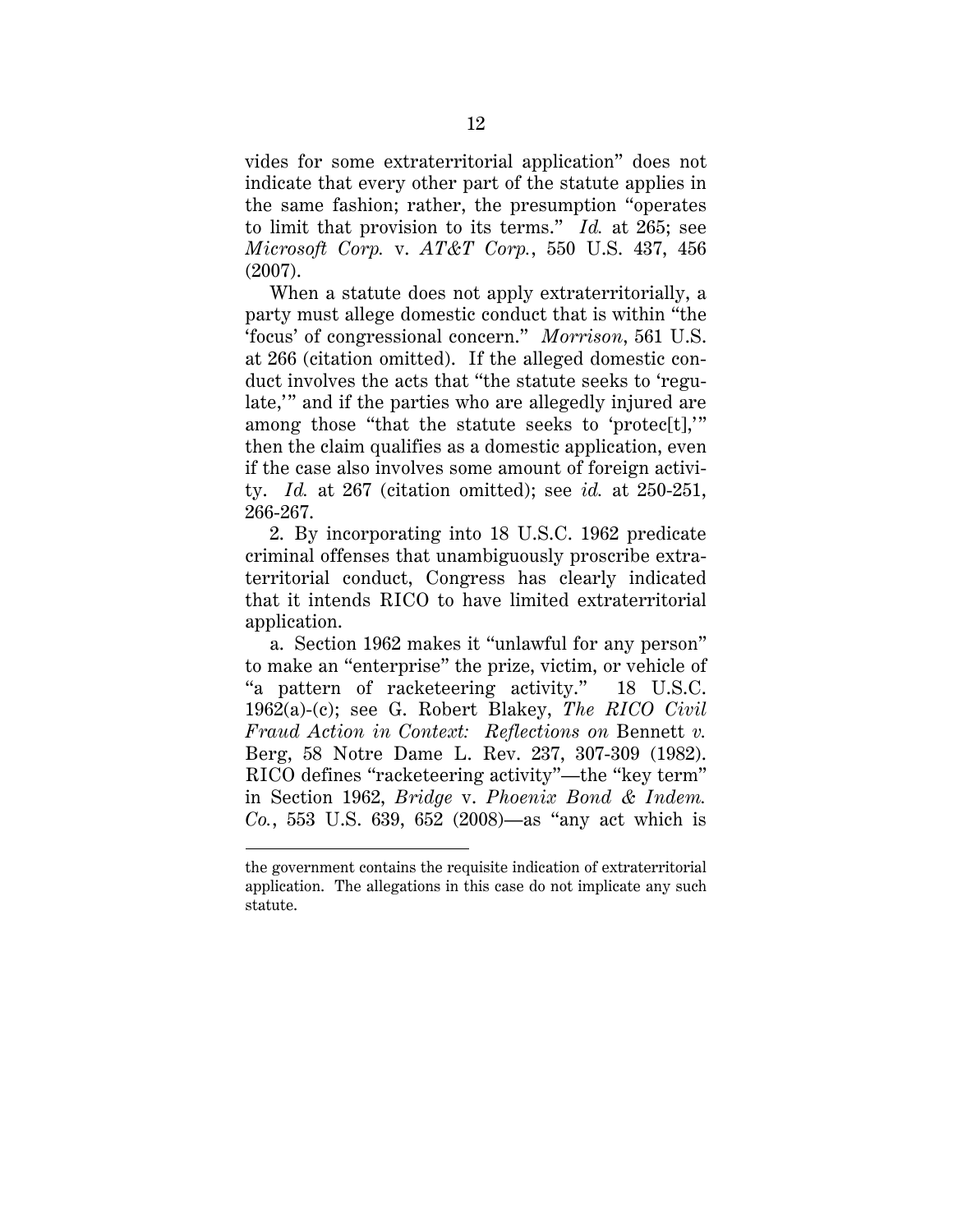vides for some extraterritorial application" does not indicate that every other part of the statute applies in the same fashion; rather, the presumption "operates to limit that provision to its terms." *Id.* at 265; see *Microsoft Corp.* v. *AT&T Corp.*, 550 U.S. 437, 456 (2007).

When a statute does not apply extraterritorially, a party must allege domestic conduct that is within "the 'focus' of congressional concern." *Morrison*, 561 U.S. at 266 (citation omitted). If the alleged domestic conduct involves the acts that "the statute seeks to 'regulate,'" and if the parties who are allegedly injured are among those "that the statute seeks to 'protec[t],'" then the claim qualifies as a domestic application, even if the case also involves some amount of foreign activity. *Id.* at 267 (citation omitted); see *id.* at 250-251, 266-267.

2. By incorporating into 18 U.S.C. 1962 predicate criminal offenses that unambiguously proscribe extraterritorial conduct, Congress has clearly indicated that it intends RICO to have limited extraterritorial application.

a. Section 1962 makes it "unlawful for any person" to make an "enterprise" the prize, victim, or vehicle of "a pattern of racketeering activity." 18 U.S.C. 1962(a)-(c); see G. Robert Blakey, *The RICO Civil Fraud Action in Context: Reflections on* Bennett *v.* Berg, 58 Notre Dame L. Rev. 237, 307-309 (1982). RICO defines "racketeering activity"—the "key term" in Section 1962, *Bridge* v. *Phoenix Bond & Indem. Co.*, 553 U.S. 639, 652 (2008)—as "any act which is

---

the government contains the requisite indication of extraterritorial application. The allegations in this case do not implicate any such statute.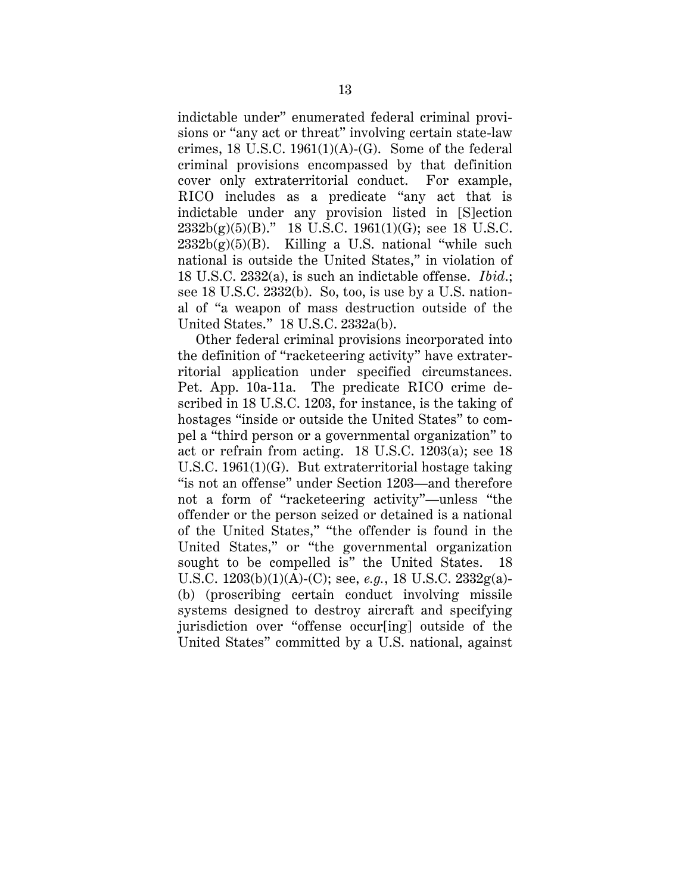indictable under" enumerated federal criminal provisions or "any act or threat" involving certain state-law crimes, 18 U.S.C. 1961(1)(A)-(G). Some of the federal criminal provisions encompassed by that definition cover only extraterritorial conduct. For example, RICO includes as a predicate "any act that is indictable under any provision listed in [S]ection 2332b(g)(5)(B)." 18 U.S.C. 1961(1)(G); see 18 U.S.C. 2332b(g)(5)(B). Killing a U.S. national "while such national is outside the United States," in violation of 18 U.S.C. 2332(a), is such an indictable offense. *Ibid.*; see 18 U.S.C. 2332(b). So, too, is use by a U.S. national of "a weapon of mass destruction outside of the United States." 18 U.S.C. 2332a(b).

Other federal criminal provisions incorporated into the definition of "racketeering activity" have extraterritorial application under specified circumstances. Pet. App. 10a-11a. The predicate RICO crime described in 18 U.S.C. 1203, for instance, is the taking of hostages "inside or outside the United States" to compel a "third person or a governmental organization" to act or refrain from acting. 18 U.S.C. 1203(a); see 18 U.S.C. 1961(1)(G). But extraterritorial hostage taking "is not an offense" under Section 1203—and therefore not a form of "racketeering activity"—unless "the offender or the person seized or detained is a national of the United States," "the offender is found in the United States," or "the governmental organization sought to be compelled is" the United States. 18 U.S.C. 1203(b)(1)(A)-(C); see, *e.g.*, 18 U.S.C. 2332g(a)-(b) (proscribing certain conduct involving missile systems designed to destroy aircraft and specifying jurisdiction over "offense occur[ing] outside of the United States" committed by a U.S. national, against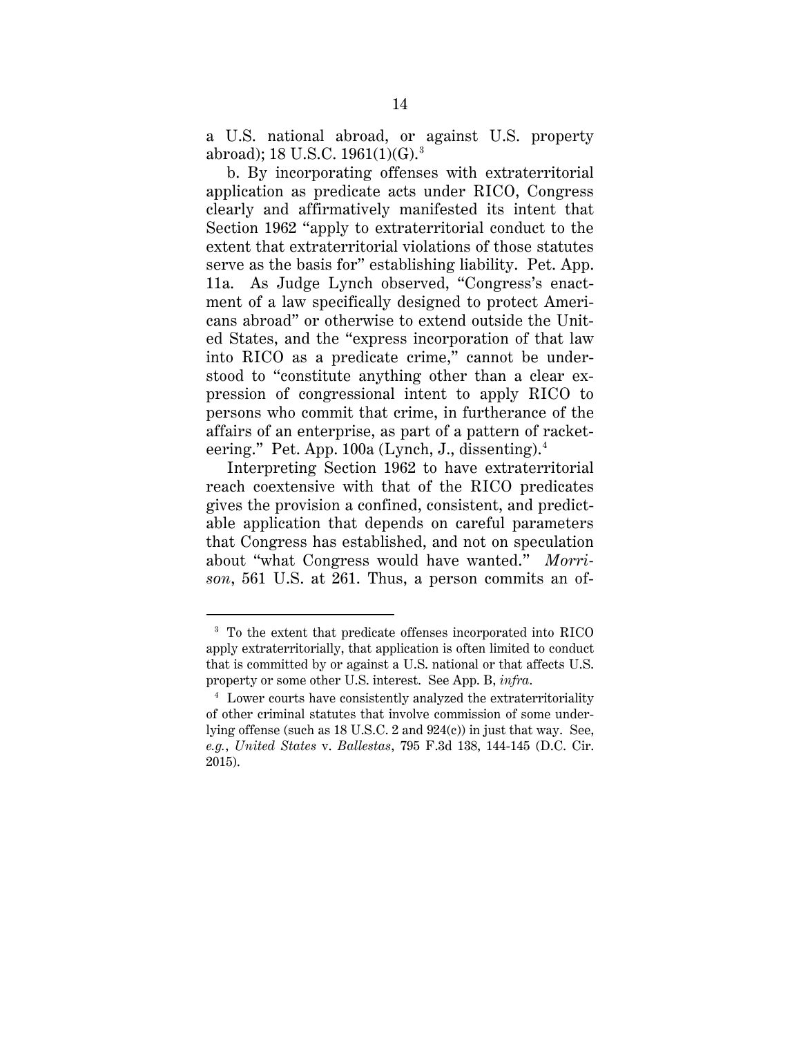a U.S. national abroad, or against U.S. property abroad); 18 U.S.C. 1961(1)(G).[3]

b. By incorporating offenses with extraterritorial application as predicate acts under RICO, Congress clearly and affirmatively manifested its intent that Section 1962 "apply to extraterritorial conduct to the extent that extraterritorial violations of those statutes serve as the basis for" establishing liability. Pet. App. 11a. As Judge Lynch observed, "Congress's enactment of a law specifically designed to protect Americans abroad" or otherwise to extend outside the United States, and the "express incorporation of that law into RICO as a predicate crime," cannot be understood to "constitute anything other than a clear expression of congressional intent to apply RICO to persons who commit that crime, in furtherance of the affairs of an enterprise, as part of a pattern of racketeering." Pet. App. 100a (Lynch, J., dissenting).[4]

Interpreting Section 1962 to have extraterritorial reach coextensive with that of the RICO predicates gives the provision a confined, consistent, and predictable application that depends on careful parameters that Congress has established, and not on speculation about "what Congress would have wanted." *Morrison*, 561 U.S. at 261. Thus, a person commits an of-

---

[3] To the extent that predicate offenses incorporated into RICO apply extraterritorially, that application is often limited to conduct that is committed by or against a U.S. national or that affects U.S. property or some other U.S. interest. See App. B, *infra*.

[4] Lower courts have consistently analyzed the extraterritoriality of other criminal statutes that involve commission of some underlying offense (such as 18 U.S.C. 2 and 924(c)) in just that way. See, *e.g.*, *United States* v. *Ballestas*, 795 F.3d 138, 144-145 (D.C. Cir. 2015).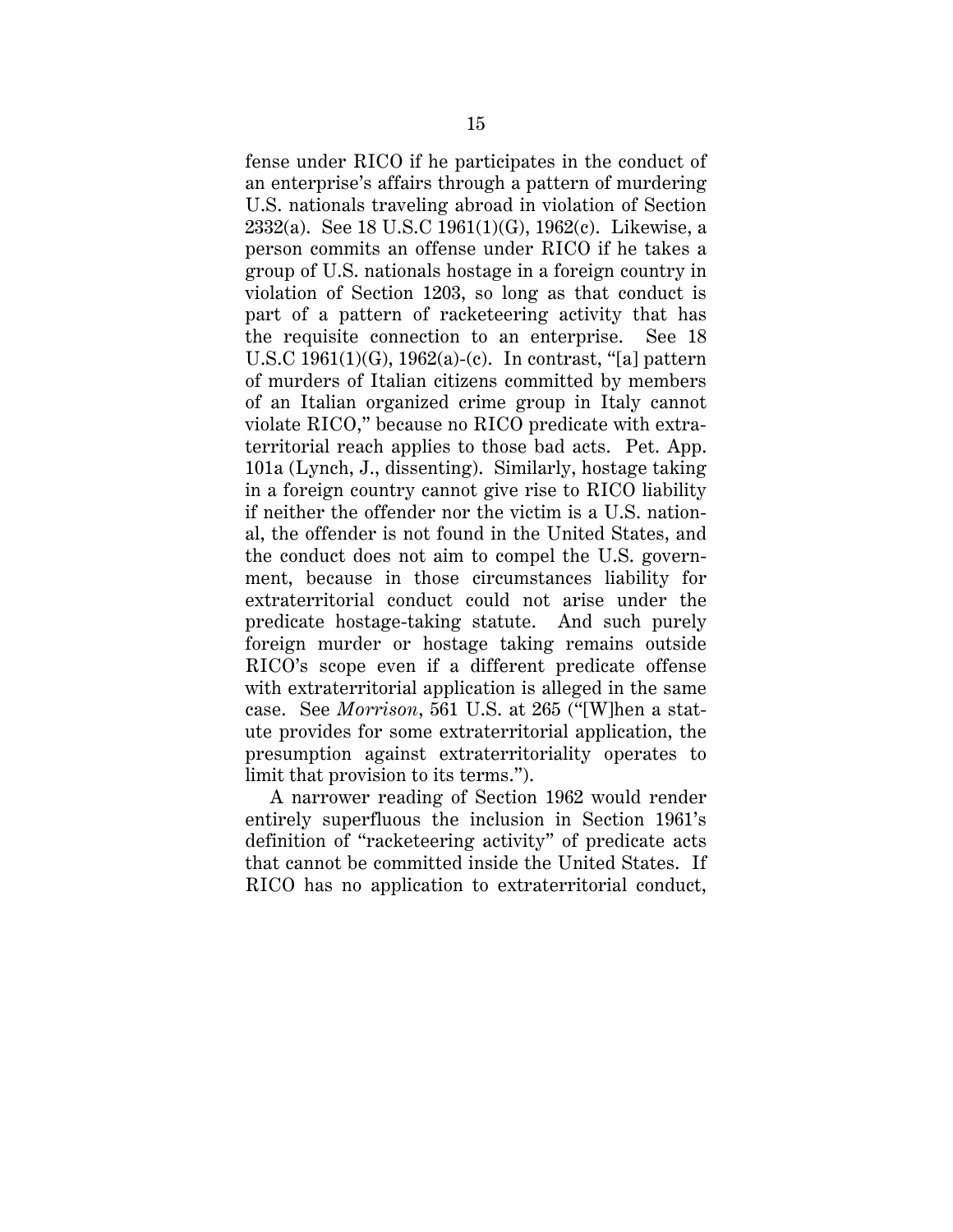fense under RICO if he participates in the conduct of an enterprise's affairs through a pattern of murdering U.S. nationals traveling abroad in violation of Section 2332(a). See 18 U.S.C 1961(1)(G), 1962(c). Likewise, a person commits an offense under RICO if he takes a group of U.S. nationals hostage in a foreign country in violation of Section 1203, so long as that conduct is part of a pattern of racketeering activity that has the requisite connection to an enterprise. See 18 U.S.C 1961(1)(G), 1962(a)-(c). In contrast, "[a] pattern of murders of Italian citizens committed by members of an Italian organized crime group in Italy cannot violate RICO," because no RICO predicate with extraterritorial reach applies to those bad acts. Pet. App. 101a (Lynch, J., dissenting). Similarly, hostage taking in a foreign country cannot give rise to RICO liability if neither the offender nor the victim is a U.S. national, the offender is not found in the United States, and the conduct does not aim to compel the U.S. government, because in those circumstances liability for extraterritorial conduct could not arise under the predicate hostage-taking statute. And such purely foreign murder or hostage taking remains outside RICO's scope even if a different predicate offense with extraterritorial application is alleged in the same case. See *Morrison*, 561 U.S. at 265 ("[W]hen a statute provides for some extraterritorial application, the presumption against extraterritoriality operates to limit that provision to its terms.").

A narrower reading of Section 1962 would render entirely superfluous the inclusion in Section 1961's definition of "racketeering activity" of predicate acts that cannot be committed inside the United States. If RICO has no application to extraterritorial conduct,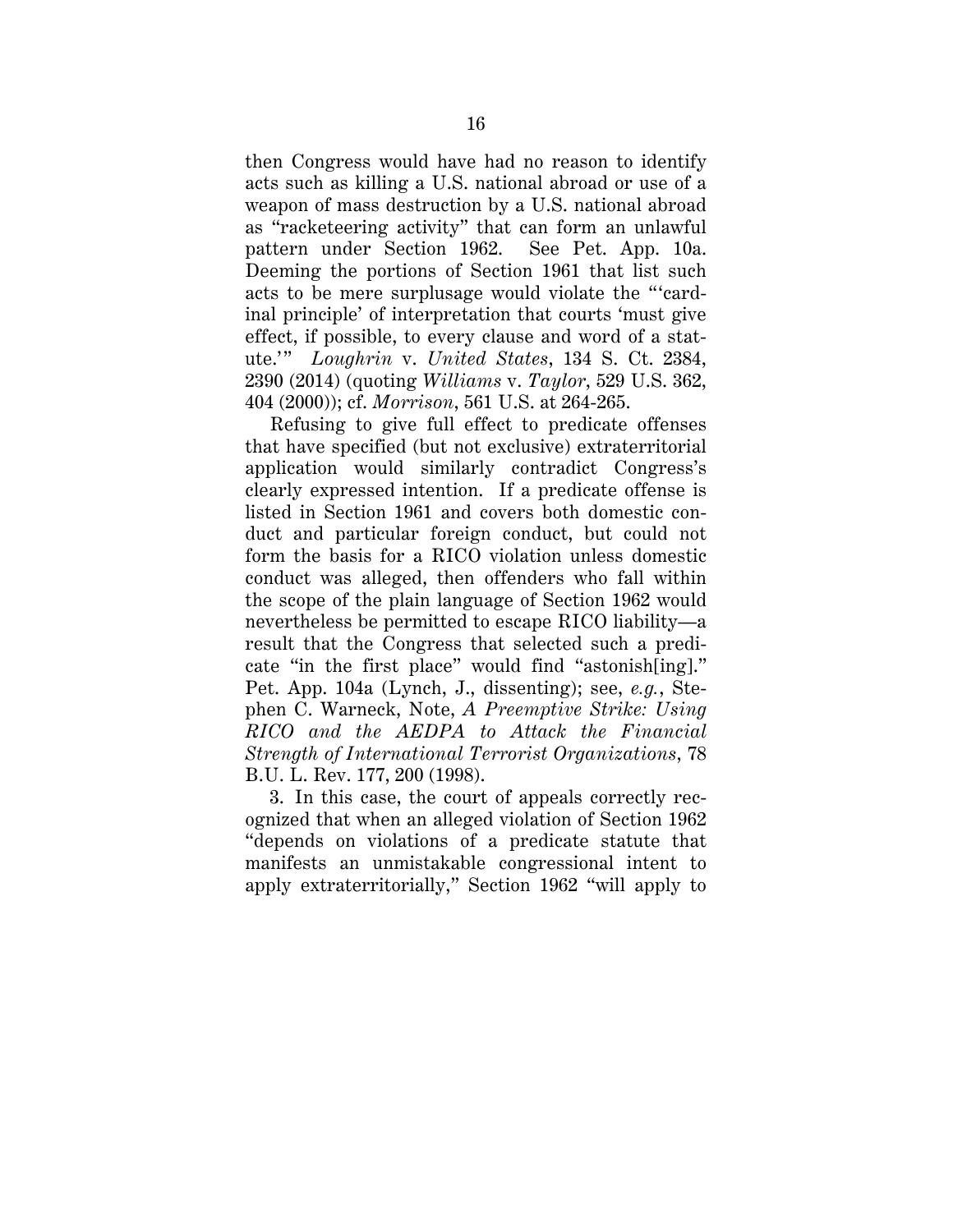then Congress would have had no reason to identify acts such as killing a U.S. national abroad or use of a weapon of mass destruction by a U.S. national abroad as "racketeering activity" that can form an unlawful pattern under Section 1962. See Pet. App. 10a. Deeming the portions of Section 1961 that list such acts to be mere surplusage would violate the "'cardinal principle' of interpretation that courts 'must give effect, if possible, to every clause and word of a statute.'" *Loughrin* v. *United States*, 134 S. Ct. 2384, 2390 (2014) (quoting *Williams* v. *Taylor*, 529 U.S. 362, 404 (2000)); cf. *Morrison*, 561 U.S. at 264-265.

Refusing to give full effect to predicate offenses that have specified (but not exclusive) extraterritorial application would similarly contradict Congress's clearly expressed intention. If a predicate offense is listed in Section 1961 and covers both domestic conduct and particular foreign conduct, but could not form the basis for a RICO violation unless domestic conduct was alleged, then offenders who fall within the scope of the plain language of Section 1962 would nevertheless be permitted to escape RICO liability—a result that the Congress that selected such a predicate "in the first place" would find "astonish[ing]." Pet. App. 104a (Lynch, J., dissenting); see, *e.g.*, Stephen C. Warneck, Note, *A Preemptive Strike: Using RICO and the AEDPA to Attack the Financial Strength of International Terrorist Organizations*, 78 B.U. L. Rev. 177, 200 (1998).

3. In this case, the court of appeals correctly recognized that when an alleged violation of Section 1962 "depends on violations of a predicate statute that manifests an unmistakable congressional intent to apply extraterritorially," Section 1962 "will apply to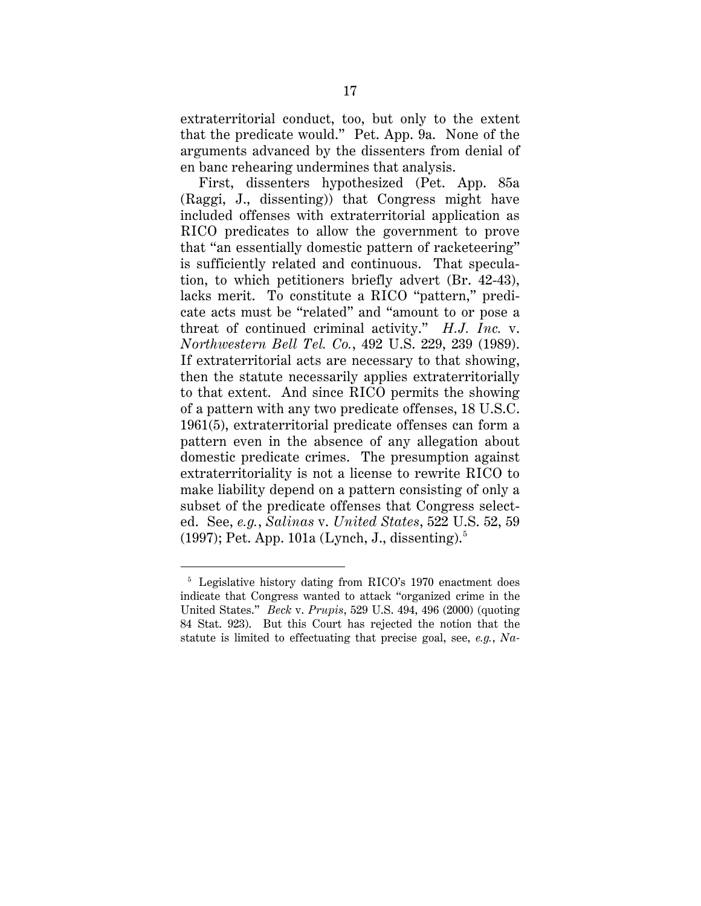extraterritorial conduct, too, but only to the extent that the predicate would." Pet. App. 9a. None of the arguments advanced by the dissenters from denial of en banc rehearing undermines that analysis.

First, dissenters hypothesized (Pet. App. 85a (Raggi, J., dissenting)) that Congress might have included offenses with extraterritorial application as RICO predicates to allow the government to prove that "an essentially domestic pattern of racketeering" is sufficiently related and continuous. That speculation, to which petitioners briefly advert (Br. 42-43), lacks merit. To constitute a RICO "pattern," predicate acts must be "related" and "amount to or pose a threat of continued criminal activity." *H.J. Inc.* v. *Northwestern Bell Tel. Co.*, 492 U.S. 229, 239 (1989). If extraterritorial acts are necessary to that showing, then the statute necessarily applies extraterritorially to that extent. And since RICO permits the showing of a pattern with any two predicate offenses, 18 U.S.C. 1961(5), extraterritorial predicate offenses can form a pattern even in the absence of any allegation about domestic predicate crimes. The presumption against extraterritoriality is not a license to rewrite RICO to make liability depend on a pattern consisting of only a subset of the predicate offenses that Congress selected. See, *e.g.*, *Salinas* v. *United States*, 522 U.S. 52, 59 (1997); Pet. App. 101a (Lynch, J., dissenting).[5]

---

[5] Legislative history dating from RICO's 1970 enactment does indicate that Congress wanted to attack "organized crime in the United States." *Beck* v. *Prupis*, 529 U.S. 494, 496 (2000) (quoting 84 Stat. 923). But this Court has rejected the notion that the statute is limited to effectuating that precise goal, see, *e.g.*, *Na-*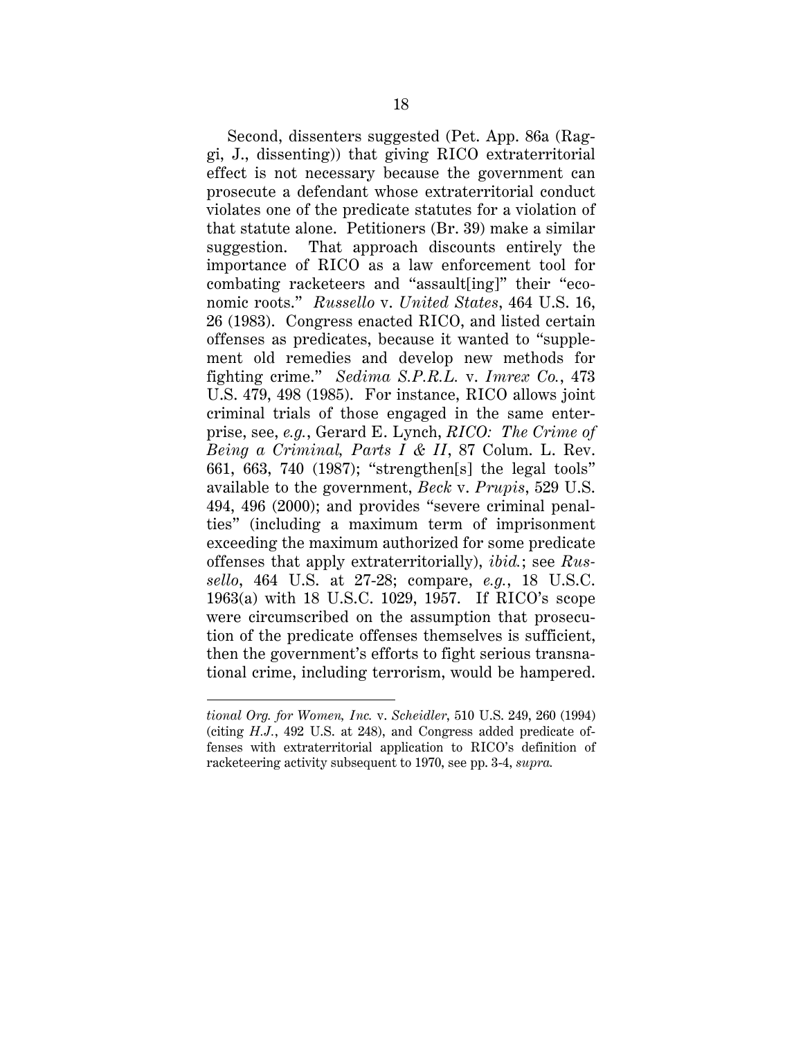Second, dissenters suggested (Pet. App. 86a (Raggi, J., dissenting)) that giving RICO extraterritorial effect is not necessary because the government can prosecute a defendant whose extraterritorial conduct violates one of the predicate statutes for a violation of that statute alone. Petitioners (Br. 39) make a similar suggestion. That approach discounts entirely the importance of RICO as a law enforcement tool for combating racketeers and "assault[ing]" their "economic roots." *Russello* v. *United States*, 464 U.S. 16, 26 (1983). Congress enacted RICO, and listed certain offenses as predicates, because it wanted to "supplement old remedies and develop new methods for fighting crime." *Sedima S.P.R.L.* v. *Imrex Co.*, 473 U.S. 479, 498 (1985). For instance, RICO allows joint criminal trials of those engaged in the same enterprise, see, *e.g.*, Gerard E. Lynch, *RICO: The Crime of Being a Criminal, Parts I & II*, 87 Colum. L. Rev. 661, 663, 740 (1987); "strengthen[s] the legal tools" available to the government, *Beck* v. *Prupis*, 529 U.S. 494, 496 (2000); and provides "severe criminal penalties" (including a maximum term of imprisonment exceeding the maximum authorized for some predicate offenses that apply extraterritorially), *ibid.*; see *Russello*, 464 U.S. at 27-28; compare, *e.g.*, 18 U.S.C. 1963(a) with 18 U.S.C. 1029, 1957. If RICO's scope were circumscribed on the assumption that prosecution of the predicate offenses themselves is sufficient, then the government's efforts to fight serious transnational crime, including terrorism, would be hampered.

---

*tional Org. for Women, Inc.* v. *Scheidler*, 510 U.S. 249, 260 (1994) (citing *H.J.*, 492 U.S. at 248), and Congress added predicate offenses with extraterritorial application to RICO's definition of racketeering activity subsequent to 1970, see pp. 3-4, *supra.*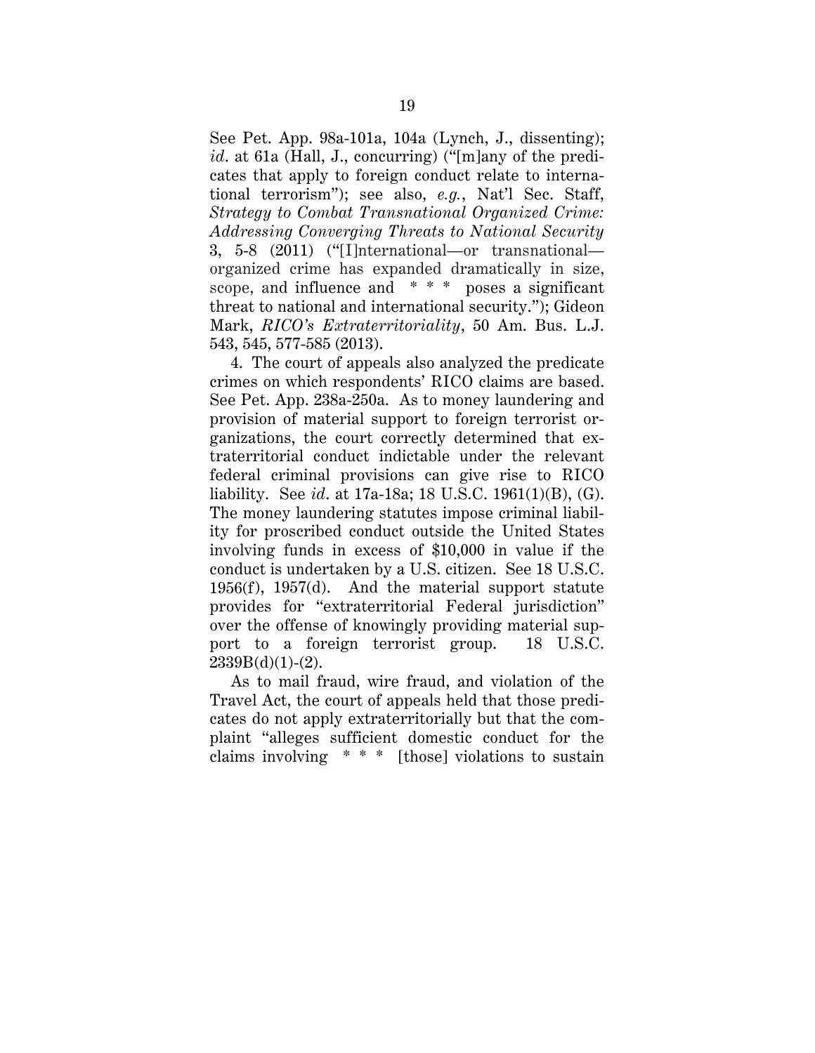See Pet. App. 98a-101a, 104a (Lynch, J., dissenting); *id*. at 61a (Hall, J., concurring) ("[m]any of the predicates that apply to foreign conduct relate to international terrorism"); see also, *e.g.*, Nat'l Sec. Staff, *Strategy to Combat Transnational Organized Crime: Addressing Converging Threats to National Security* 3, 5-8 (2011) ("[I]nternational—or transnational—organized crime has expanded dramatically in size, scope, and influence and * * * poses a significant threat to national and international security."); Gideon Mark, *RICO's Extraterritoriality*, 50 Am. Bus. L.J. 543, 545, 577-585 (2013).

4. The court of appeals also analyzed the predicate crimes on which respondents' RICO claims are based. See Pet. App. 238a-250a. As to money laundering and provision of material support to foreign terrorist organizations, the court correctly determined that extraterritorial conduct indictable under the relevant federal criminal provisions can give rise to RICO liability. See *id*. at 17a-18a; 18 U.S.C. 1961(1)(B), (G). The money laundering statutes impose criminal liability for proscribed conduct outside the United States involving funds in excess of $10,000 in value if the conduct is undertaken by a U.S. citizen. See 18 U.S.C. 1956(f), 1957(d). And the material support statute provides for "extraterritorial Federal jurisdiction" over the offense of knowingly providing material support to a foreign terrorist group. 18 U.S.C. 2339B(d)(1)-(2).

As to mail fraud, wire fraud, and violation of the Travel Act, the court of appeals held that those predicates do not apply extraterritorially but that the complaint "alleges sufficient domestic conduct for the claims involving * * * [those] violations to sustain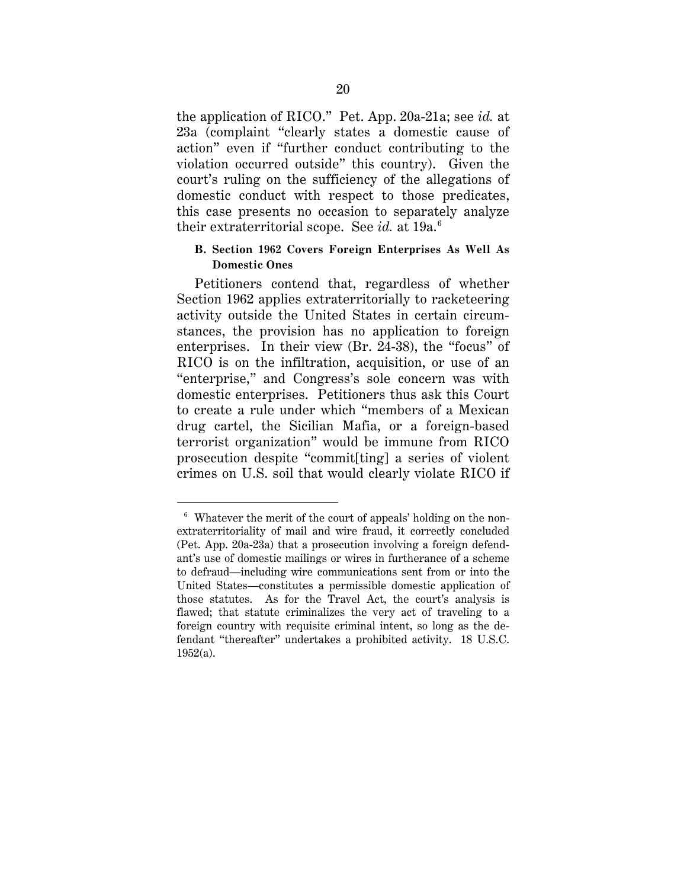the application of RICO." Pet. App. 20a-21a; see *id.* at 23a (complaint "clearly states a domestic cause of action" even if "further conduct contributing to the violation occurred outside" this country). Given the court's ruling on the sufficiency of the allegations of domestic conduct with respect to those predicates, this case presents no occasion to separately analyze their extraterritorial scope. See *id.* at 19a.[6]

### B. Section 1962 Covers Foreign Enterprises As Well As Domestic Ones

Petitioners contend that, regardless of whether Section 1962 applies extraterritorially to racketeering activity outside the United States in certain circumstances, the provision has no application to foreign enterprises. In their view (Br. 24-38), the "focus" of RICO is on the infiltration, acquisition, or use of an "enterprise," and Congress's sole concern was with domestic enterprises. Petitioners thus ask this Court to create a rule under which "members of a Mexican drug cartel, the Sicilian Mafia, or a foreign-based terrorist organization" would be immune from RICO prosecution despite "commit[ting] a series of violent crimes on U.S. soil that would clearly violate RICO if

[6] Whatever the merit of the court of appeals' holding on the non-extraterritoriality of mail and wire fraud, it correctly concluded (Pet. App. 20a-23a) that a prosecution involving a foreign defendant's use of domestic mailings or wires in furtherance of a scheme to defraud—including wire communications sent from or into the United States—constitutes a permissible domestic application of those statutes. As for the Travel Act, the court's analysis is flawed; that statute criminalizes the very act of traveling to a foreign country with requisite criminal intent, so long as the defendant "thereafter" undertakes a prohibited activity. 18 U.S.C. 1952(a).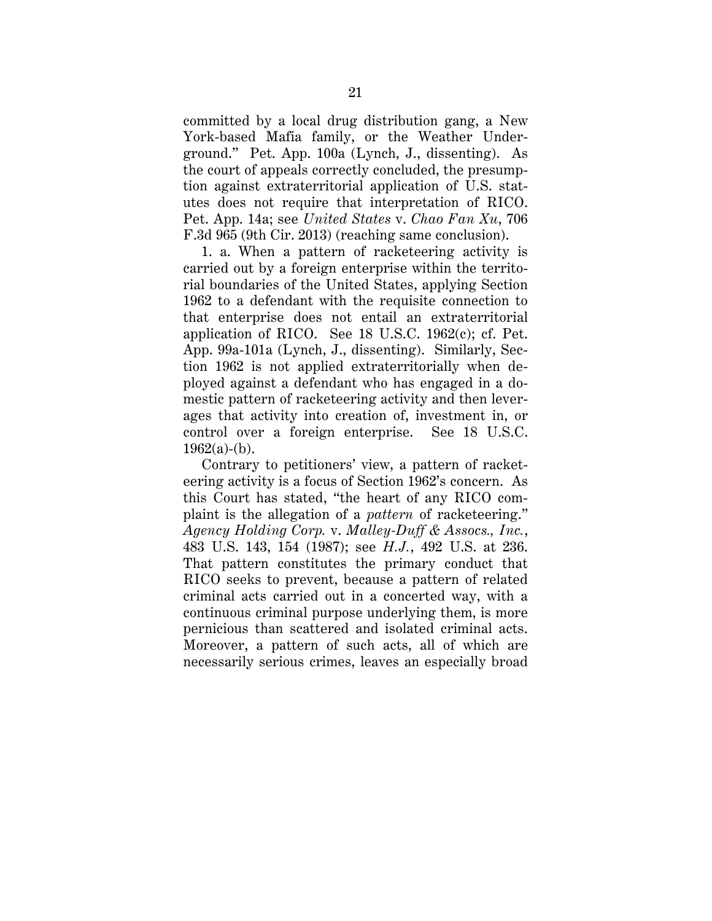committed by a local drug distribution gang, a New York-based Mafia family, or the Weather Underground." Pet. App. 100a (Lynch, J., dissenting). As the court of appeals correctly concluded, the presumption against extraterritorial application of U.S. statutes does not require that interpretation of RICO. Pet. App. 14a; see *United States* v. *Chao Fan Xu*, 706 F.3d 965 (9th Cir. 2013) (reaching same conclusion).

1. a. When a pattern of racketeering activity is carried out by a foreign enterprise within the territorial boundaries of the United States, applying Section 1962 to a defendant with the requisite connection to that enterprise does not entail an extraterritorial application of RICO. See 18 U.S.C. 1962(c); cf. Pet. App. 99a-101a (Lynch, J., dissenting). Similarly, Section 1962 is not applied extraterritorially when deployed against a defendant who has engaged in a domestic pattern of racketeering activity and then leverages that activity into creation of, investment in, or control over a foreign enterprise. See 18 U.S.C. 1962(a)-(b).

Contrary to petitioners' view, a pattern of racketeering activity is a focus of Section 1962's concern. As this Court has stated, "the heart of any RICO complaint is the allegation of a *pattern* of racketeering." *Agency Holding Corp.* v. *Malley-Duff & Assocs., Inc.*, 483 U.S. 143, 154 (1987); see *H.J.*, 492 U.S. at 236. That pattern constitutes the primary conduct that RICO seeks to prevent, because a pattern of related criminal acts carried out in a concerted way, with a continuous criminal purpose underlying them, is more pernicious than scattered and isolated criminal acts. Moreover, a pattern of such acts, all of which are necessarily serious crimes, leaves an especially broad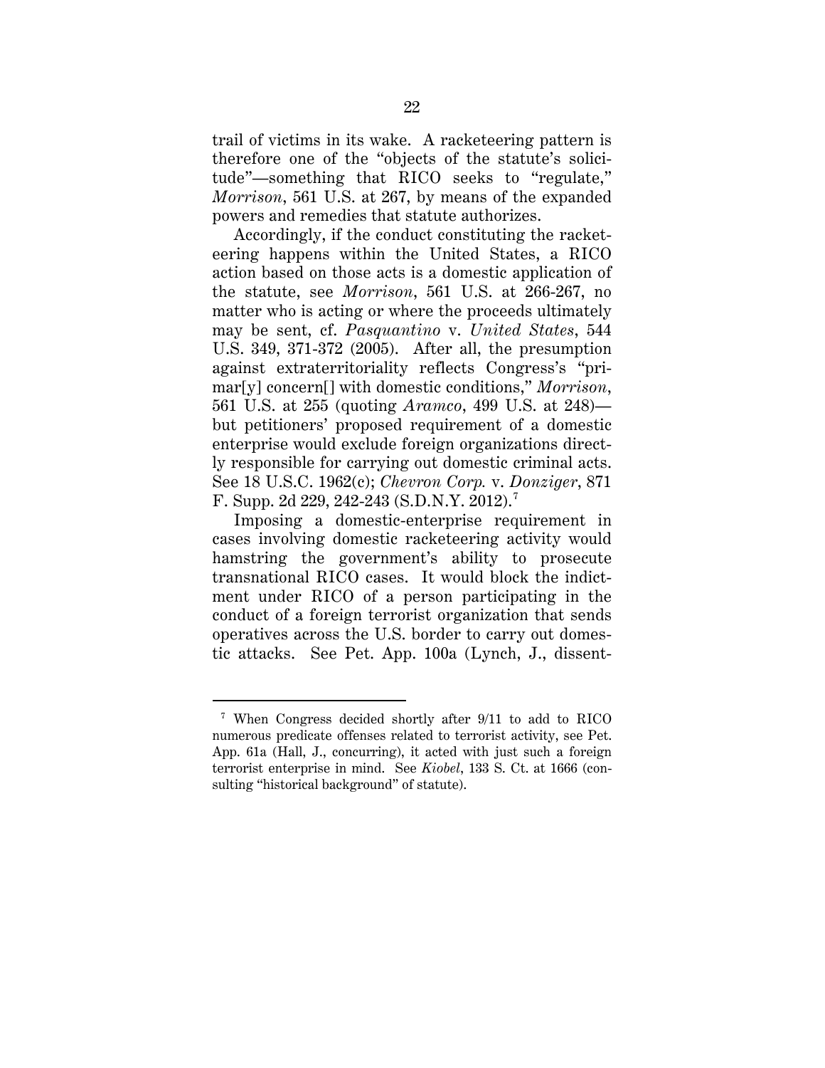trail of victims in its wake. A racketeering pattern is therefore one of the "objects of the statute's solicitude"—something that RICO seeks to "regulate," *Morrison*, 561 U.S. at 267, by means of the expanded powers and remedies that statute authorizes.

Accordingly, if the conduct constituting the racketeering happens within the United States, a RICO action based on those acts is a domestic application of the statute, see *Morrison*, 561 U.S. at 266-267, no matter who is acting or where the proceeds ultimately may be sent, cf. *Pasquantino* v. *United States*, 544 U.S. 349, 371-372 (2005). After all, the presumption against extraterritoriality reflects Congress's "primar[y] concern[] with domestic conditions," *Morrison*, 561 U.S. at 255 (quoting *Aramco*, 499 U.S. at 248)—but petitioners' proposed requirement of a domestic enterprise would exclude foreign organizations directly responsible for carrying out domestic criminal acts. See 18 U.S.C. 1962(c); *Chevron Corp.* v. *Donziger*, 871 F. Supp. 2d 229, 242-243 (S.D.N.Y. 2012).[7]

Imposing a domestic-enterprise requirement in cases involving domestic racketeering activity would hamstring the government's ability to prosecute transnational RICO cases. It would block the indictment under RICO of a person participating in the conduct of a foreign terrorist organization that sends operatives across the U.S. border to carry out domestic attacks. See Pet. App. 100a (Lynch, J., dissent-

[7] When Congress decided shortly after 9/11 to add to RICO numerous predicate offenses related to terrorist activity, see Pet. App. 61a (Hall, J., concurring), it acted with just such a foreign terrorist enterprise in mind. See *Kiobel*, 133 S. Ct. at 1666 (consulting "historical background" of statute).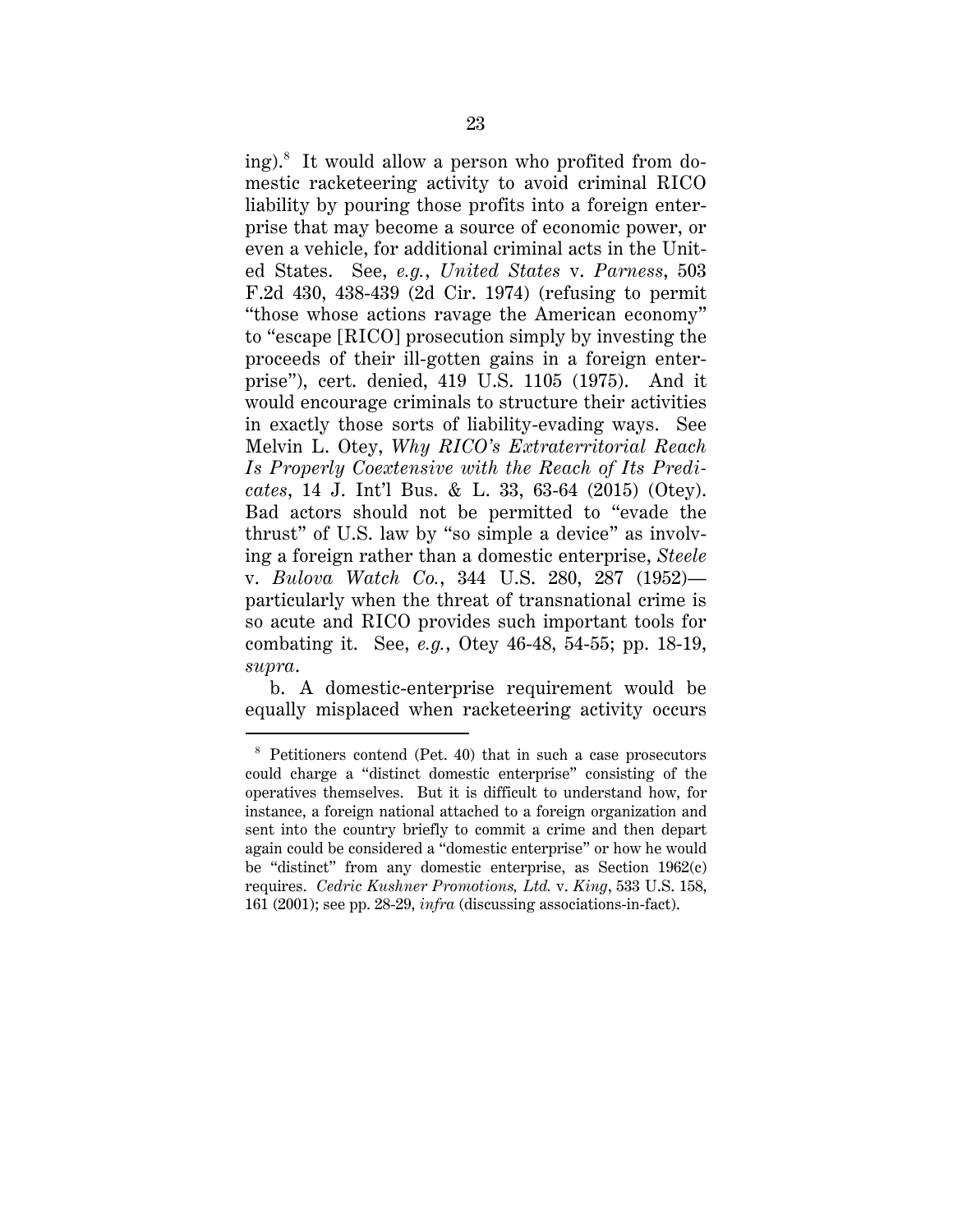ing).[8] It would allow a person who profited from domestic racketeering activity to avoid criminal RICO liability by pouring those profits into a foreign enterprise that may become a source of economic power, or even a vehicle, for additional criminal acts in the United States. See, *e.g.*, *United States* v. *Parness*, 503 F.2d 430, 438-439 (2d Cir. 1974) (refusing to permit "those whose actions ravage the American economy" to "escape [RICO] prosecution simply by investing the proceeds of their ill-gotten gains in a foreign enterprise"), cert. denied, 419 U.S. 1105 (1975). And it would encourage criminals to structure their activities in exactly those sorts of liability-evading ways. See Melvin L. Otey, *Why RICO's Extraterritorial Reach Is Properly Coextensive with the Reach of Its Predicates*, 14 J. Int'l Bus. & L. 33, 63-64 (2015) (Otey). Bad actors should not be permitted to "evade the thrust" of U.S. law by "so simple a device" as involving a foreign rather than a domestic enterprise, *Steele* v. *Bulova Watch Co.*, 344 U.S. 280, 287 (1952)—particularly when the threat of transnational crime is so acute and RICO provides such important tools for combating it. See, *e.g.*, Otey 46-48, 54-55; pp. 18-19, *supra*.

b. A domestic-enterprise requirement would be equally misplaced when racketeering activity occurs

---

[8] Petitioners contend (Pet. 40) that in such a case prosecutors could charge a "distinct domestic enterprise" consisting of the operatives themselves. But it is difficult to understand how, for instance, a foreign national attached to a foreign organization and sent into the country briefly to commit a crime and then depart again could be considered a "domestic enterprise" or how he would be "distinct" from any domestic enterprise, as Section 1962(c) requires. *Cedric Kushner Promotions, Ltd.* v. *King*, 533 U.S. 158, 161 (2001); see pp. 28-29, *infra* (discussing associations-in-fact).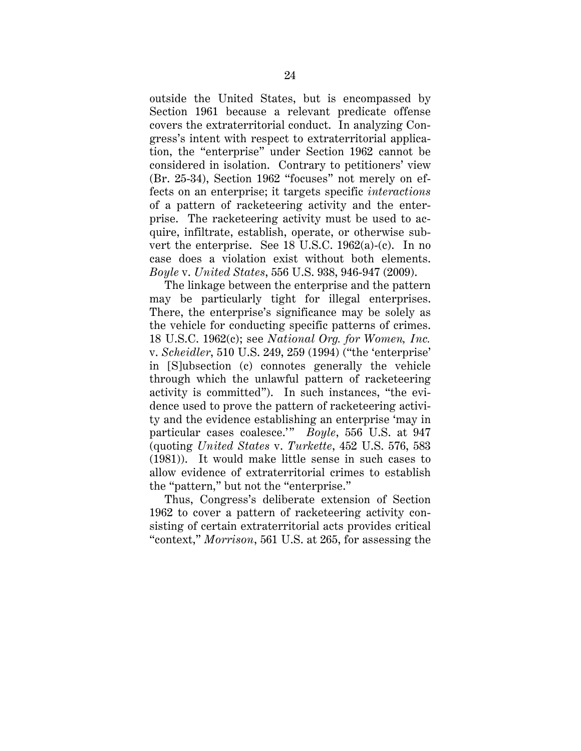outside the United States, but is encompassed by Section 1961 because a relevant predicate offense covers the extraterritorial conduct. In analyzing Congress's intent with respect to extraterritorial application, the "enterprise" under Section 1962 cannot be considered in isolation. Contrary to petitioners' view (Br. 25-34), Section 1962 "focuses" not merely on effects on an enterprise; it targets specific *interactions* of a pattern of racketeering activity and the enterprise. The racketeering activity must be used to acquire, infiltrate, establish, operate, or otherwise subvert the enterprise. See 18 U.S.C. 1962(a)-(c). In no case does a violation exist without both elements. *Boyle* v. *United States*, 556 U.S. 938, 946-947 (2009).

The linkage between the enterprise and the pattern may be particularly tight for illegal enterprises. There, the enterprise's significance may be solely as the vehicle for conducting specific patterns of crimes. 18 U.S.C. 1962(c); see *National Org. for Women, Inc.* v. *Scheidler*, 510 U.S. 249, 259 (1994) ("the 'enterprise' in [S]ubsection (c) connotes generally the vehicle through which the unlawful pattern of racketeering activity is committed"). In such instances, "the evidence used to prove the pattern of racketeering activity and the evidence establishing an enterprise 'may in particular cases coalesce.'" *Boyle*, 556 U.S. at 947 (quoting *United States* v. *Turkette*, 452 U.S. 576, 583 (1981)). It would make little sense in such cases to allow evidence of extraterritorial crimes to establish the "pattern," but not the "enterprise."

Thus, Congress's deliberate extension of Section 1962 to cover a pattern of racketeering activity consisting of certain extraterritorial acts provides critical "context," *Morrison*, 561 U.S. at 265, for assessing the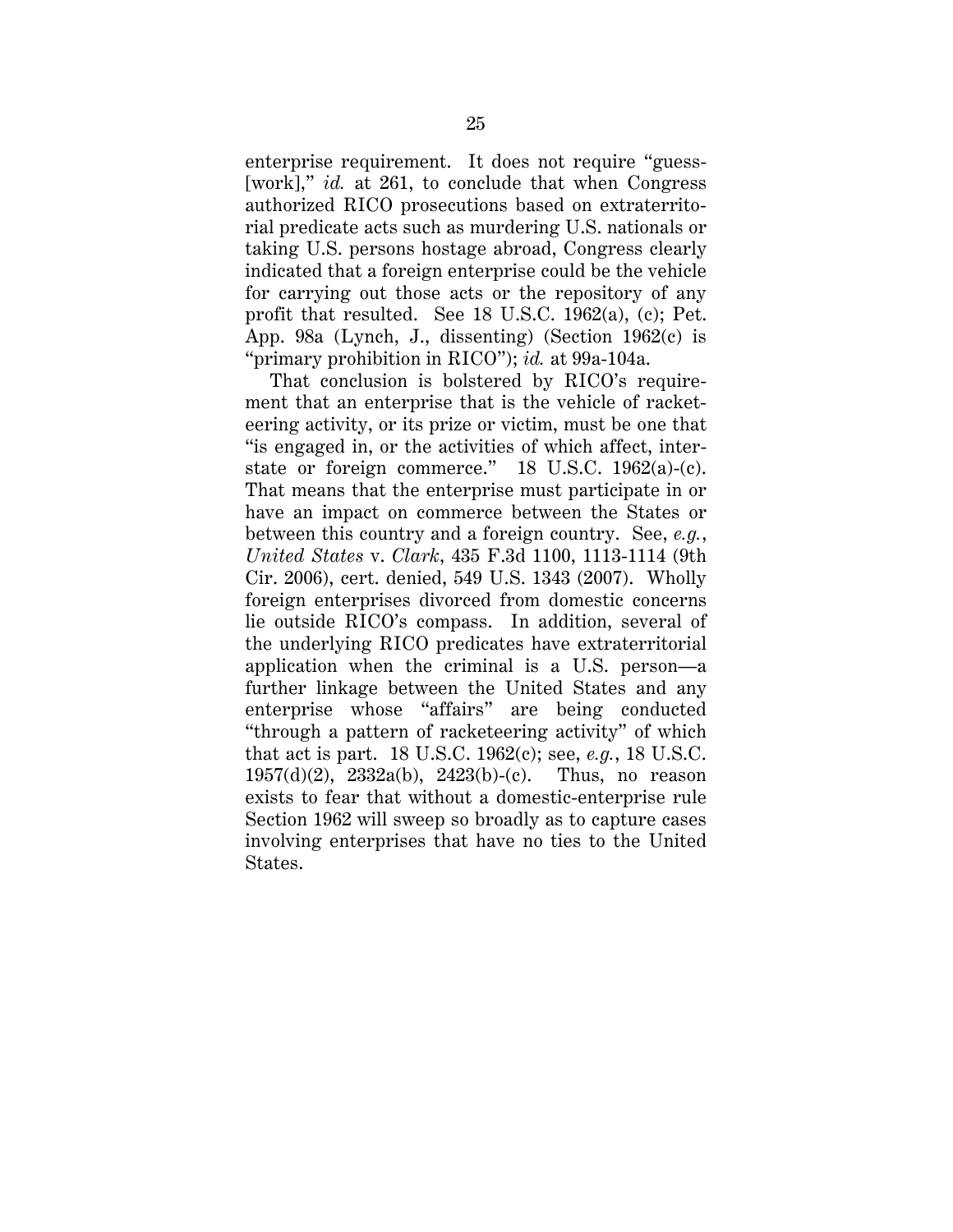enterprise requirement. It does not require "guess-[work]," *id.* at 261, to conclude that when Congress authorized RICO prosecutions based on extraterritorial predicate acts such as murdering U.S. nationals or taking U.S. persons hostage abroad, Congress clearly indicated that a foreign enterprise could be the vehicle for carrying out those acts or the repository of any profit that resulted. See 18 U.S.C. 1962(a), (c); Pet. App. 98a (Lynch, J., dissenting) (Section 1962(c) is "primary prohibition in RICO"); *id.* at 99a-104a.

That conclusion is bolstered by RICO's requirement that an enterprise that is the vehicle of racketeering activity, or its prize or victim, must be one that "is engaged in, or the activities of which affect, interstate or foreign commerce." 18 U.S.C. 1962(a)-(c). That means that the enterprise must participate in or have an impact on commerce between the States or between this country and a foreign country. See, *e.g.*, *United States* v. *Clark*, 435 F.3d 1100, 1113-1114 (9th Cir. 2006), cert. denied, 549 U.S. 1343 (2007). Wholly foreign enterprises divorced from domestic concerns lie outside RICO's compass. In addition, several of the underlying RICO predicates have extraterritorial application when the criminal is a U.S. person—a further linkage between the United States and any enterprise whose "affairs" are being conducted "through a pattern of racketeering activity" of which that act is part. 18 U.S.C. 1962(c); see, *e.g.*, 18 U.S.C. 1957(d)(2), 2332a(b), 2423(b)-(c). Thus, no reason exists to fear that without a domestic-enterprise rule Section 1962 will sweep so broadly as to capture cases involving enterprises that have no ties to the United States.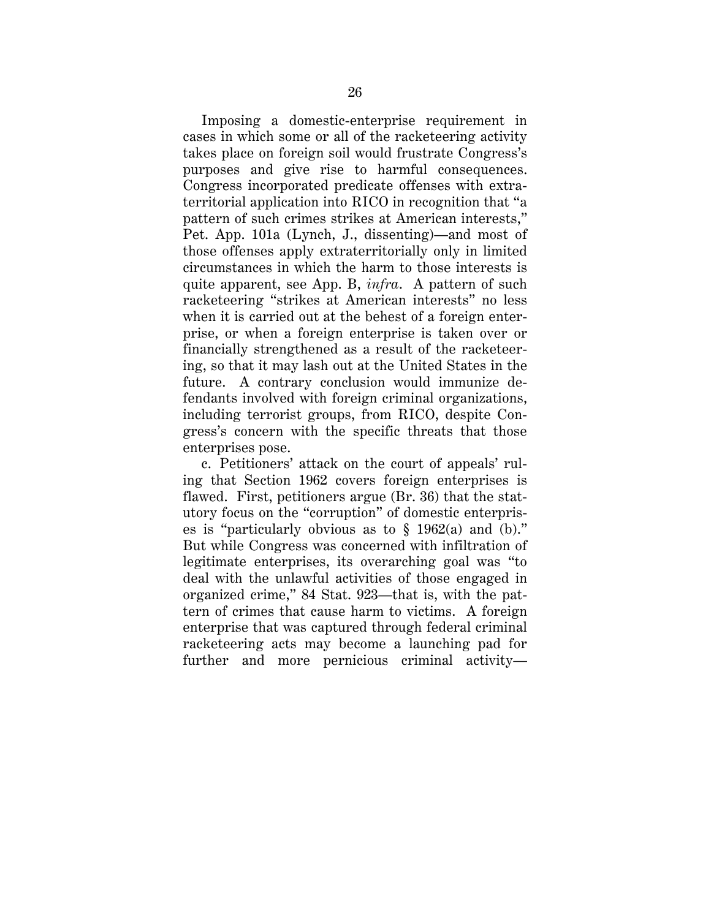Imposing a domestic-enterprise requirement in cases in which some or all of the racketeering activity takes place on foreign soil would frustrate Congress's purposes and give rise to harmful consequences. Congress incorporated predicate offenses with extraterritorial application into RICO in recognition that "a pattern of such crimes strikes at American interests," Pet. App. 101a (Lynch, J., dissenting)—and most of those offenses apply extraterritorially only in limited circumstances in which the harm to those interests is quite apparent, see App. B, *infra*. A pattern of such racketeering "strikes at American interests" no less when it is carried out at the behest of a foreign enterprise, or when a foreign enterprise is taken over or financially strengthened as a result of the racketeering, so that it may lash out at the United States in the future. A contrary conclusion would immunize defendants involved with foreign criminal organizations, including terrorist groups, from RICO, despite Congress's concern with the specific threats that those enterprises pose.

c. Petitioners' attack on the court of appeals' ruling that Section 1962 covers foreign enterprises is flawed. First, petitioners argue (Br. 36) that the statutory focus on the "corruption" of domestic enterprises is "particularly obvious as to § 1962(a) and (b)." But while Congress was concerned with infiltration of legitimate enterprises, its overarching goal was "to deal with the unlawful activities of those engaged in organized crime," 84 Stat. 923—that is, with the pattern of crimes that cause harm to victims. A foreign enterprise that was captured through federal criminal racketeering acts may become a launching pad for further and more pernicious criminal activity—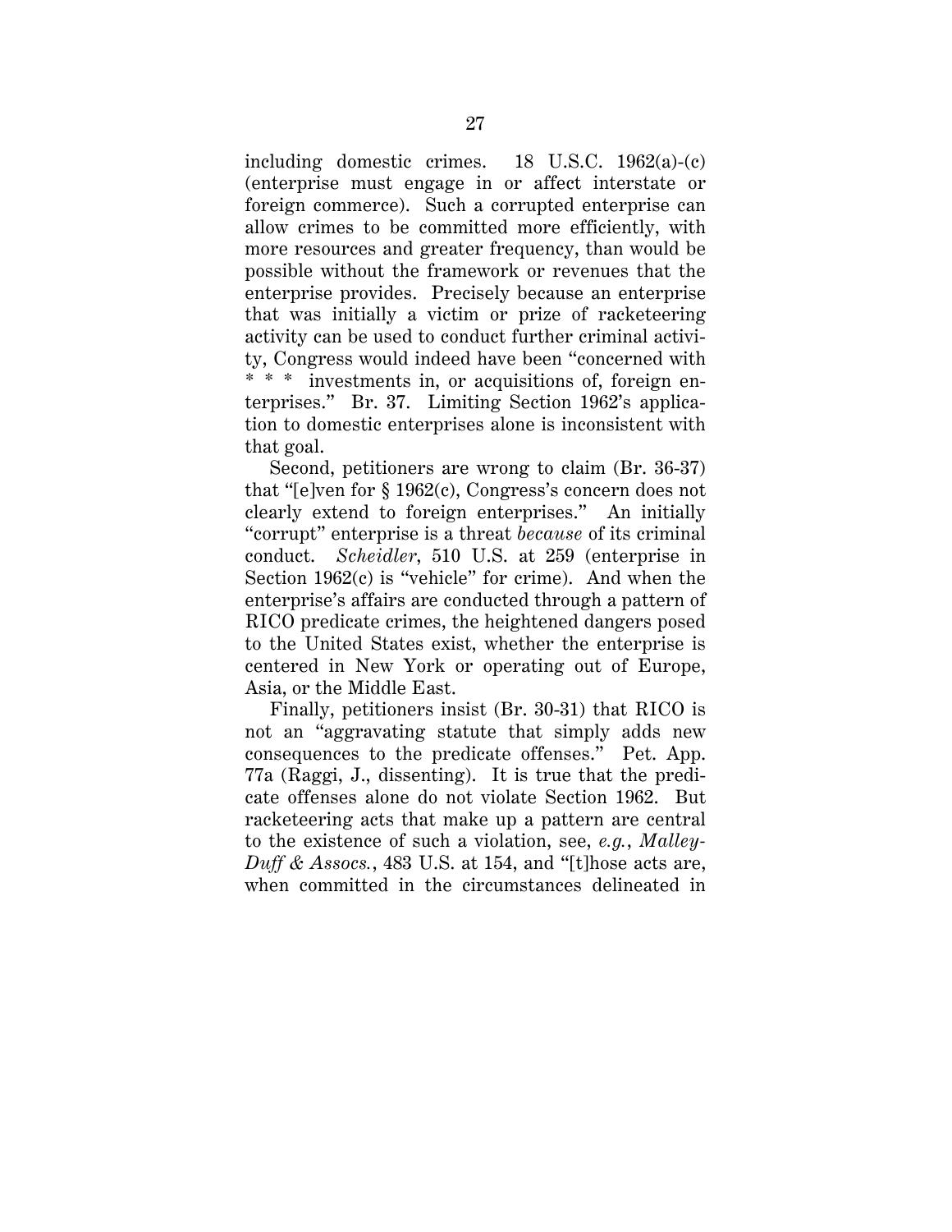including domestic crimes. 18 U.S.C. 1962(a)-(c) (enterprise must engage in or affect interstate or foreign commerce). Such a corrupted enterprise can allow crimes to be committed more efficiently, with more resources and greater frequency, than would be possible without the framework or revenues that the enterprise provides. Precisely because an enterprise that was initially a victim or prize of racketeering activity can be used to conduct further criminal activity, Congress would indeed have been "concerned with * * * investments in, or acquisitions of, foreign enterprises." Br. 37. Limiting Section 1962's application to domestic enterprises alone is inconsistent with that goal.

Second, petitioners are wrong to claim (Br. 36-37) that "[e]ven for § 1962(c), Congress's concern does not clearly extend to foreign enterprises." An initially "corrupt" enterprise is a threat *because* of its criminal conduct. *Scheidler*, 510 U.S. at 259 (enterprise in Section 1962(c) is "vehicle" for crime). And when the enterprise's affairs are conducted through a pattern of RICO predicate crimes, the heightened dangers posed to the United States exist, whether the enterprise is centered in New York or operating out of Europe, Asia, or the Middle East.

Finally, petitioners insist (Br. 30-31) that RICO is not an "aggravating statute that simply adds new consequences to the predicate offenses." Pet. App. 77a (Raggi, J., dissenting). It is true that the predicate offenses alone do not violate Section 1962. But racketeering acts that make up a pattern are central to the existence of such a violation, see, *e.g.*, *Malley-Duff & Assocs.*, 483 U.S. at 154, and "[t]hose acts are, when committed in the circumstances delineated in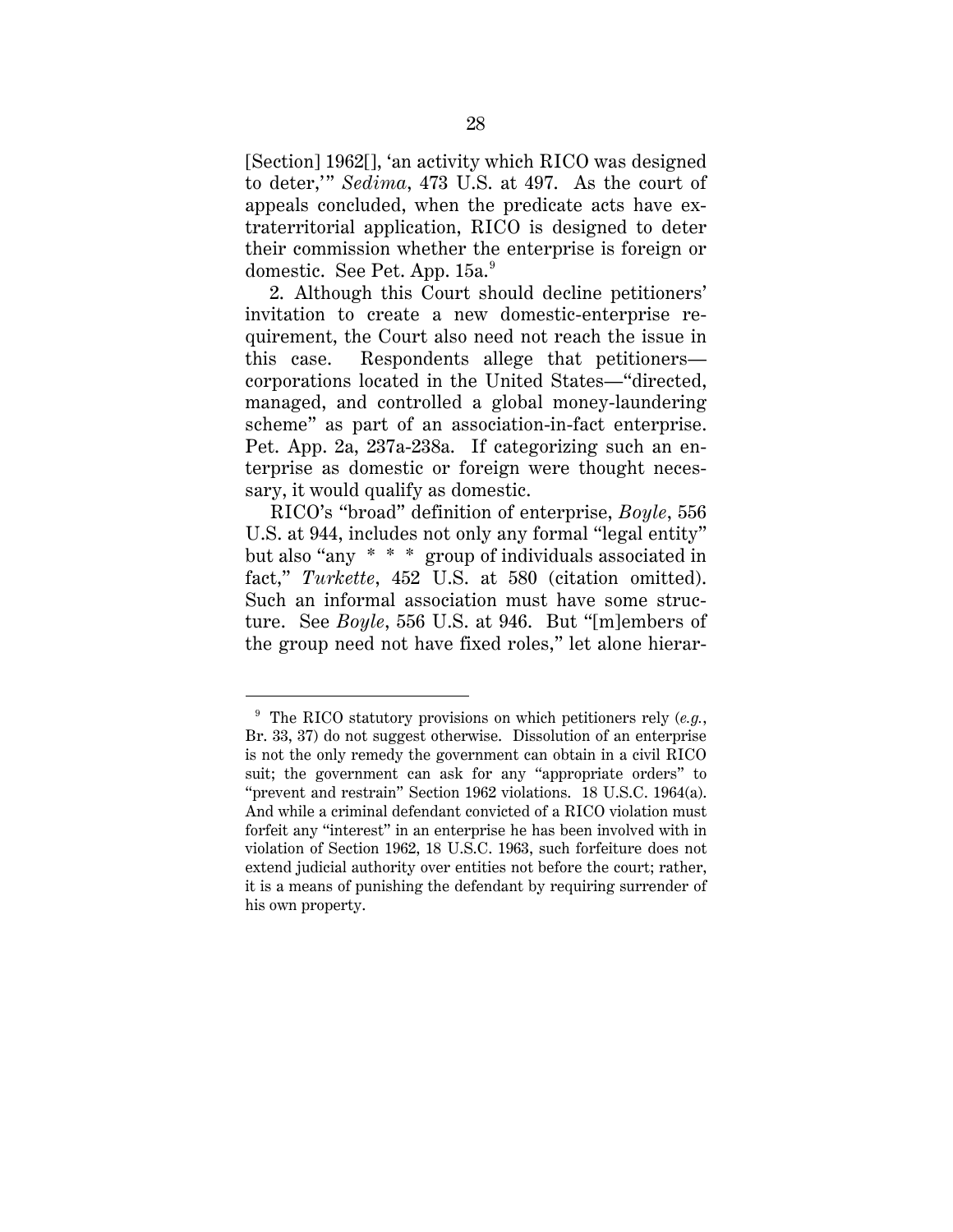[Section] 1962[], 'an activity which RICO was designed to deter,'" *Sedima*, 473 U.S. at 497. As the court of appeals concluded, when the predicate acts have extraterritorial application, RICO is designed to deter their commission whether the enterprise is foreign or domestic. See Pet. App. 15a.[9]

2. Although this Court should decline petitioners' invitation to create a new domestic-enterprise requirement, the Court also need not reach the issue in this case. Respondents allege that petitioners—corporations located in the United States—"directed, managed, and controlled a global money-laundering scheme" as part of an association-in-fact enterprise. Pet. App. 2a, 237a-238a. If categorizing such an enterprise as domestic or foreign were thought necessary, it would qualify as domestic.

RICO's "broad" definition of enterprise, *Boyle*, 556 U.S. at 944, includes not only any formal "legal entity" but also "any * * * group of individuals associated in fact," *Turkette*, 452 U.S. at 580 (citation omitted). Such an informal association must have some structure. See *Boyle*, 556 U.S. at 946. But "[m]embers of the group need not have fixed roles," let alone hierar-

---

[9] The RICO statutory provisions on which petitioners rely (*e.g.*, Br. 33, 37) do not suggest otherwise. Dissolution of an enterprise is not the only remedy the government can obtain in a civil RICO suit; the government can ask for any "appropriate orders" to "prevent and restrain" Section 1962 violations. 18 U.S.C. 1964(a). And while a criminal defendant convicted of a RICO violation must forfeit any "interest" in an enterprise he has been involved with in violation of Section 1962, 18 U.S.C. 1963, such forfeiture does not extend judicial authority over entities not before the court; rather, it is a means of punishing the defendant by requiring surrender of his own property.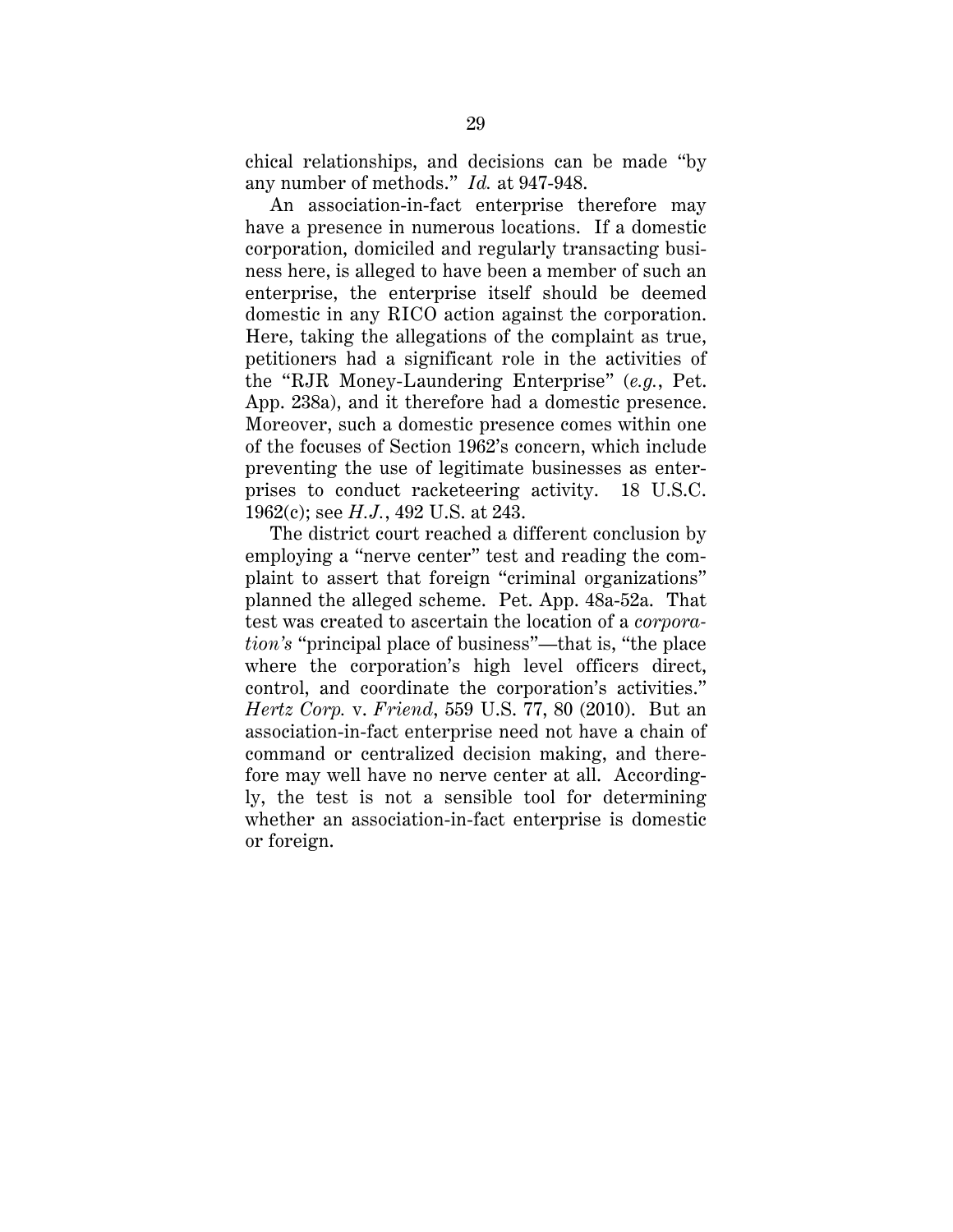chical relationships, and decisions can be made "by any number of methods." *Id.* at 947-948.

An association-in-fact enterprise therefore may have a presence in numerous locations. If a domestic corporation, domiciled and regularly transacting business here, is alleged to have been a member of such an enterprise, the enterprise itself should be deemed domestic in any RICO action against the corporation. Here, taking the allegations of the complaint as true, petitioners had a significant role in the activities of the "RJR Money-Laundering Enterprise" (*e.g.*, Pet. App. 238a), and it therefore had a domestic presence. Moreover, such a domestic presence comes within one of the focuses of Section 1962's concern, which include preventing the use of legitimate businesses as enterprises to conduct racketeering activity. 18 U.S.C. 1962(c); see *H.J.*, 492 U.S. at 243.

The district court reached a different conclusion by employing a "nerve center" test and reading the complaint to assert that foreign "criminal organizations" planned the alleged scheme. Pet. App. 48a-52a. That test was created to ascertain the location of a *corporation's* "principal place of business"—that is, "the place where the corporation's high level officers direct, control, and coordinate the corporation's activities." *Hertz Corp.* v. *Friend*, 559 U.S. 77, 80 (2010). But an association-in-fact enterprise need not have a chain of command or centralized decision making, and therefore may well have no nerve center at all. Accordingly, the test is not a sensible tool for determining whether an association-in-fact enterprise is domestic or foreign.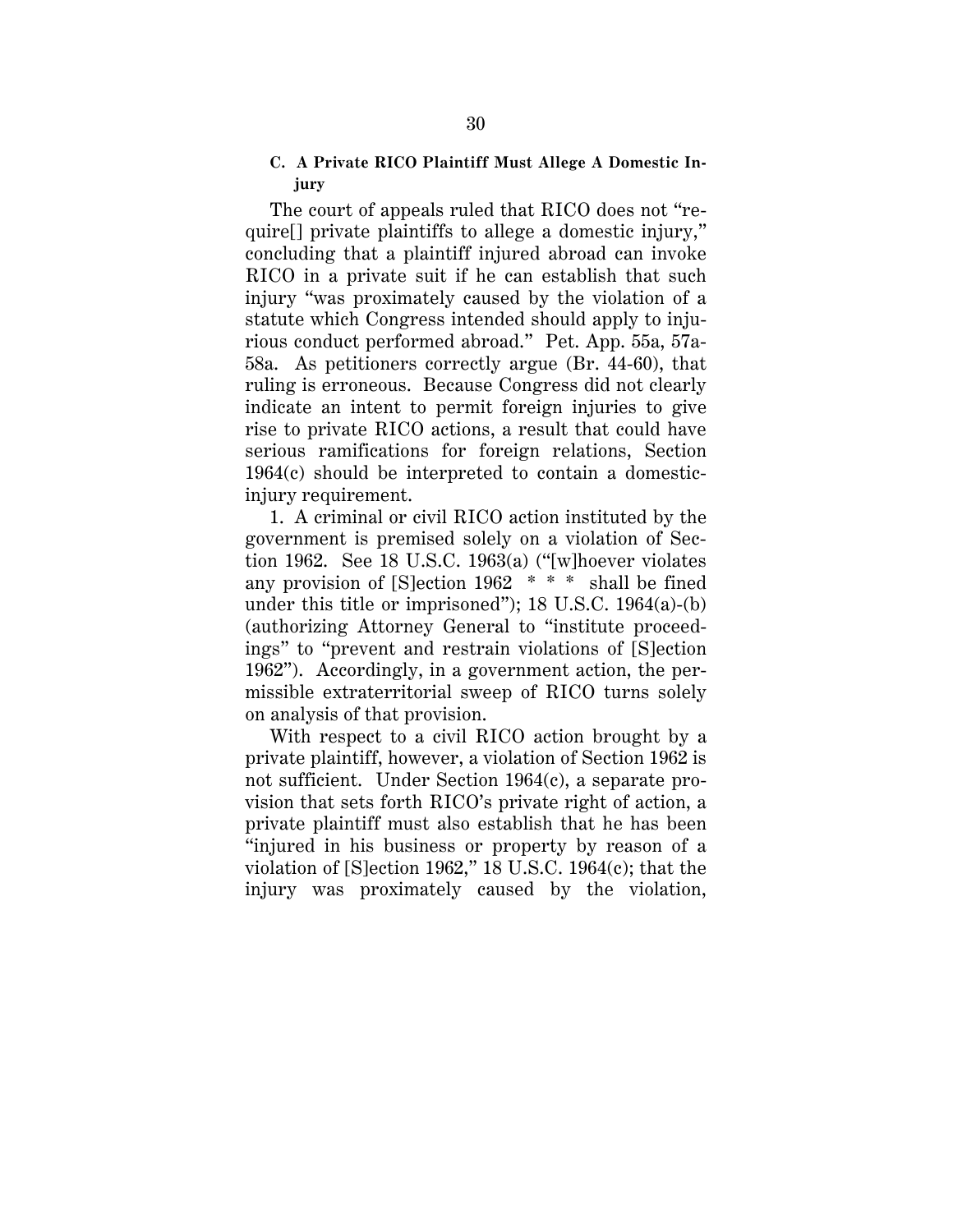### C. A Private RICO Plaintiff Must Allege A Domestic Injury

The court of appeals ruled that RICO does not "require[] private plaintiffs to allege a domestic injury," concluding that a plaintiff injured abroad can invoke RICO in a private suit if he can establish that such injury "was proximately caused by the violation of a statute which Congress intended should apply to injurious conduct performed abroad." Pet. App. 55a, 57a-58a. As petitioners correctly argue (Br. 44-60), that ruling is erroneous. Because Congress did not clearly indicate an intent to permit foreign injuries to give rise to private RICO actions, a result that could have serious ramifications for foreign relations, Section 1964(c) should be interpreted to contain a domestic-injury requirement.

1. A criminal or civil RICO action instituted by the government is premised solely on a violation of Section 1962. See 18 U.S.C. 1963(a) ("[w]hoever violates any provision of [S]ection 1962 * * * shall be fined under this title or imprisoned"); 18 U.S.C. 1964(a)-(b) (authorizing Attorney General to "institute proceedings" to "prevent and restrain violations of [S]ection 1962"). Accordingly, in a government action, the permissible extraterritorial sweep of RICO turns solely on analysis of that provision.

With respect to a civil RICO action brought by a private plaintiff, however, a violation of Section 1962 is not sufficient. Under Section 1964(c), a separate provision that sets forth RICO's private right of action, a private plaintiff must also establish that he has been "injured in his business or property by reason of a violation of [S]ection 1962," 18 U.S.C. 1964(c); that the injury was proximately caused by the violation,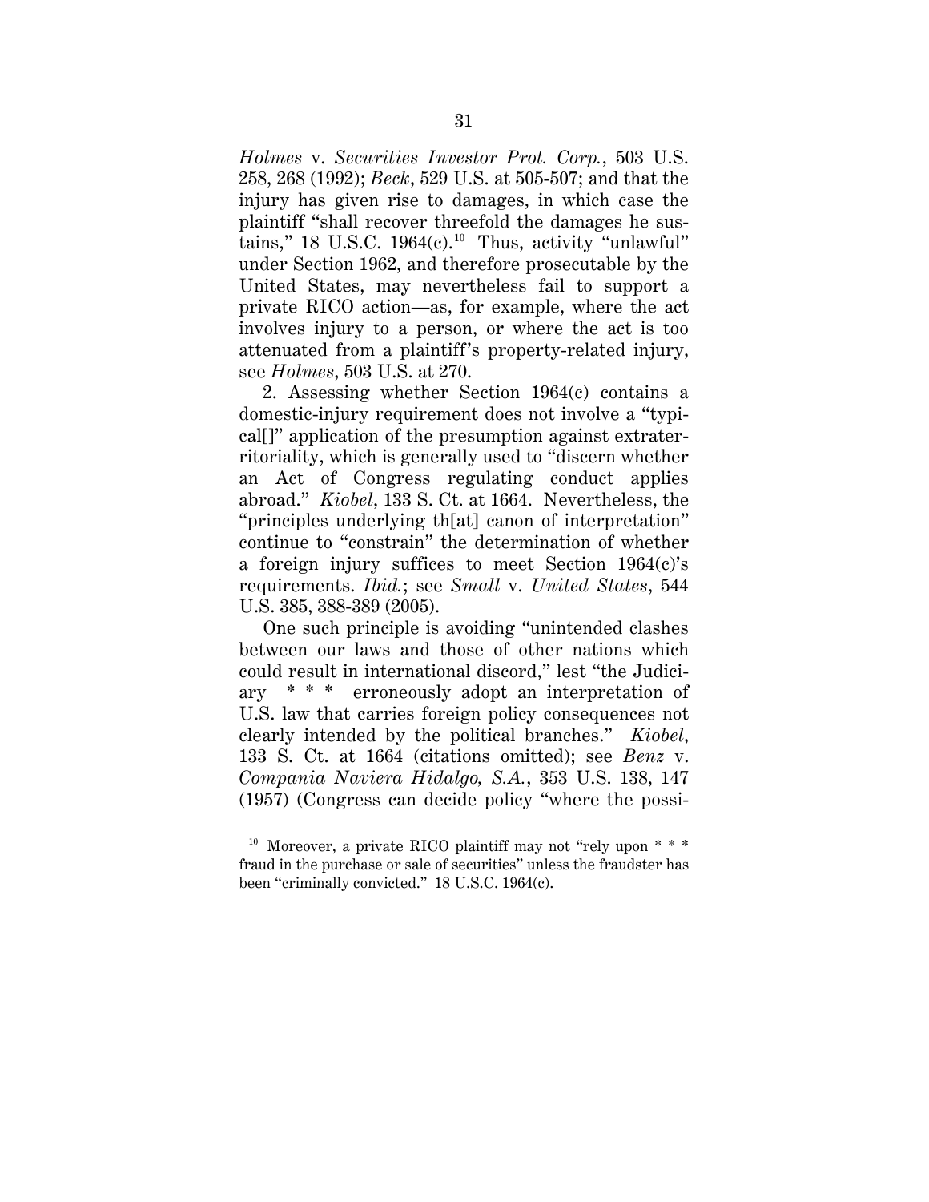*Holmes* v. *Securities Investor Prot. Corp.*, 503 U.S. 258, 268 (1992); *Beck*, 529 U.S. at 505-507; and that the injury has given rise to damages, in which case the plaintiff "shall recover threefold the damages he sustains," 18 U.S.C. 1964(c).[10] Thus, activity "unlawful" under Section 1962, and therefore prosecutable by the United States, may nevertheless fail to support a private RICO action—as, for example, where the act involves injury to a person, or where the act is too attenuated from a plaintiff's property-related injury, see *Holmes*, 503 U.S. at 270.

2. Assessing whether Section 1964(c) contains a domestic-injury requirement does not involve a "typical[]" application of the presumption against extraterritoriality, which is generally used to "discern whether an Act of Congress regulating conduct applies abroad." *Kiobel*, 133 S. Ct. at 1664. Nevertheless, the "principles underlying th[at] canon of interpretation" continue to "constrain" the determination of whether a foreign injury suffices to meet Section 1964(c)'s requirements. *Ibid.*; see *Small* v. *United States*, 544 U.S. 385, 388-389 (2005).

One such principle is avoiding "unintended clashes between our laws and those of other nations which could result in international discord," lest "the Judiciary * * * erroneously adopt an interpretation of U.S. law that carries foreign policy consequences not clearly intended by the political branches." *Kiobel*, 133 S. Ct. at 1664 (citations omitted); see *Benz* v. *Compania Naviera Hidalgo, S.A.*, 353 U.S. 138, 147 (1957) (Congress can decide policy "where the possi-

[10] Moreover, a private RICO plaintiff may not "rely upon * * * fraud in the purchase or sale of securities" unless the fraudster has been "criminally convicted." 18 U.S.C. 1964(c).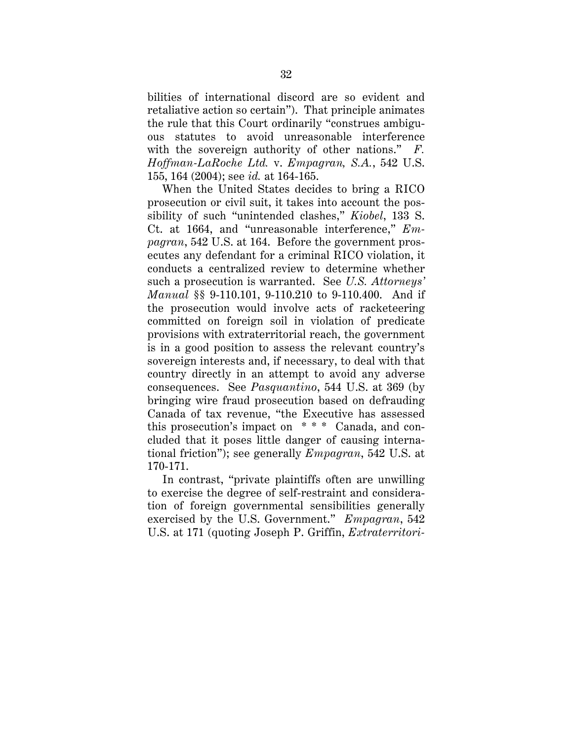bilities of international discord are so evident and retaliative action so certain"). That principle animates the rule that this Court ordinarily "construes ambiguous statutes to avoid unreasonable interference with the sovereign authority of other nations." *F. Hoffman-LaRoche Ltd.* v. *Empagran, S.A.*, 542 U.S. 155, 164 (2004); see *id.* at 164-165.

When the United States decides to bring a RICO prosecution or civil suit, it takes into account the possibility of such "unintended clashes," *Kiobel*, 133 S. Ct. at 1664, and "unreasonable interference," *Empagran*, 542 U.S. at 164. Before the government prosecutes any defendant for a criminal RICO violation, it conducts a centralized review to determine whether such a prosecution is warranted. See *U.S. Attorneys' Manual* §§ 9-110.101, 9-110.210 to 9-110.400. And if the prosecution would involve acts of racketeering committed on foreign soil in violation of predicate provisions with extraterritorial reach, the government is in a good position to assess the relevant country's sovereign interests and, if necessary, to deal with that country directly in an attempt to avoid any adverse consequences. See *Pasquantino*, 544 U.S. at 369 (by bringing wire fraud prosecution based on defrauding Canada of tax revenue, "the Executive has assessed this prosecution's impact on * * * Canada, and concluded that it poses little danger of causing international friction"); see generally *Empagran*, 542 U.S. at 170-171.

In contrast, "private plaintiffs often are unwilling to exercise the degree of self-restraint and consideration of foreign governmental sensibilities generally exercised by the U.S. Government." *Empagran*, 542 U.S. at 171 (quoting Joseph P. Griffin, *Extraterritori-*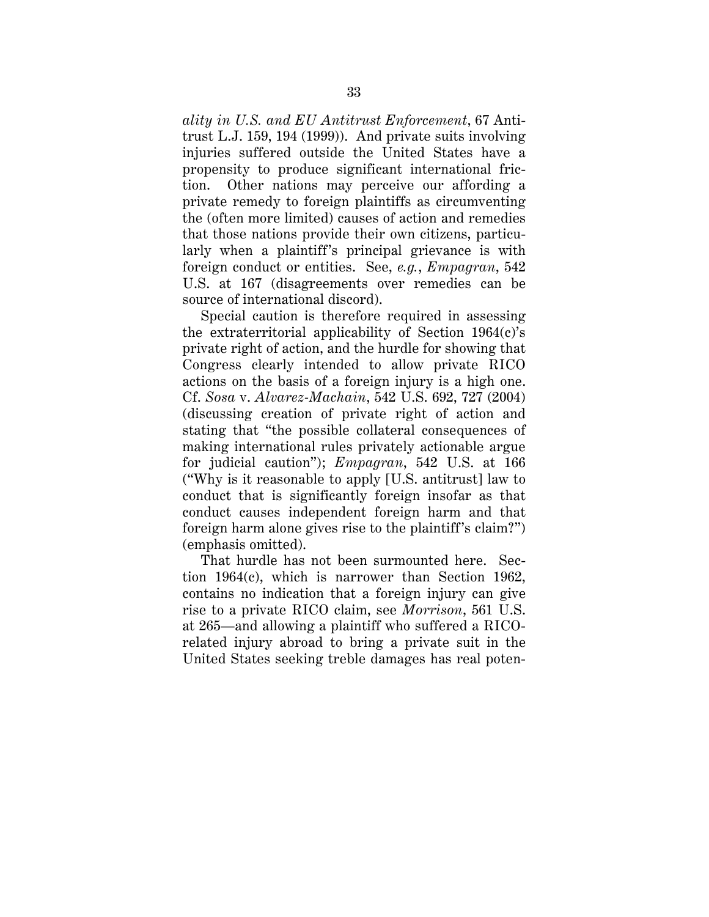*ality in U.S. and EU Antitrust Enforcement*, 67 Antitrust L.J. 159, 194 (1999)). And private suits involving injuries suffered outside the United States have a propensity to produce significant international friction. Other nations may perceive our affording a private remedy to foreign plaintiffs as circumventing the (often more limited) causes of action and remedies that those nations provide their own citizens, particularly when a plaintiff's principal grievance is with foreign conduct or entities. See, *e.g.*, *Empagran*, 542 U.S. at 167 (disagreements over remedies can be source of international discord).

Special caution is therefore required in assessing the extraterritorial applicability of Section 1964(c)'s private right of action, and the hurdle for showing that Congress clearly intended to allow private RICO actions on the basis of a foreign injury is a high one. Cf. *Sosa* v. *Alvarez-Machain*, 542 U.S. 692, 727 (2004) (discussing creation of private right of action and stating that "the possible collateral consequences of making international rules privately actionable argue for judicial caution"); *Empagran*, 542 U.S. at 166 ("Why is it reasonable to apply [U.S. antitrust] law to conduct that is significantly foreign insofar as that conduct causes independent foreign harm and that foreign harm alone gives rise to the plaintiff's claim?") (emphasis omitted).

That hurdle has not been surmounted here. Section 1964(c), which is narrower than Section 1962, contains no indication that a foreign injury can give rise to a private RICO claim, see *Morrison*, 561 U.S. at 265—and allowing a plaintiff who suffered a RICO-related injury abroad to bring a private suit in the United States seeking treble damages has real poten-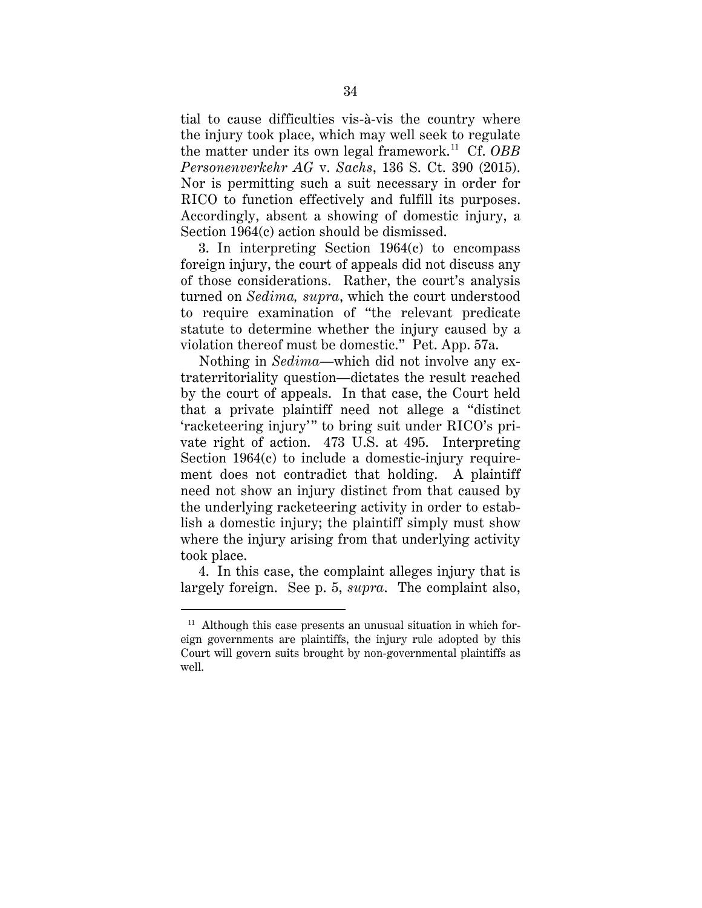tial to cause difficulties vis-à-vis the country where the injury took place, which may well seek to regulate the matter under its own legal framework.[11] Cf. *OBB Personenverkehr AG* v. *Sachs*, 136 S. Ct. 390 (2015). Nor is permitting such a suit necessary in order for RICO to function effectively and fulfill its purposes. Accordingly, absent a showing of domestic injury, a Section 1964(c) action should be dismissed.

3. In interpreting Section 1964(c) to encompass foreign injury, the court of appeals did not discuss any of those considerations. Rather, the court's analysis turned on *Sedima, supra*, which the court understood to require examination of "the relevant predicate statute to determine whether the injury caused by a violation thereof must be domestic." Pet. App. 57a.

Nothing in *Sedima*—which did not involve any extraterritoriality question—dictates the result reached by the court of appeals. In that case, the Court held that a private plaintiff need not allege a "distinct 'racketeering injury'" to bring suit under RICO's private right of action. 473 U.S. at 495. Interpreting Section 1964(c) to include a domestic-injury requirement does not contradict that holding. A plaintiff need not show an injury distinct from that caused by the underlying racketeering activity in order to establish a domestic injury; the plaintiff simply must show where the injury arising from that underlying activity took place.

4. In this case, the complaint alleges injury that is largely foreign. See p. 5, *supra*. The complaint also,

[11] Although this case presents an unusual situation in which foreign governments are plaintiffs, the injury rule adopted by this Court will govern suits brought by non-governmental plaintiffs as well.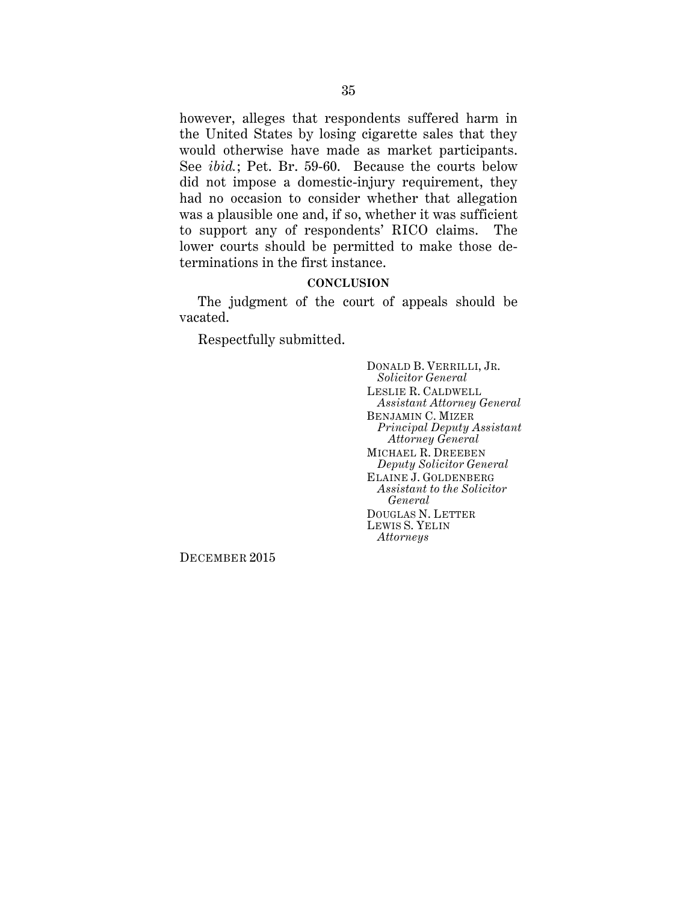however, alleges that respondents suffered harm in the United States by losing cigarette sales that they would otherwise have made as market participants. See *ibid.*; Pet. Br. 59-60. Because the courts below did not impose a domestic-injury requirement, they had no occasion to consider whether that allegation was a plausible one and, if so, whether it was sufficient to support any of respondents' RICO claims. The lower courts should be permitted to make those determinations in the first instance.

## CONCLUSION

The judgment of the court of appeals should be vacated.

Respectfully submitted.

DONALD B. VERRILLI, JR.
*Solicitor General*
LESLIE R. CALDWELL
*Assistant Attorney General*
BENJAMIN C. MIZER
*Principal Deputy Assistant Attorney General*
MICHAEL R. DREEBEN
*Deputy Solicitor General*
ELAINE J. GOLDENBERG
*Assistant to the Solicitor General*
DOUGLAS N. LETTER
LEWIS S. YELIN
*Attorneys*

DECEMBER 2015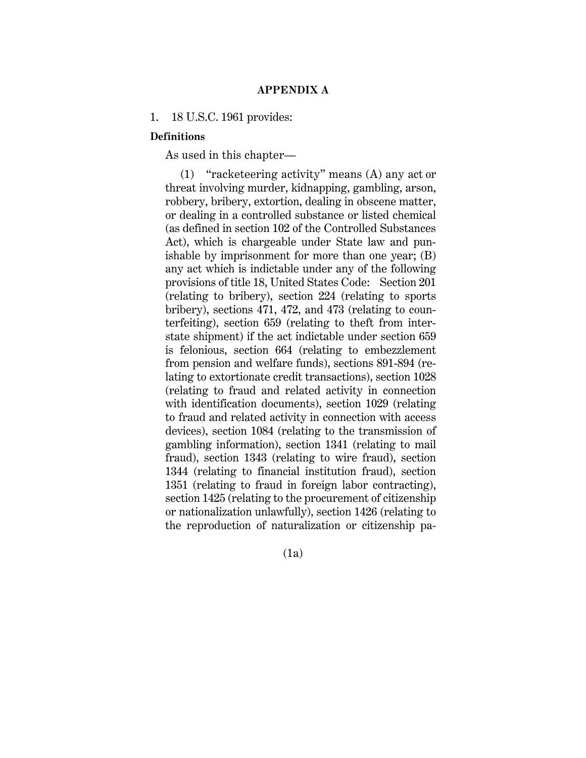## APPENDIX A

1. 18 U.S.C. 1961 provides:

**Definitions**

As used in this chapter—

(1) "racketeering activity" means (A) any act or threat involving murder, kidnapping, gambling, arson, robbery, bribery, extortion, dealing in obscene matter, or dealing in a controlled substance or listed chemical (as defined in section 102 of the Controlled Substances Act), which is chargeable under State law and punishable by imprisonment for more than one year; (B) any act which is indictable under any of the following provisions of title 18, United States Code: Section 201 (relating to bribery), section 224 (relating to sports bribery), sections 471, 472, and 473 (relating to counterfeiting), section 659 (relating to theft from interstate shipment) if the act indictable under section 659 is felonious, section 664 (relating to embezzlement from pension and welfare funds), sections 891-894 (relating to extortionate credit transactions), section 1028 (relating to fraud and related activity in connection with identification documents), section 1029 (relating to fraud and related activity in connection with access devices), section 1084 (relating to the transmission of gambling information), section 1341 (relating to mail fraud), section 1343 (relating to wire fraud), section 1344 (relating to financial institution fraud), section 1351 (relating to fraud in foreign labor contracting), section 1425 (relating to the procurement of citizenship or nationalization unlawfully), section 1426 (relating to the reproduction of naturalization or citizenship pa-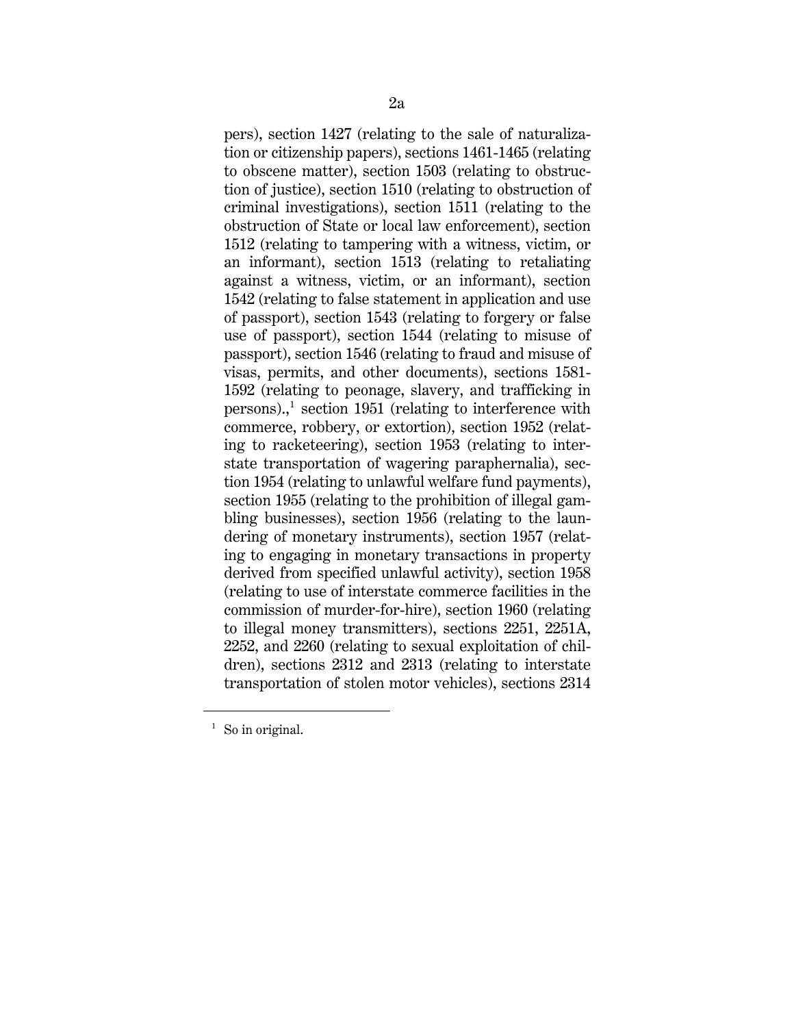pers), section 1427 (relating to the sale of naturalization or citizenship papers), sections 1461-1465 (relating to obscene matter), section 1503 (relating to obstruction of justice), section 1510 (relating to obstruction of criminal investigations), section 1511 (relating to the obstruction of State or local law enforcement), section 1512 (relating to tampering with a witness, victim, or an informant), section 1513 (relating to retaliating against a witness, victim, or an informant), section 1542 (relating to false statement in application and use of passport), section 1543 (relating to forgery or false use of passport), section 1544 (relating to misuse of passport), section 1546 (relating to fraud and misuse of visas, permits, and other documents), sections 1581-1592 (relating to peonage, slavery, and trafficking in persons).,[1] section 1951 (relating to interference with commerce, robbery, or extortion), section 1952 (relating to racketeering), section 1953 (relating to interstate transportation of wagering paraphernalia), section 1954 (relating to unlawful welfare fund payments), section 1955 (relating to the prohibition of illegal gambling businesses), section 1956 (relating to the laundering of monetary instruments), section 1957 (relating to engaging in monetary transactions in property derived from specified unlawful activity), section 1958 (relating to use of interstate commerce facilities in the commission of murder-for-hire), section 1960 (relating to illegal money transmitters), sections 2251, 2251A, 2252, and 2260 (relating to sexual exploitation of children), sections 2312 and 2313 (relating to interstate transportation of stolen motor vehicles), sections 2314

---

[1] So in original.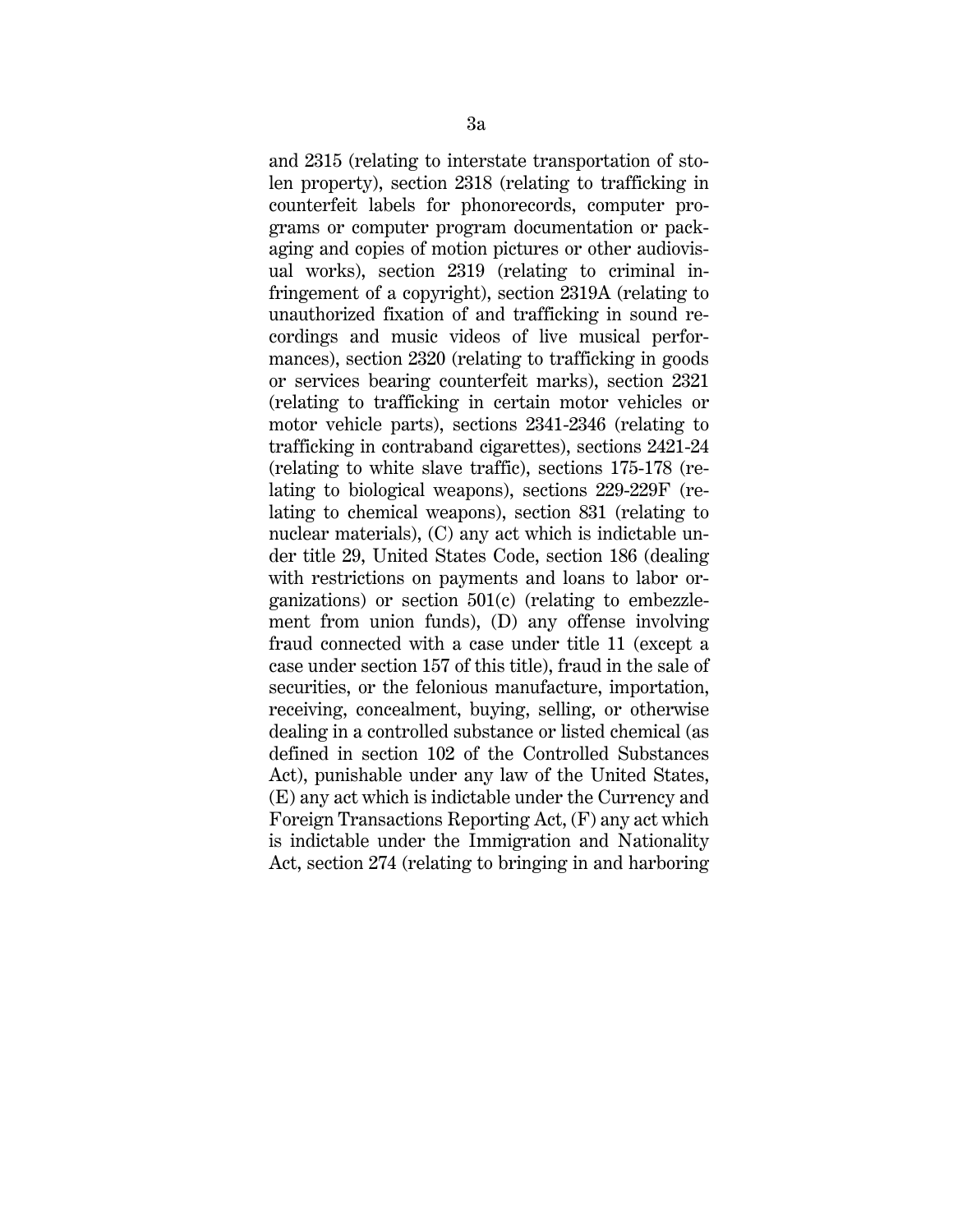and 2315 (relating to interstate transportation of stolen property), section 2318 (relating to trafficking in counterfeit labels for phonorecords, computer programs or computer program documentation or packaging and copies of motion pictures or other audiovisual works), section 2319 (relating to criminal infringement of a copyright), section 2319A (relating to unauthorized fixation of and trafficking in sound recordings and music videos of live musical performances), section 2320 (relating to trafficking in goods or services bearing counterfeit marks), section 2321 (relating to trafficking in certain motor vehicles or motor vehicle parts), sections 2341-2346 (relating to trafficking in contraband cigarettes), sections 2421-24 (relating to white slave traffic), sections 175-178 (relating to biological weapons), sections 229-229F (relating to chemical weapons), section 831 (relating to nuclear materials), (C) any act which is indictable under title 29, United States Code, section 186 (dealing with restrictions on payments and loans to labor organizations) or section 501(c) (relating to embezzlement from union funds), (D) any offense involving fraud connected with a case under title 11 (except a case under section 157 of this title), fraud in the sale of securities, or the felonious manufacture, importation, receiving, concealment, buying, selling, or otherwise dealing in a controlled substance or listed chemical (as defined in section 102 of the Controlled Substances Act), punishable under any law of the United States, (E) any act which is indictable under the Currency and Foreign Transactions Reporting Act, (F) any act which is indictable under the Immigration and Nationality Act, section 274 (relating to bringing in and harboring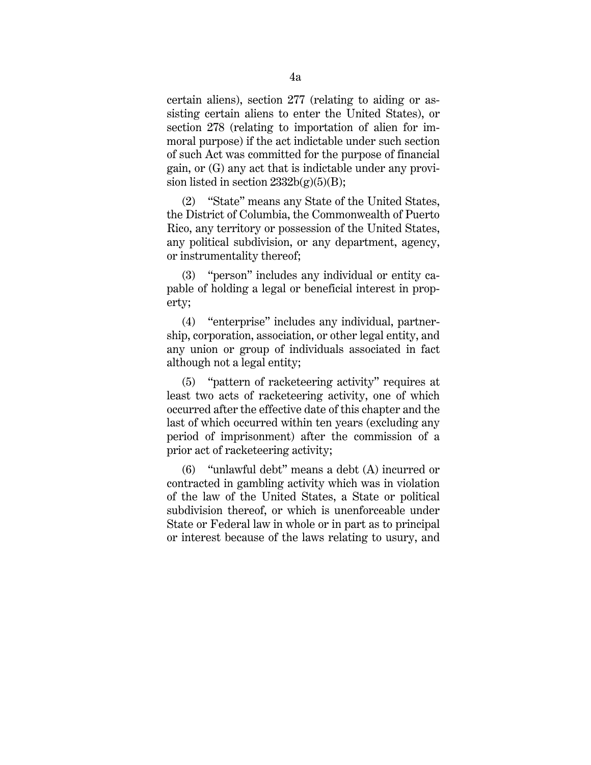certain aliens), section 277 (relating to aiding or assisting certain aliens to enter the United States), or section 278 (relating to importation of alien for immoral purpose) if the act indictable under such section of such Act was committed for the purpose of financial gain, or (G) any act that is indictable under any provision listed in section 2332b(g)(5)(B);

(2) "State" means any State of the United States, the District of Columbia, the Commonwealth of Puerto Rico, any territory or possession of the United States, any political subdivision, or any department, agency, or instrumentality thereof;

(3) "person" includes any individual or entity capable of holding a legal or beneficial interest in property;

(4) "enterprise" includes any individual, partnership, corporation, association, or other legal entity, and any union or group of individuals associated in fact although not a legal entity;

(5) "pattern of racketeering activity" requires at least two acts of racketeering activity, one of which occurred after the effective date of this chapter and the last of which occurred within ten years (excluding any period of imprisonment) after the commission of a prior act of racketeering activity;

(6) "unlawful debt" means a debt (A) incurred or contracted in gambling activity which was in violation of the law of the United States, a State or political subdivision thereof, or which is unenforceable under State or Federal law in whole or in part as to principal or interest because of the laws relating to usury, and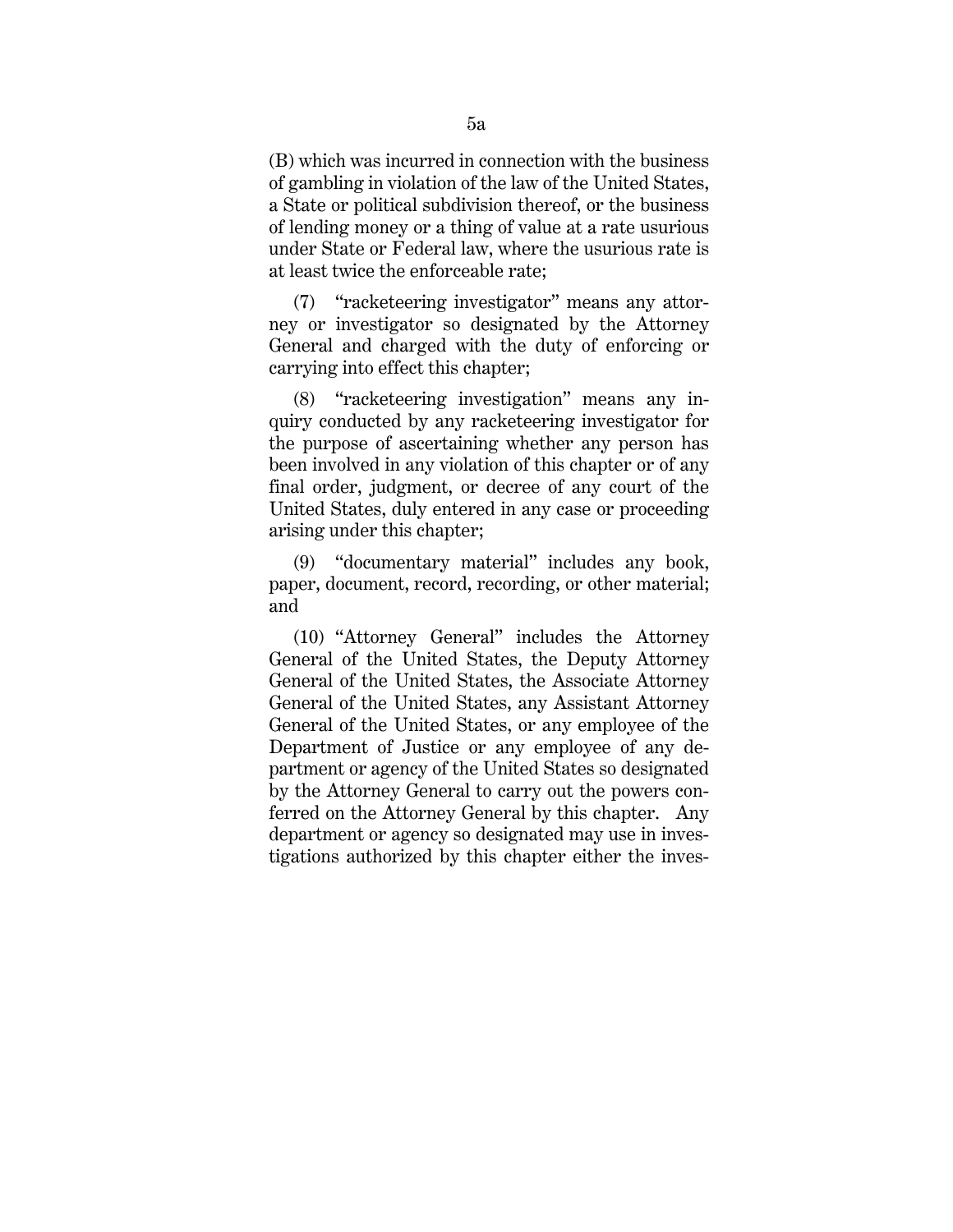(B) which was incurred in connection with the business of gambling in violation of the law of the United States, a State or political subdivision thereof, or the business of lending money or a thing of value at a rate usurious under State or Federal law, where the usurious rate is at least twice the enforceable rate;

(7) "racketeering investigator" means any attorney or investigator so designated by the Attorney General and charged with the duty of enforcing or carrying into effect this chapter;

(8) "racketeering investigation" means any inquiry conducted by any racketeering investigator for the purpose of ascertaining whether any person has been involved in any violation of this chapter or of any final order, judgment, or decree of any court of the United States, duly entered in any case or proceeding arising under this chapter;

(9) "documentary material" includes any book, paper, document, record, recording, or other material; and

(10) "Attorney General" includes the Attorney General of the United States, the Deputy Attorney General of the United States, the Associate Attorney General of the United States, any Assistant Attorney General of the United States, or any employee of the Department of Justice or any employee of any department or agency of the United States so designated by the Attorney General to carry out the powers conferred on the Attorney General by this chapter. Any department or agency so designated may use in investigations authorized by this chapter either the inves-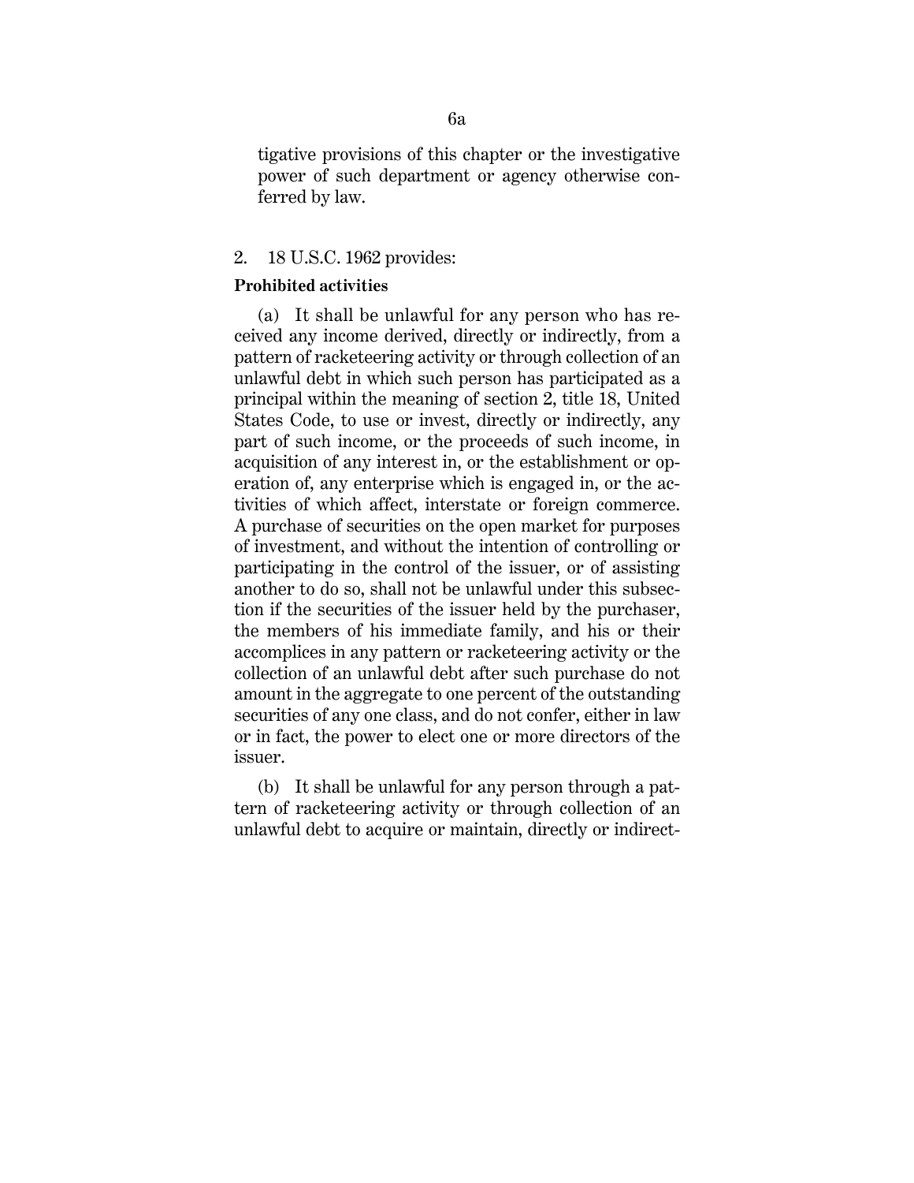tigative provisions of this chapter or the investigative power of such department or agency otherwise conferred by law.

2. 18 U.S.C. 1962 provides:

**Prohibited activities**

(a) It shall be unlawful for any person who has received any income derived, directly or indirectly, from a pattern of racketeering activity or through collection of an unlawful debt in which such person has participated as a principal within the meaning of section 2, title 18, United States Code, to use or invest, directly or indirectly, any part of such income, or the proceeds of such income, in acquisition of any interest in, or the establishment or operation of, any enterprise which is engaged in, or the activities of which affect, interstate or foreign commerce. A purchase of securities on the open market for purposes of investment, and without the intention of controlling or participating in the control of the issuer, or of assisting another to do so, shall not be unlawful under this subsection if the securities of the issuer held by the purchaser, the members of his immediate family, and his or their accomplices in any pattern or racketeering activity or the collection of an unlawful debt after such purchase do not amount in the aggregate to one percent of the outstanding securities of any one class, and do not confer, either in law or in fact, the power to elect one or more directors of the issuer.

(b) It shall be unlawful for any person through a pattern of racketeering activity or through collection of an unlawful debt to acquire or maintain, directly or indirect-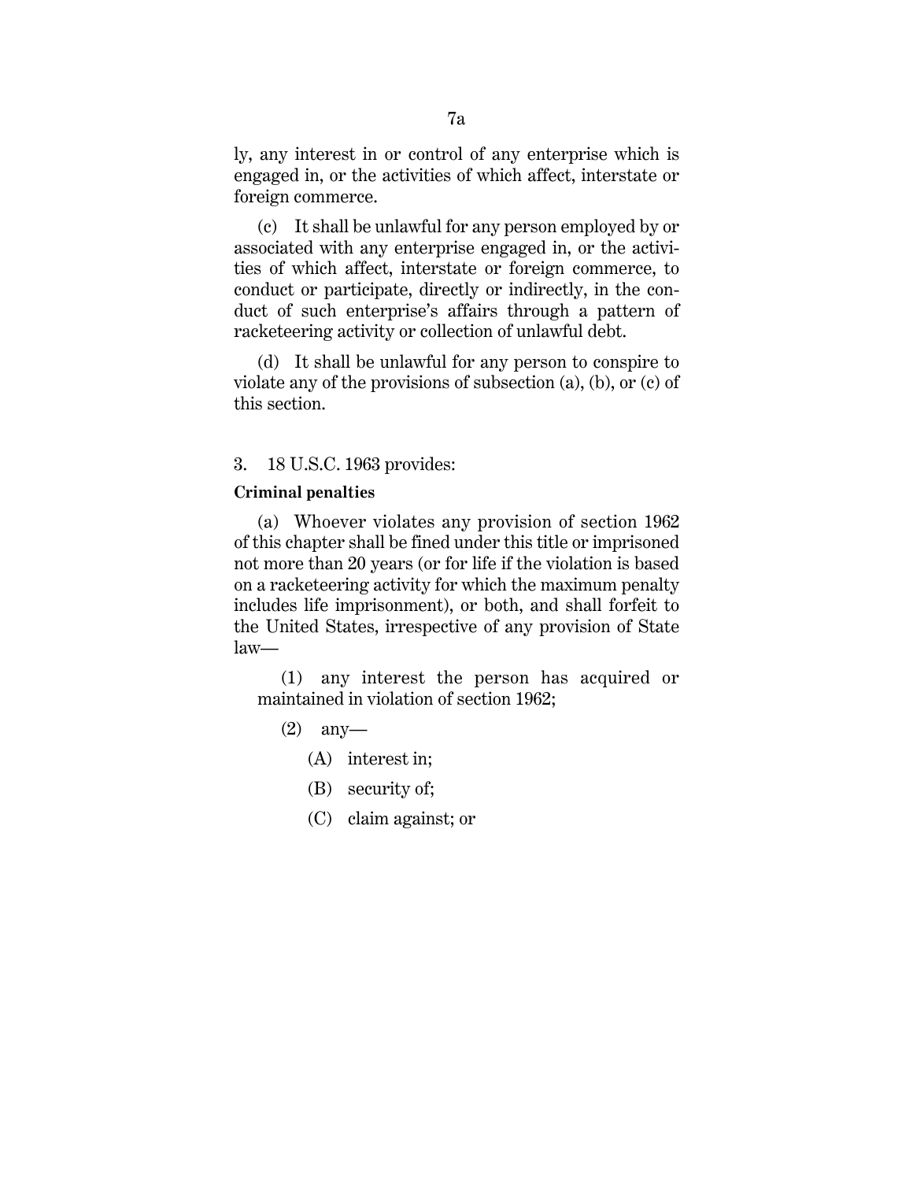ly, any interest in or control of any enterprise which is engaged in, or the activities of which affect, interstate or foreign commerce.

(c) It shall be unlawful for any person employed by or associated with any enterprise engaged in, or the activities of which affect, interstate or foreign commerce, to conduct or participate, directly or indirectly, in the conduct of such enterprise's affairs through a pattern of racketeering activity or collection of unlawful debt.

(d) It shall be unlawful for any person to conspire to violate any of the provisions of subsection (a), (b), or (c) of this section.

3. 18 U.S.C. 1963 provides:

**Criminal penalties**

(a) Whoever violates any provision of section 1962 of this chapter shall be fined under this title or imprisoned not more than 20 years (or for life if the violation is based on a racketeering activity for which the maximum penalty includes life imprisonment), or both, and shall forfeit to the United States, irrespective of any provision of State law—

(1) any interest the person has acquired or maintained in violation of section 1962;

(2) any—

(A) interest in;

(B) security of;

(C) claim against; or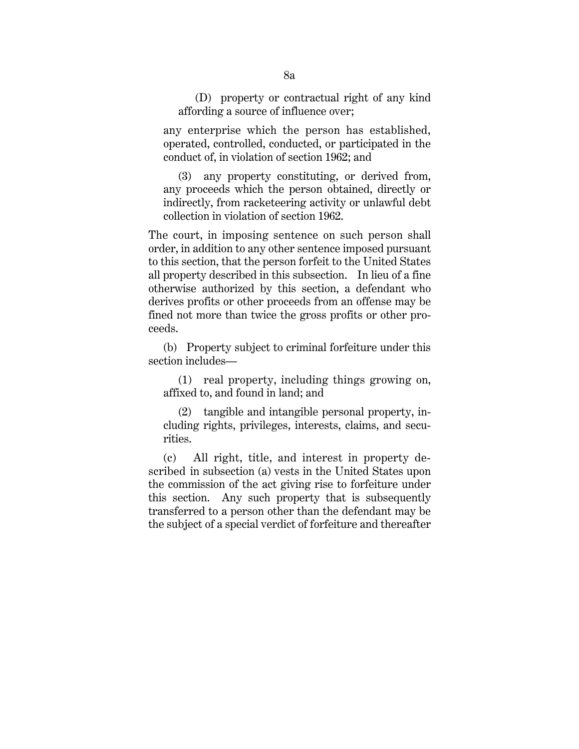(D) property or contractual right of any kind affording a source of influence over;

any enterprise which the person has established, operated, controlled, conducted, or participated in the conduct of, in violation of section 1962; and

(3) any property constituting, or derived from, any proceeds which the person obtained, directly or indirectly, from racketeering activity or unlawful debt collection in violation of section 1962.

The court, in imposing sentence on such person shall order, in addition to any other sentence imposed pursuant to this section, that the person forfeit to the United States all property described in this subsection. In lieu of a fine otherwise authorized by this section, a defendant who derives profits or other proceeds from an offense may be fined not more than twice the gross profits or other proceeds.

(b) Property subject to criminal forfeiture under this section includes—

(1) real property, including things growing on, affixed to, and found in land; and

(2) tangible and intangible personal property, including rights, privileges, interests, claims, and securities.

(c) All right, title, and interest in property described in subsection (a) vests in the United States upon the commission of the act giving rise to forfeiture under this section. Any such property that is subsequently transferred to a person other than the defendant may be the subject of a special verdict of forfeiture and thereafter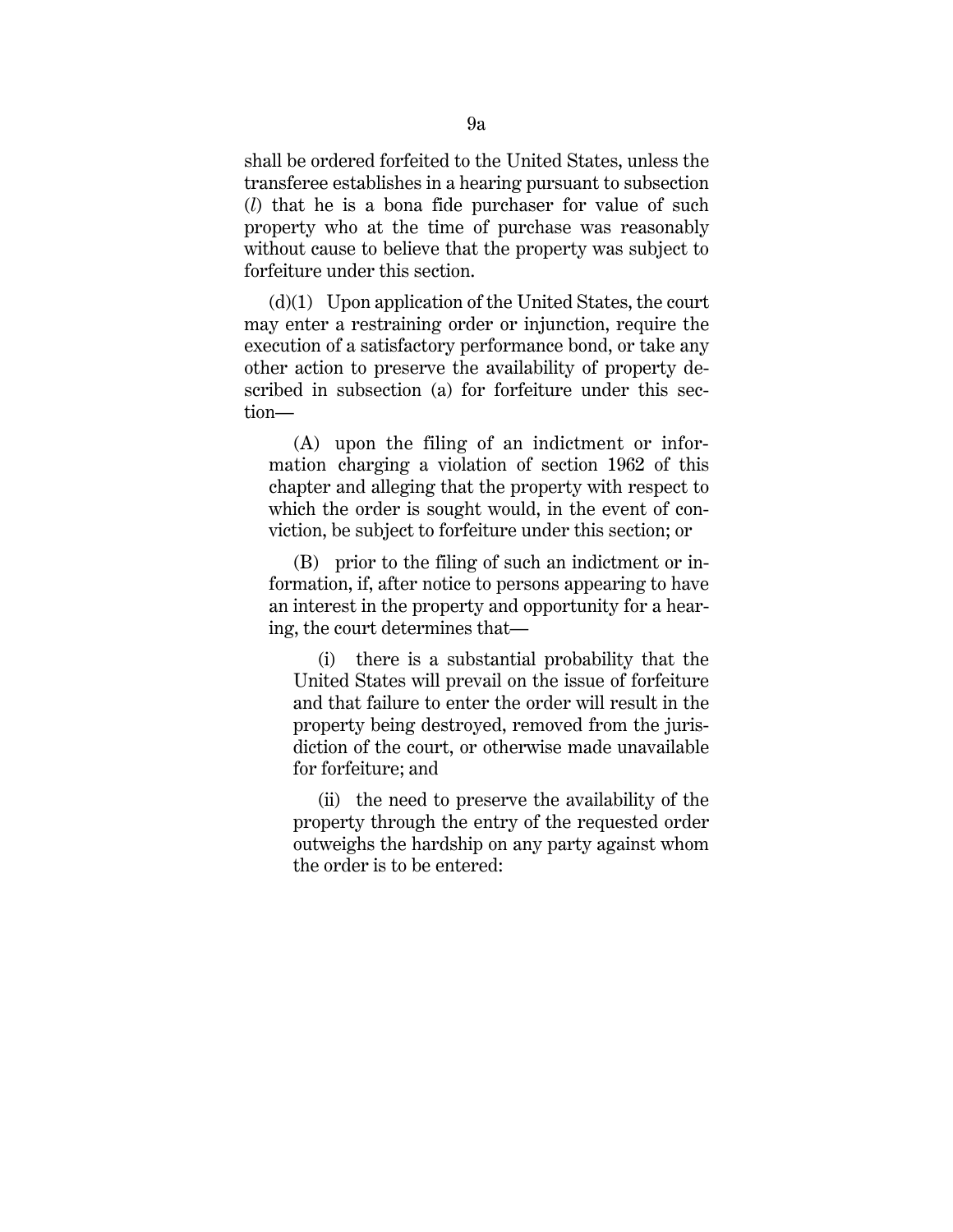shall be ordered forfeited to the United States, unless the transferee establishes in a hearing pursuant to subsection (*l*) that he is a bona fide purchaser for value of such property who at the time of purchase was reasonably without cause to believe that the property was subject to forfeiture under this section.

(d)(1) Upon application of the United States, the court may enter a restraining order or injunction, require the execution of a satisfactory performance bond, or take any other action to preserve the availability of property described in subsection (a) for forfeiture under this section—

(A) upon the filing of an indictment or information charging a violation of section 1962 of this chapter and alleging that the property with respect to which the order is sought would, in the event of conviction, be subject to forfeiture under this section; or

(B) prior to the filing of such an indictment or information, if, after notice to persons appearing to have an interest in the property and opportunity for a hearing, the court determines that—

(i) there is a substantial probability that the United States will prevail on the issue of forfeiture and that failure to enter the order will result in the property being destroyed, removed from the jurisdiction of the court, or otherwise made unavailable for forfeiture; and

(ii) the need to preserve the availability of the property through the entry of the requested order outweighs the hardship on any party against whom the order is to be entered: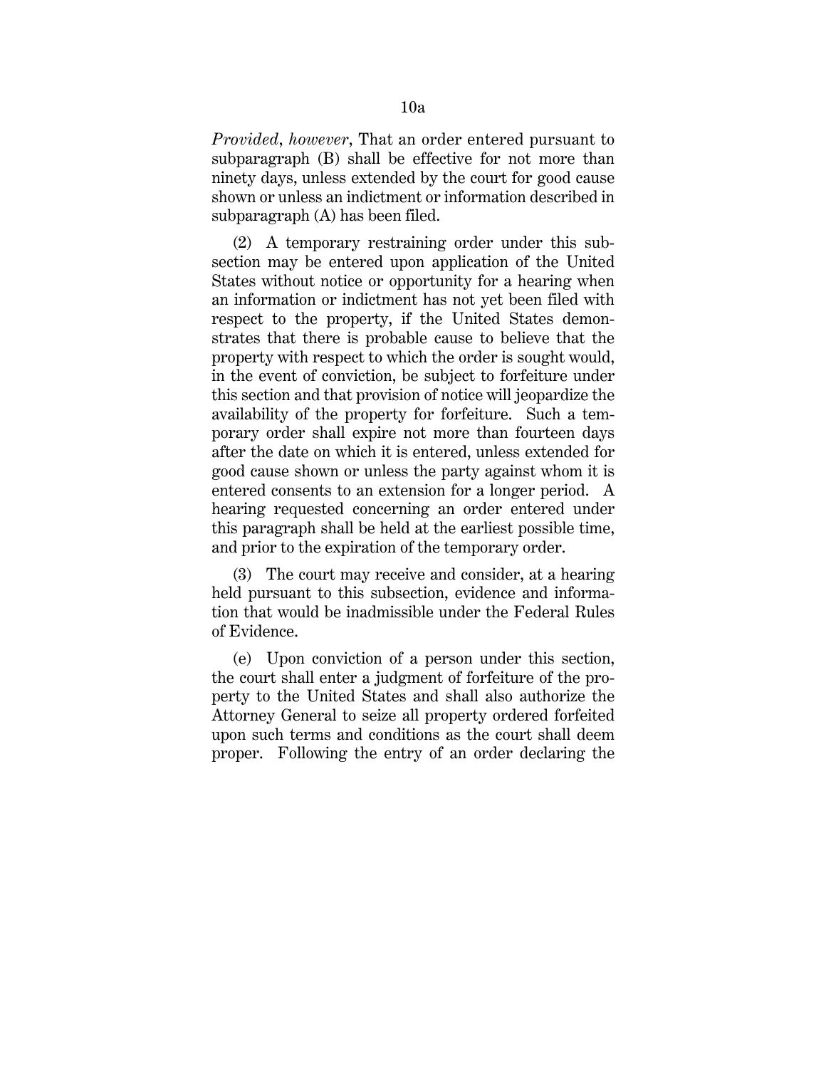*Provided*, *however*, That an order entered pursuant to subparagraph (B) shall be effective for not more than ninety days, unless extended by the court for good cause shown or unless an indictment or information described in subparagraph (A) has been filed.

(2) A temporary restraining order under this subsection may be entered upon application of the United States without notice or opportunity for a hearing when an information or indictment has not yet been filed with respect to the property, if the United States demonstrates that there is probable cause to believe that the property with respect to which the order is sought would, in the event of conviction, be subject to forfeiture under this section and that provision of notice will jeopardize the availability of the property for forfeiture. Such a temporary order shall expire not more than fourteen days after the date on which it is entered, unless extended for good cause shown or unless the party against whom it is entered consents to an extension for a longer period. A hearing requested concerning an order entered under this paragraph shall be held at the earliest possible time, and prior to the expiration of the temporary order.

(3) The court may receive and consider, at a hearing held pursuant to this subsection, evidence and information that would be inadmissible under the Federal Rules of Evidence.

(e) Upon conviction of a person under this section, the court shall enter a judgment of forfeiture of the property to the United States and shall also authorize the Attorney General to seize all property ordered forfeited upon such terms and conditions as the court shall deem proper. Following the entry of an order declaring the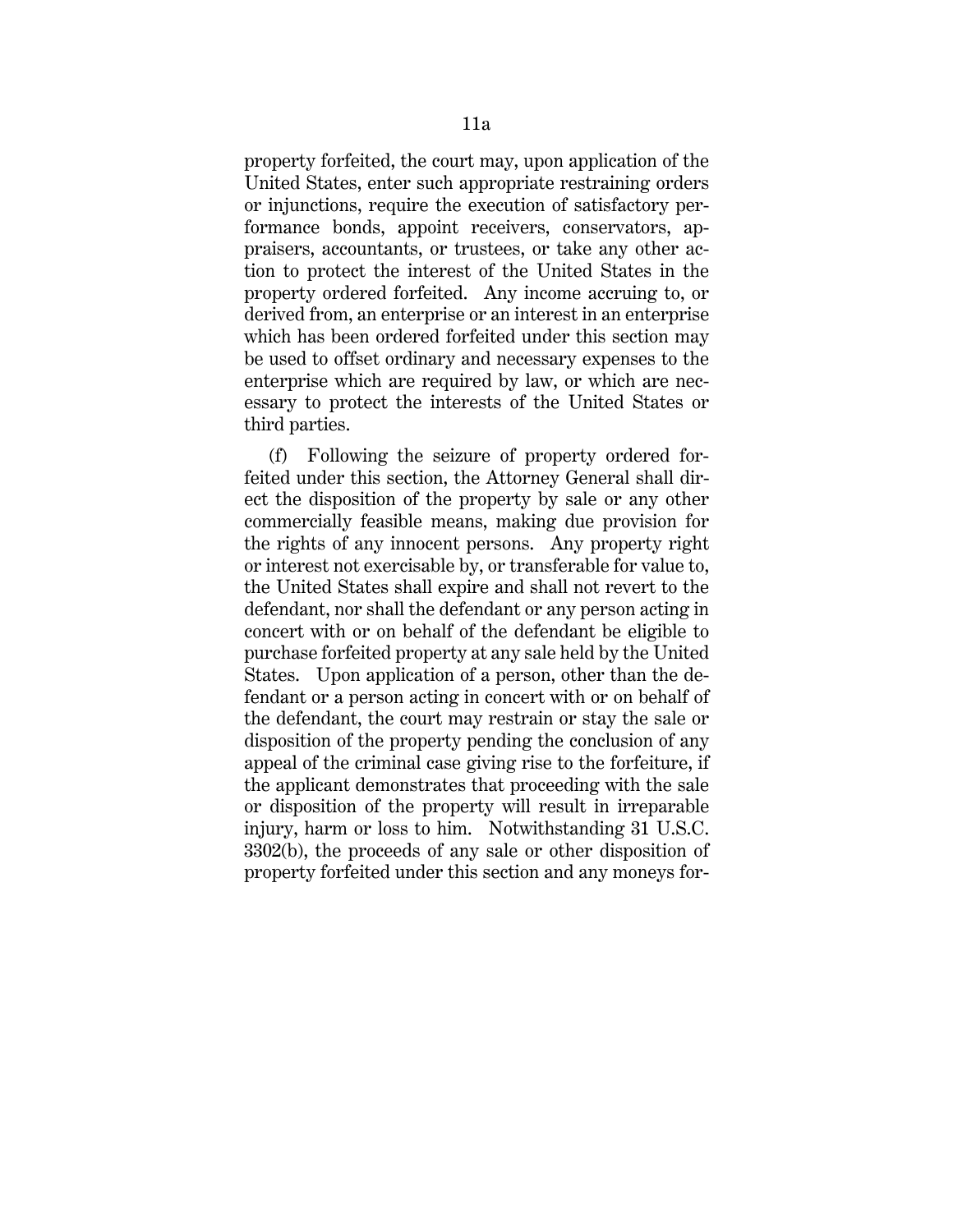property forfeited, the court may, upon application of the United States, enter such appropriate restraining orders or injunctions, require the execution of satisfactory performance bonds, appoint receivers, conservators, appraisers, accountants, or trustees, or take any other action to protect the interest of the United States in the property ordered forfeited. Any income accruing to, or derived from, an enterprise or an interest in an enterprise which has been ordered forfeited under this section may be used to offset ordinary and necessary expenses to the enterprise which are required by law, or which are necessary to protect the interests of the United States or third parties.

(f) Following the seizure of property ordered forfeited under this section, the Attorney General shall direct the disposition of the property by sale or any other commercially feasible means, making due provision for the rights of any innocent persons. Any property right or interest not exercisable by, or transferable for value to, the United States shall expire and shall not revert to the defendant, nor shall the defendant or any person acting in concert with or on behalf of the defendant be eligible to purchase forfeited property at any sale held by the United States. Upon application of a person, other than the defendant or a person acting in concert with or on behalf of the defendant, the court may restrain or stay the sale or disposition of the property pending the conclusion of any appeal of the criminal case giving rise to the forfeiture, if the applicant demonstrates that proceeding with the sale or disposition of the property will result in irreparable injury, harm or loss to him. Notwithstanding 31 U.S.C. 3302(b), the proceeds of any sale or other disposition of property forfeited under this section and any moneys for-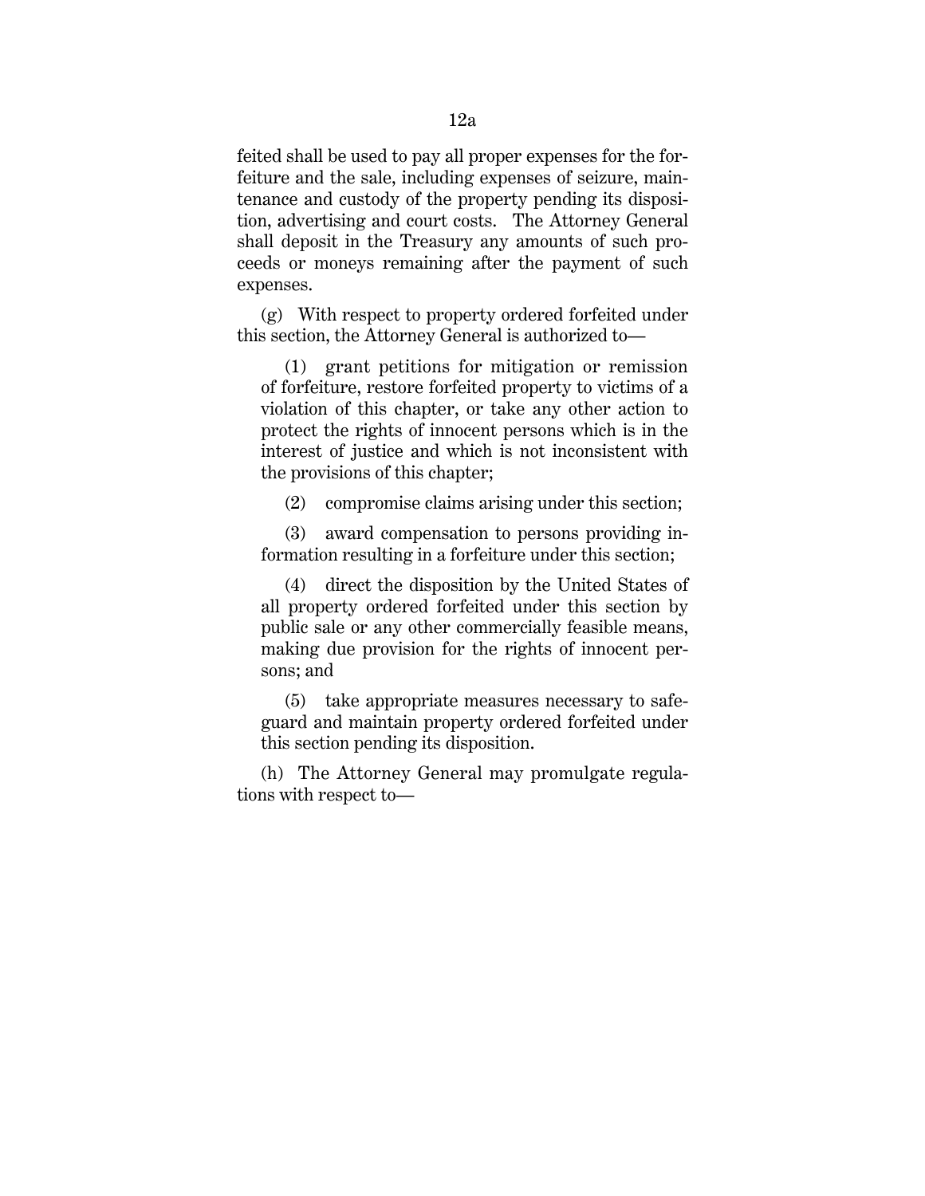feited shall be used to pay all proper expenses for the forfeiture and the sale, including expenses of seizure, maintenance and custody of the property pending its disposition, advertising and court costs. The Attorney General shall deposit in the Treasury any amounts of such proceeds or moneys remaining after the payment of such expenses.

(g) With respect to property ordered forfeited under this section, the Attorney General is authorized to—

(1) grant petitions for mitigation or remission of forfeiture, restore forfeited property to victims of a violation of this chapter, or take any other action to protect the rights of innocent persons which is in the interest of justice and which is not inconsistent with the provisions of this chapter;

(2) compromise claims arising under this section;

(3) award compensation to persons providing information resulting in a forfeiture under this section;

(4) direct the disposition by the United States of all property ordered forfeited under this section by public sale or any other commercially feasible means, making due provision for the rights of innocent persons; and

(5) take appropriate measures necessary to safeguard and maintain property ordered forfeited under this section pending its disposition.

(h) The Attorney General may promulgate regulations with respect to—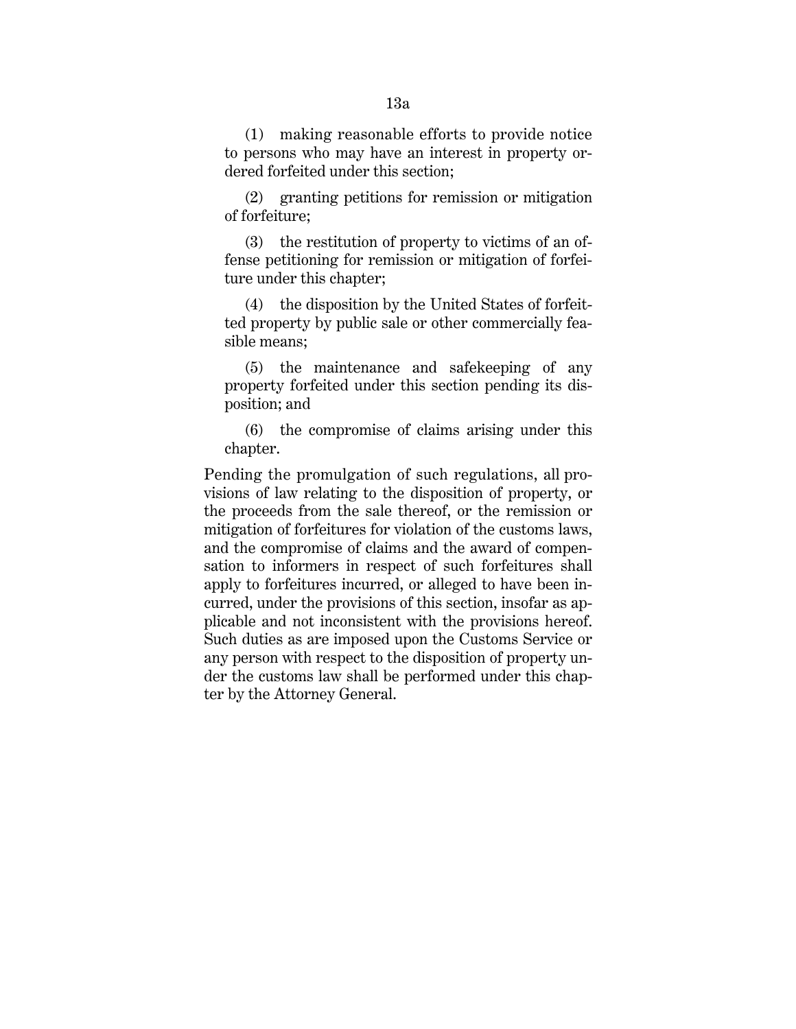(1) making reasonable efforts to provide notice to persons who may have an interest in property ordered forfeited under this section;

(2) granting petitions for remission or mitigation of forfeiture;

(3) the restitution of property to victims of an offense petitioning for remission or mitigation of forfeiture under this chapter;

(4) the disposition by the United States of forfeitted property by public sale or other commercially feasible means;

(5) the maintenance and safekeeping of any property forfeited under this section pending its disposition; and

(6) the compromise of claims arising under this chapter.

Pending the promulgation of such regulations, all provisions of law relating to the disposition of property, or the proceeds from the sale thereof, or the remission or mitigation of forfeitures for violation of the customs laws, and the compromise of claims and the award of compensation to informers in respect of such forfeitures shall apply to forfeitures incurred, or alleged to have been incurred, under the provisions of this section, insofar as applicable and not inconsistent with the provisions hereof. Such duties as are imposed upon the Customs Service or any person with respect to the disposition of property under the customs law shall be performed under this chapter by the Attorney General.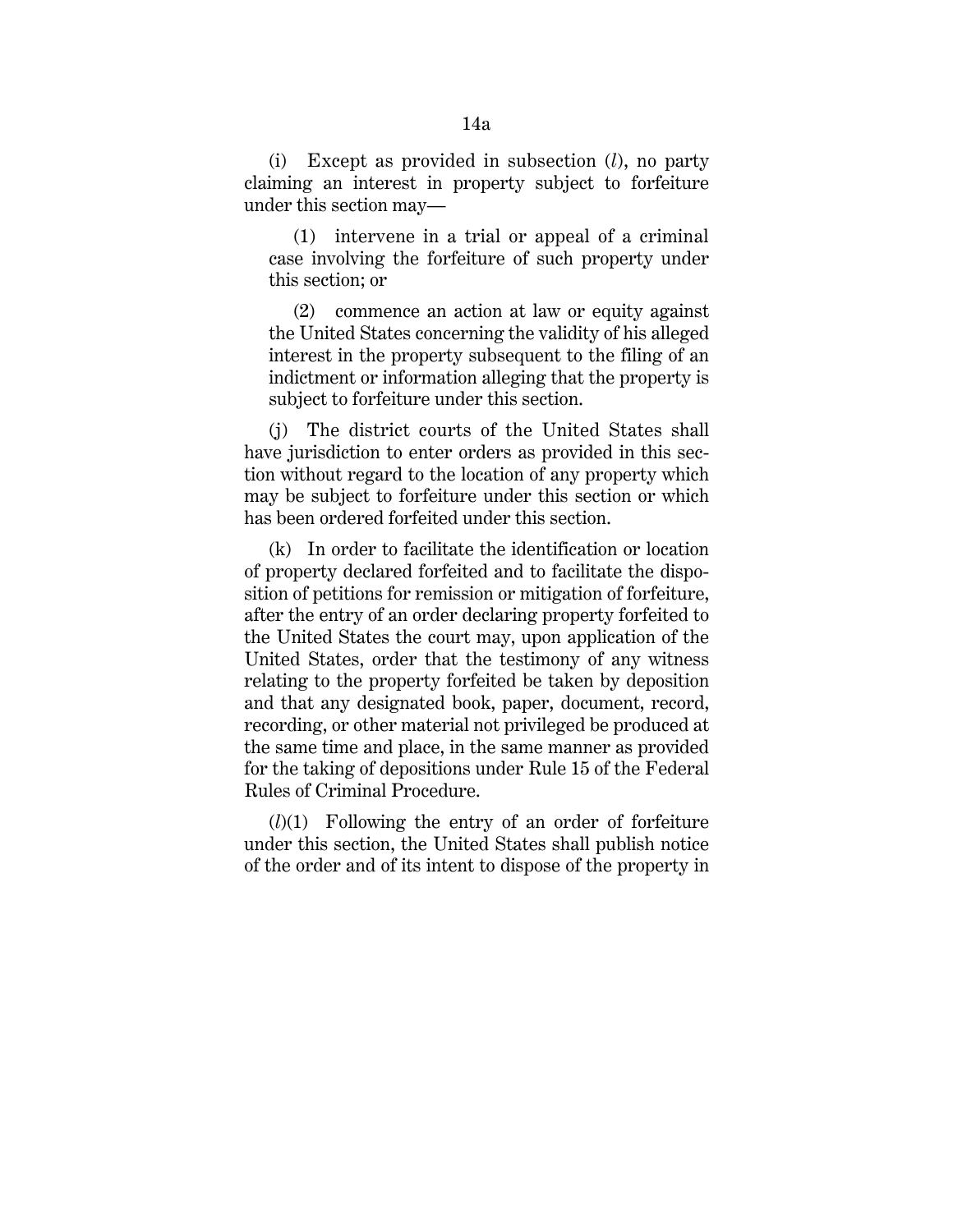(i) Except as provided in subsection (*l*), no party claiming an interest in property subject to forfeiture under this section may—

(1) intervene in a trial or appeal of a criminal case involving the forfeiture of such property under this section; or

(2) commence an action at law or equity against the United States concerning the validity of his alleged interest in the property subsequent to the filing of an indictment or information alleging that the property is subject to forfeiture under this section.

(j) The district courts of the United States shall have jurisdiction to enter orders as provided in this section without regard to the location of any property which may be subject to forfeiture under this section or which has been ordered forfeited under this section.

(k) In order to facilitate the identification or location of property declared forfeited and to facilitate the disposition of petitions for remission or mitigation of forfeiture, after the entry of an order declaring property forfeited to the United States the court may, upon application of the United States, order that the testimony of any witness relating to the property forfeited be taken by deposition and that any designated book, paper, document, record, recording, or other material not privileged be produced at the same time and place, in the same manner as provided for the taking of depositions under Rule 15 of the Federal Rules of Criminal Procedure.

(*l*)(1) Following the entry of an order of forfeiture under this section, the United States shall publish notice of the order and of its intent to dispose of the property in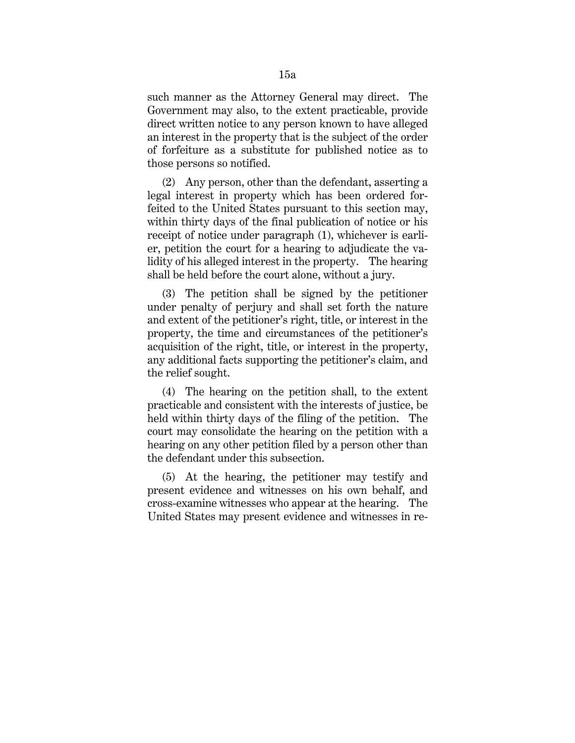such manner as the Attorney General may direct. The Government may also, to the extent practicable, provide direct written notice to any person known to have alleged an interest in the property that is the subject of the order of forfeiture as a substitute for published notice as to those persons so notified.

(2) Any person, other than the defendant, asserting a legal interest in property which has been ordered forfeited to the United States pursuant to this section may, within thirty days of the final publication of notice or his receipt of notice under paragraph (1), whichever is earlier, petition the court for a hearing to adjudicate the validity of his alleged interest in the property. The hearing shall be held before the court alone, without a jury.

(3) The petition shall be signed by the petitioner under penalty of perjury and shall set forth the nature and extent of the petitioner's right, title, or interest in the property, the time and circumstances of the petitioner's acquisition of the right, title, or interest in the property, any additional facts supporting the petitioner's claim, and the relief sought.

(4) The hearing on the petition shall, to the extent practicable and consistent with the interests of justice, be held within thirty days of the filing of the petition. The court may consolidate the hearing on the petition with a hearing on any other petition filed by a person other than the defendant under this subsection.

(5) At the hearing, the petitioner may testify and present evidence and witnesses on his own behalf, and cross-examine witnesses who appear at the hearing. The United States may present evidence and witnesses in re-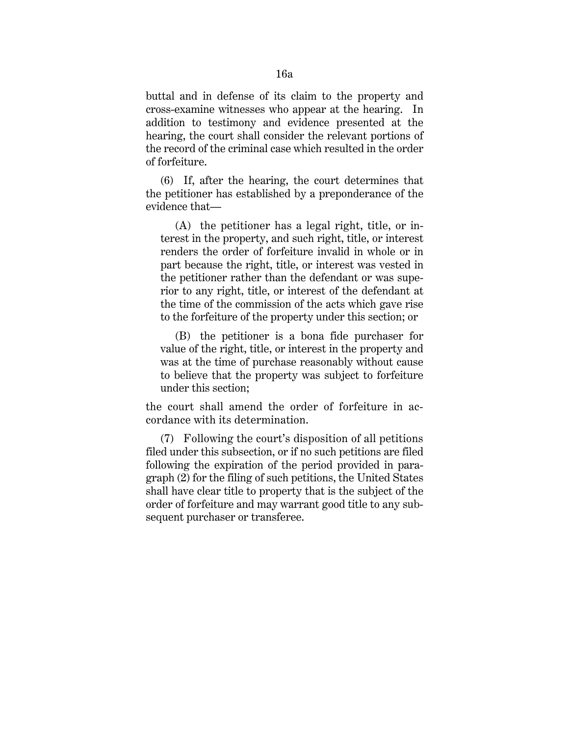buttal and in defense of its claim to the property and cross-examine witnesses who appear at the hearing. In addition to testimony and evidence presented at the hearing, the court shall consider the relevant portions of the record of the criminal case which resulted in the order of forfeiture.

(6) If, after the hearing, the court determines that the petitioner has established by a preponderance of the evidence that—

(A) the petitioner has a legal right, title, or interest in the property, and such right, title, or interest renders the order of forfeiture invalid in whole or in part because the right, title, or interest was vested in the petitioner rather than the defendant or was superior to any right, title, or interest of the defendant at the time of the commission of the acts which gave rise to the forfeiture of the property under this section; or

(B) the petitioner is a bona fide purchaser for value of the right, title, or interest in the property and was at the time of purchase reasonably without cause to believe that the property was subject to forfeiture under this section;

the court shall amend the order of forfeiture in accordance with its determination.

(7) Following the court's disposition of all petitions filed under this subsection, or if no such petitions are filed following the expiration of the period provided in paragraph (2) for the filing of such petitions, the United States shall have clear title to property that is the subject of the order of forfeiture and may warrant good title to any subsequent purchaser or transferee.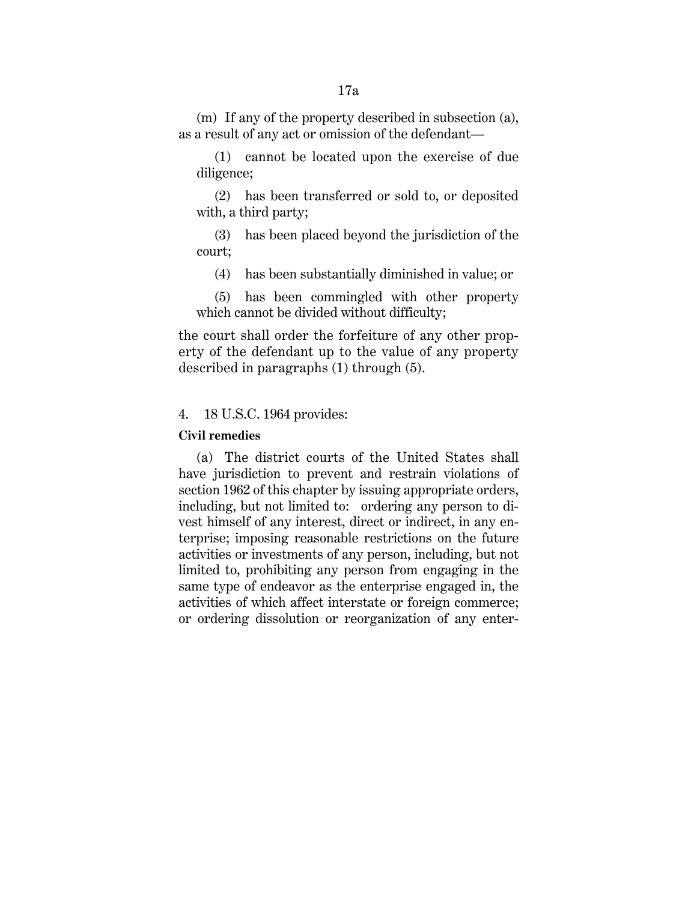(m) If any of the property described in subsection (a), as a result of any act or omission of the defendant—

(1) cannot be located upon the exercise of due diligence;

(2) has been transferred or sold to, or deposited with, a third party;

(3) has been placed beyond the jurisdiction of the court;

(4) has been substantially diminished in value; or

(5) has been commingled with other property which cannot be divided without difficulty;

the court shall order the forfeiture of any other property of the defendant up to the value of any property described in paragraphs (1) through (5).

4. 18 U.S.C. 1964 provides:

**Civil remedies**

(a) The district courts of the United States shall have jurisdiction to prevent and restrain violations of section 1962 of this chapter by issuing appropriate orders, including, but not limited to: ordering any person to divest himself of any interest, direct or indirect, in any enterprise; imposing reasonable restrictions on the future activities or investments of any person, including, but not limited to, prohibiting any person from engaging in the same type of endeavor as the enterprise engaged in, the activities of which affect interstate or foreign commerce; or ordering dissolution or reorganization of any enter-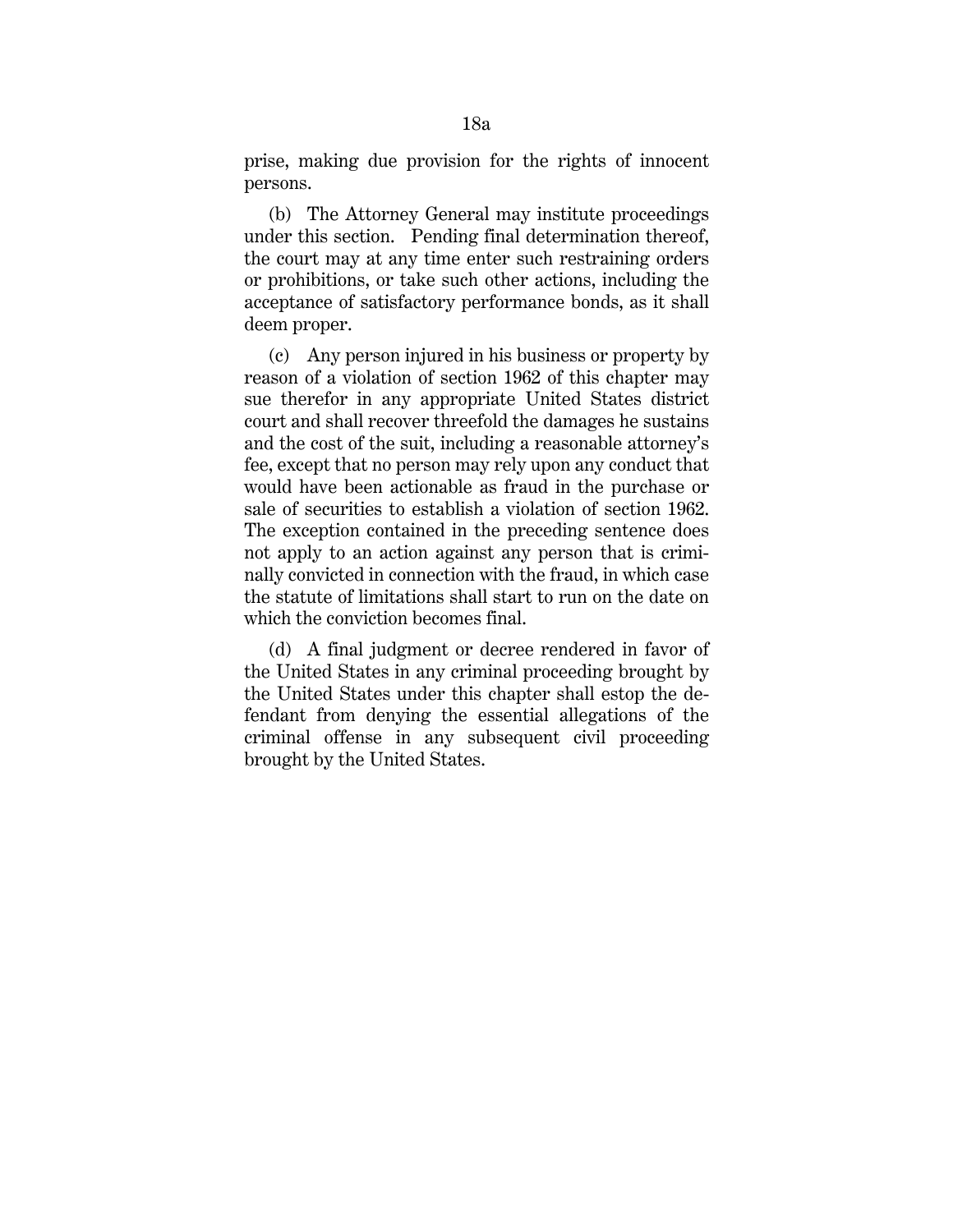prise, making due provision for the rights of innocent persons.

(b) The Attorney General may institute proceedings under this section. Pending final determination thereof, the court may at any time enter such restraining orders or prohibitions, or take such other actions, including the acceptance of satisfactory performance bonds, as it shall deem proper.

(c) Any person injured in his business or property by reason of a violation of section 1962 of this chapter may sue therefor in any appropriate United States district court and shall recover threefold the damages he sustains and the cost of the suit, including a reasonable attorney's fee, except that no person may rely upon any conduct that would have been actionable as fraud in the purchase or sale of securities to establish a violation of section 1962. The exception contained in the preceding sentence does not apply to an action against any person that is criminally convicted in connection with the fraud, in which case the statute of limitations shall start to run on the date on which the conviction becomes final.

(d) A final judgment or decree rendered in favor of the United States in any criminal proceeding brought by the United States under this chapter shall estop the defendant from denying the essential allegations of the criminal offense in any subsequent civil proceeding brought by the United States.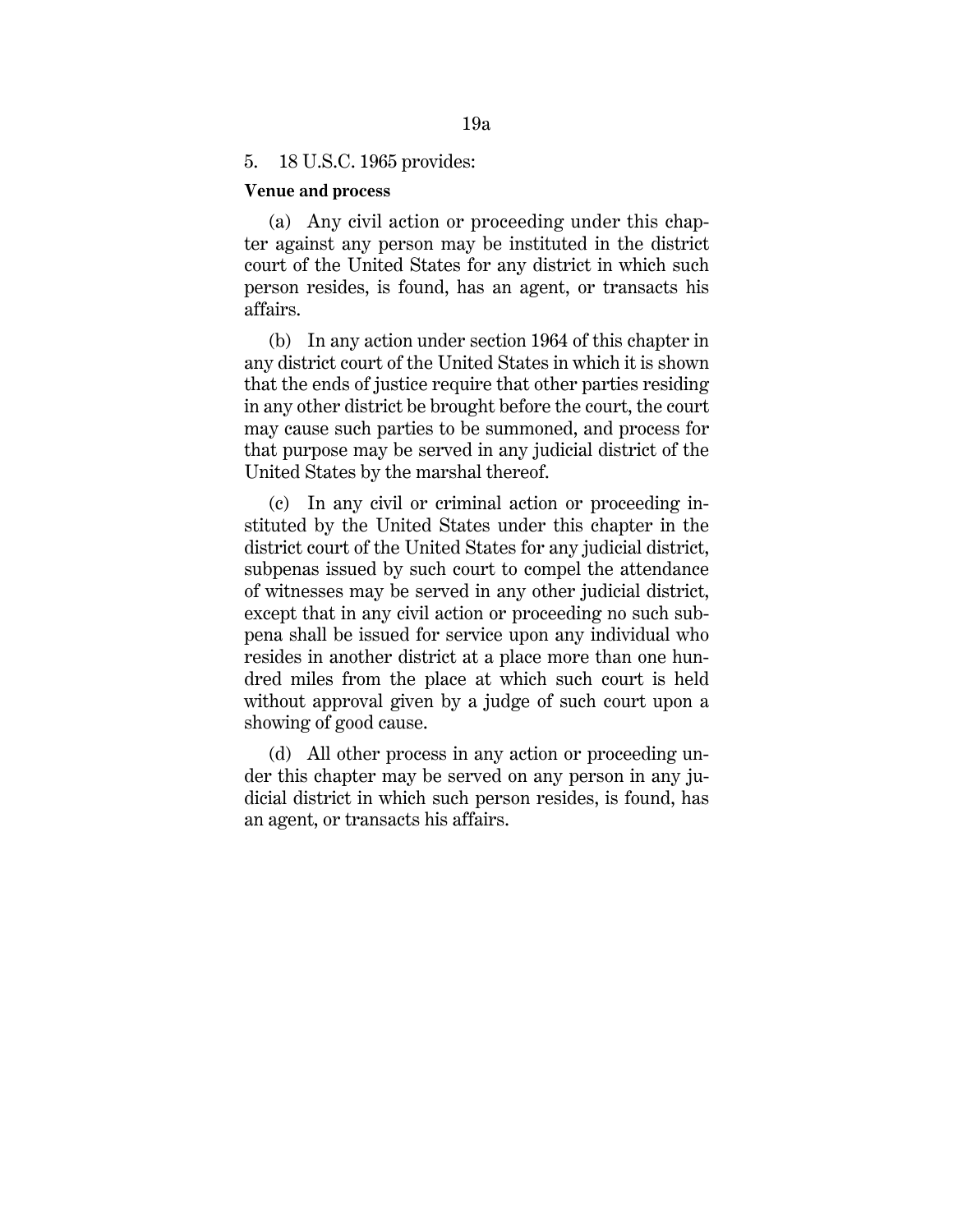5. 18 U.S.C. 1965 provides:

**Venue and process**

(a) Any civil action or proceeding under this chapter against any person may be instituted in the district court of the United States for any district in which such person resides, is found, has an agent, or transacts his affairs.

(b) In any action under section 1964 of this chapter in any district court of the United States in which it is shown that the ends of justice require that other parties residing in any other district be brought before the court, the court may cause such parties to be summoned, and process for that purpose may be served in any judicial district of the United States by the marshal thereof.

(c) In any civil or criminal action or proceeding instituted by the United States under this chapter in the district court of the United States for any judicial district, subpenas issued by such court to compel the attendance of witnesses may be served in any other judicial district, except that in any civil action or proceeding no such subpena shall be issued for service upon any individual who resides in another district at a place more than one hundred miles from the place at which such court is held without approval given by a judge of such court upon a showing of good cause.

(d) All other process in any action or proceeding under this chapter may be served on any person in any judicial district in which such person resides, is found, has an agent, or transacts his affairs.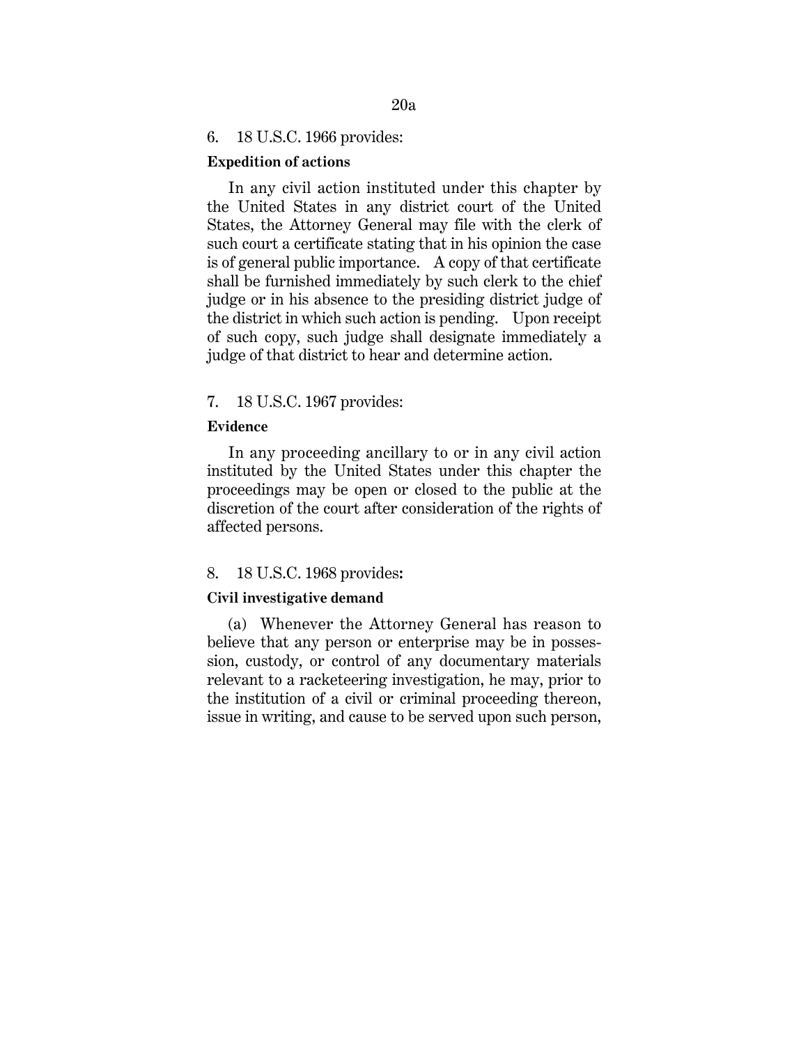6. 18 U.S.C. 1966 provides:

**Expedition of actions**

In any civil action instituted under this chapter by the United States in any district court of the United States, the Attorney General may file with the clerk of such court a certificate stating that in his opinion the case is of general public importance. A copy of that certificate shall be furnished immediately by such clerk to the chief judge or in his absence to the presiding district judge of the district in which such action is pending. Upon receipt of such copy, such judge shall designate immediately a judge of that district to hear and determine action.

7. 18 U.S.C. 1967 provides:

**Evidence**

In any proceeding ancillary to or in any civil action instituted by the United States under this chapter the proceedings may be open or closed to the public at the discretion of the court after consideration of the rights of affected persons.

8. 18 U.S.C. 1968 provides**:**

**Civil investigative demand**

(a) Whenever the Attorney General has reason to believe that any person or enterprise may be in possession, custody, or control of any documentary materials relevant to a racketeering investigation, he may, prior to the institution of a civil or criminal proceeding thereon, issue in writing, and cause to be served upon such person,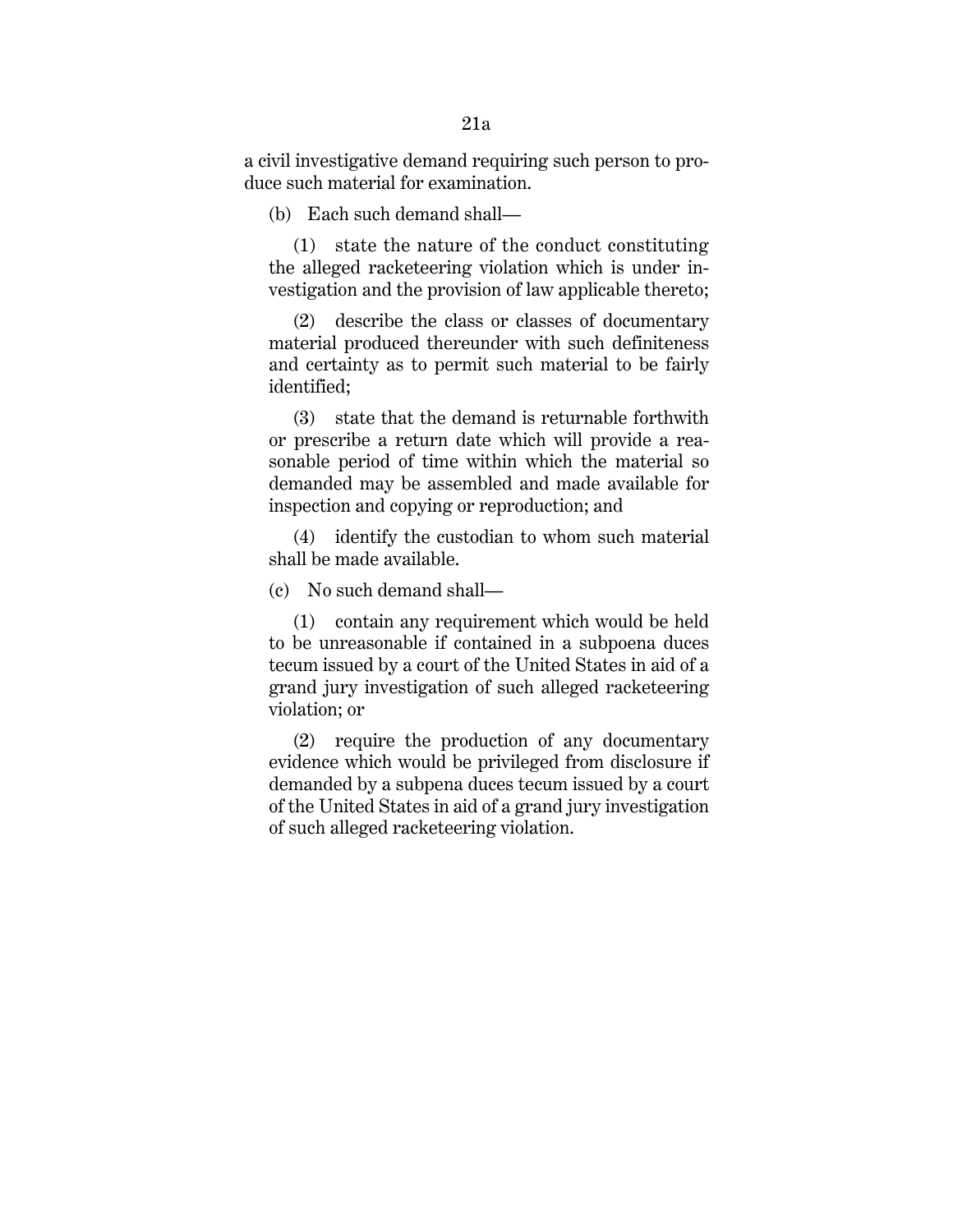a civil investigative demand requiring such person to produce such material for examination.

(b) Each such demand shall—

(1) state the nature of the conduct constituting the alleged racketeering violation which is under investigation and the provision of law applicable thereto;

(2) describe the class or classes of documentary material produced thereunder with such definiteness and certainty as to permit such material to be fairly identified;

(3) state that the demand is returnable forthwith or prescribe a return date which will provide a reasonable period of time within which the material so demanded may be assembled and made available for inspection and copying or reproduction; and

(4) identify the custodian to whom such material shall be made available.

(c) No such demand shall—

(1) contain any requirement which would be held to be unreasonable if contained in a subpoena duces tecum issued by a court of the United States in aid of a grand jury investigation of such alleged racketeering violation; or

(2) require the production of any documentary evidence which would be privileged from disclosure if demanded by a subpena duces tecum issued by a court of the United States in aid of a grand jury investigation of such alleged racketeering violation.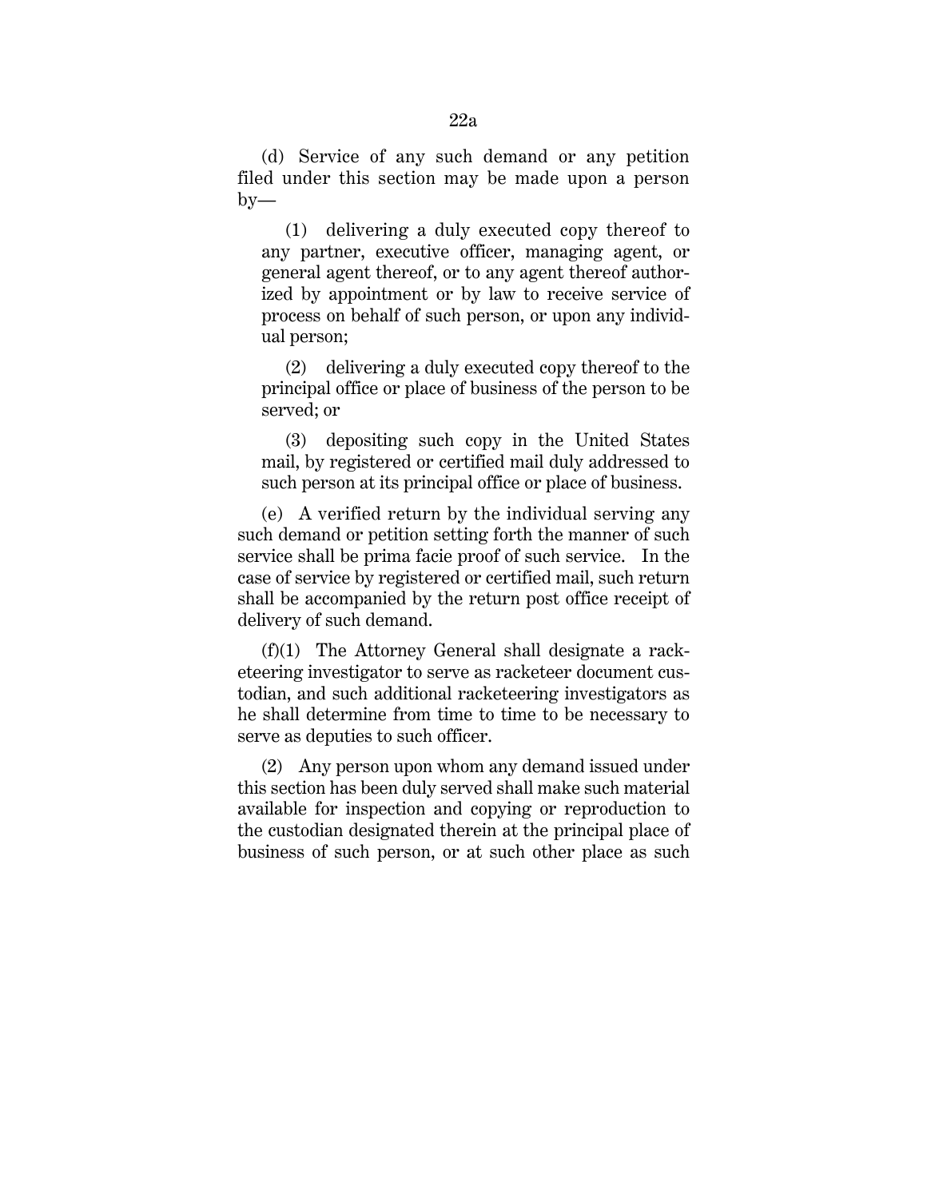(d) Service of any such demand or any petition filed under this section may be made upon a person by—

(1) delivering a duly executed copy thereof to any partner, executive officer, managing agent, or general agent thereof, or to any agent thereof authorized by appointment or by law to receive service of process on behalf of such person, or upon any individual person;

(2) delivering a duly executed copy thereof to the principal office or place of business of the person to be served; or

(3) depositing such copy in the United States mail, by registered or certified mail duly addressed to such person at its principal office or place of business.

(e) A verified return by the individual serving any such demand or petition setting forth the manner of such service shall be prima facie proof of such service. In the case of service by registered or certified mail, such return shall be accompanied by the return post office receipt of delivery of such demand.

(f)(1) The Attorney General shall designate a racketeering investigator to serve as racketeer document custodian, and such additional racketeering investigators as he shall determine from time to time to be necessary to serve as deputies to such officer.

(2) Any person upon whom any demand issued under this section has been duly served shall make such material available for inspection and copying or reproduction to the custodian designated therein at the principal place of business of such person, or at such other place as such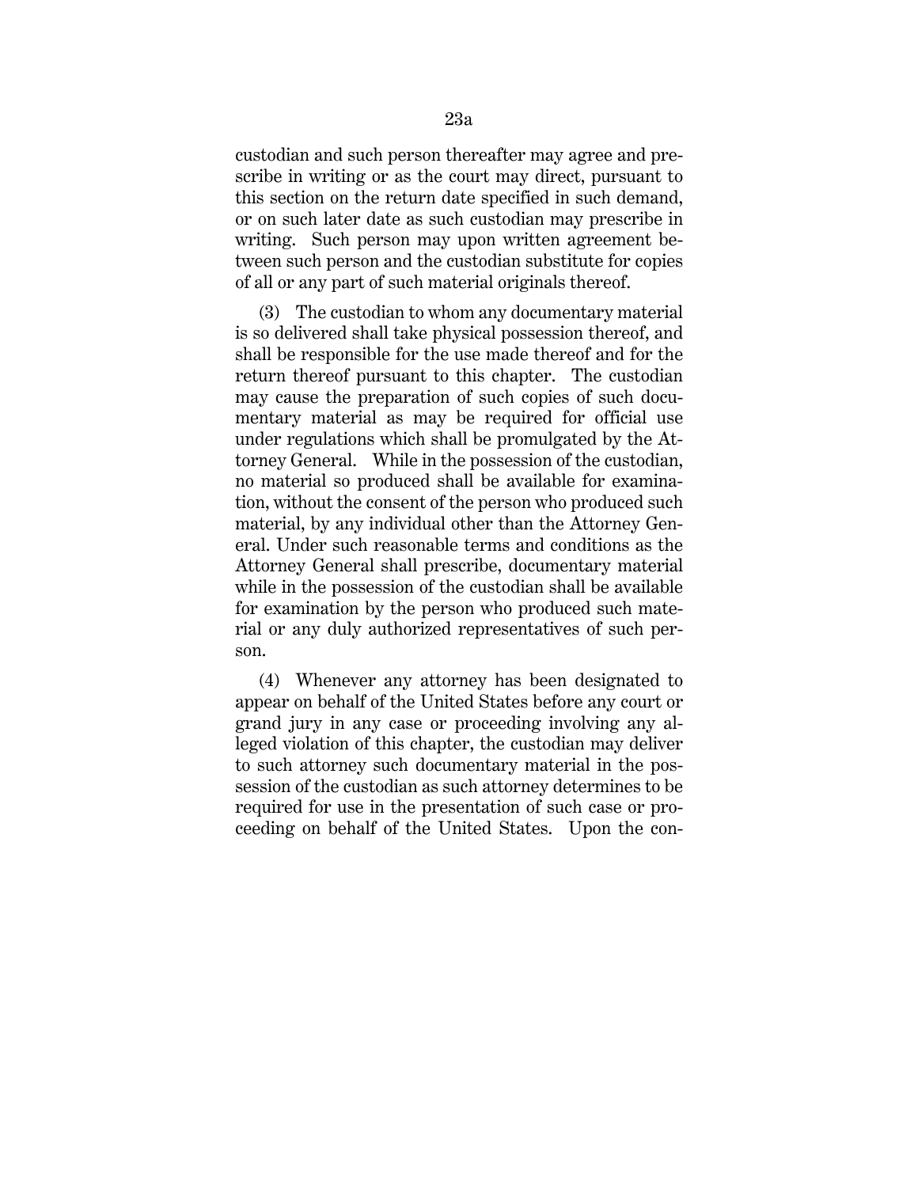custodian and such person thereafter may agree and prescribe in writing or as the court may direct, pursuant to this section on the return date specified in such demand, or on such later date as such custodian may prescribe in writing. Such person may upon written agreement between such person and the custodian substitute for copies of all or any part of such material originals thereof.

(3) The custodian to whom any documentary material is so delivered shall take physical possession thereof, and shall be responsible for the use made thereof and for the return thereof pursuant to this chapter. The custodian may cause the preparation of such copies of such documentary material as may be required for official use under regulations which shall be promulgated by the Attorney General. While in the possession of the custodian, no material so produced shall be available for examination, without the consent of the person who produced such material, by any individual other than the Attorney General. Under such reasonable terms and conditions as the Attorney General shall prescribe, documentary material while in the possession of the custodian shall be available for examination by the person who produced such material or any duly authorized representatives of such person.

(4) Whenever any attorney has been designated to appear on behalf of the United States before any court or grand jury in any case or proceeding involving any alleged violation of this chapter, the custodian may deliver to such attorney such documentary material in the possession of the custodian as such attorney determines to be required for use in the presentation of such case or proceeding on behalf of the United States. Upon the con-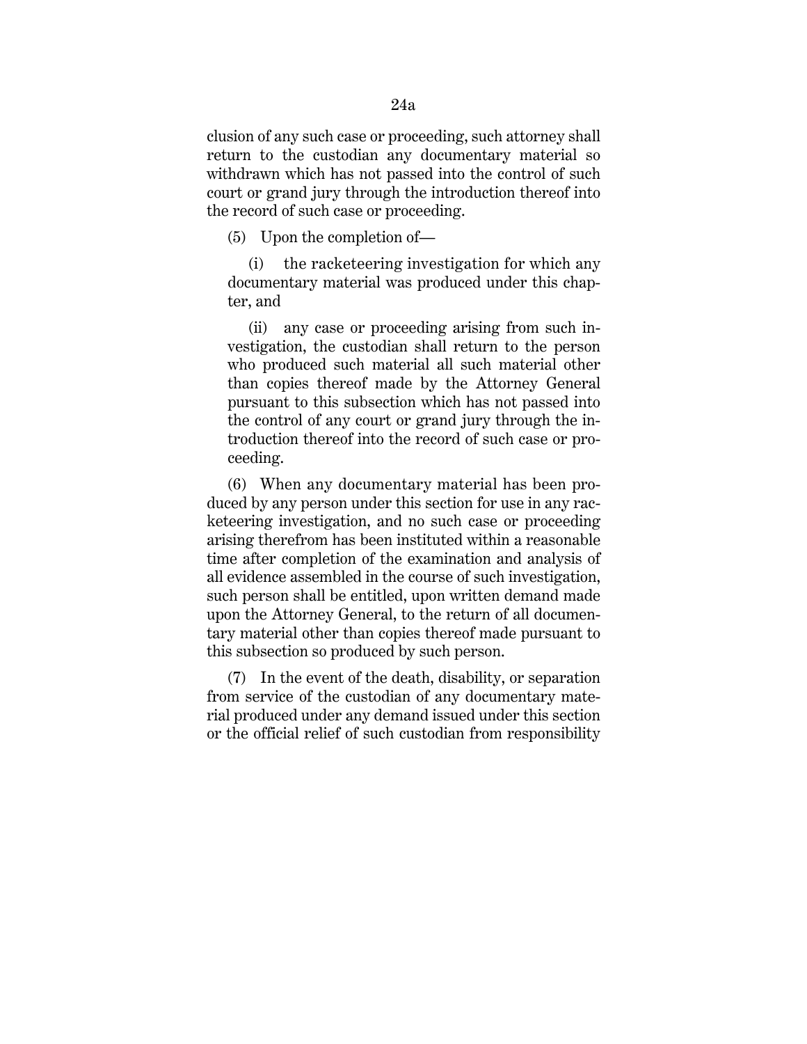clusion of any such case or proceeding, such attorney shall return to the custodian any documentary material so withdrawn which has not passed into the control of such court or grand jury through the introduction thereof into the record of such case or proceeding.

(5) Upon the completion of—

(i) the racketeering investigation for which any documentary material was produced under this chapter, and

(ii) any case or proceeding arising from such investigation, the custodian shall return to the person who produced such material all such material other than copies thereof made by the Attorney General pursuant to this subsection which has not passed into the control of any court or grand jury through the introduction thereof into the record of such case or proceeding.

(6) When any documentary material has been produced by any person under this section for use in any racketeering investigation, and no such case or proceeding arising therefrom has been instituted within a reasonable time after completion of the examination and analysis of all evidence assembled in the course of such investigation, such person shall be entitled, upon written demand made upon the Attorney General, to the return of all documentary material other than copies thereof made pursuant to this subsection so produced by such person.

(7) In the event of the death, disability, or separation from service of the custodian of any documentary material produced under any demand issued under this section or the official relief of such custodian from responsibility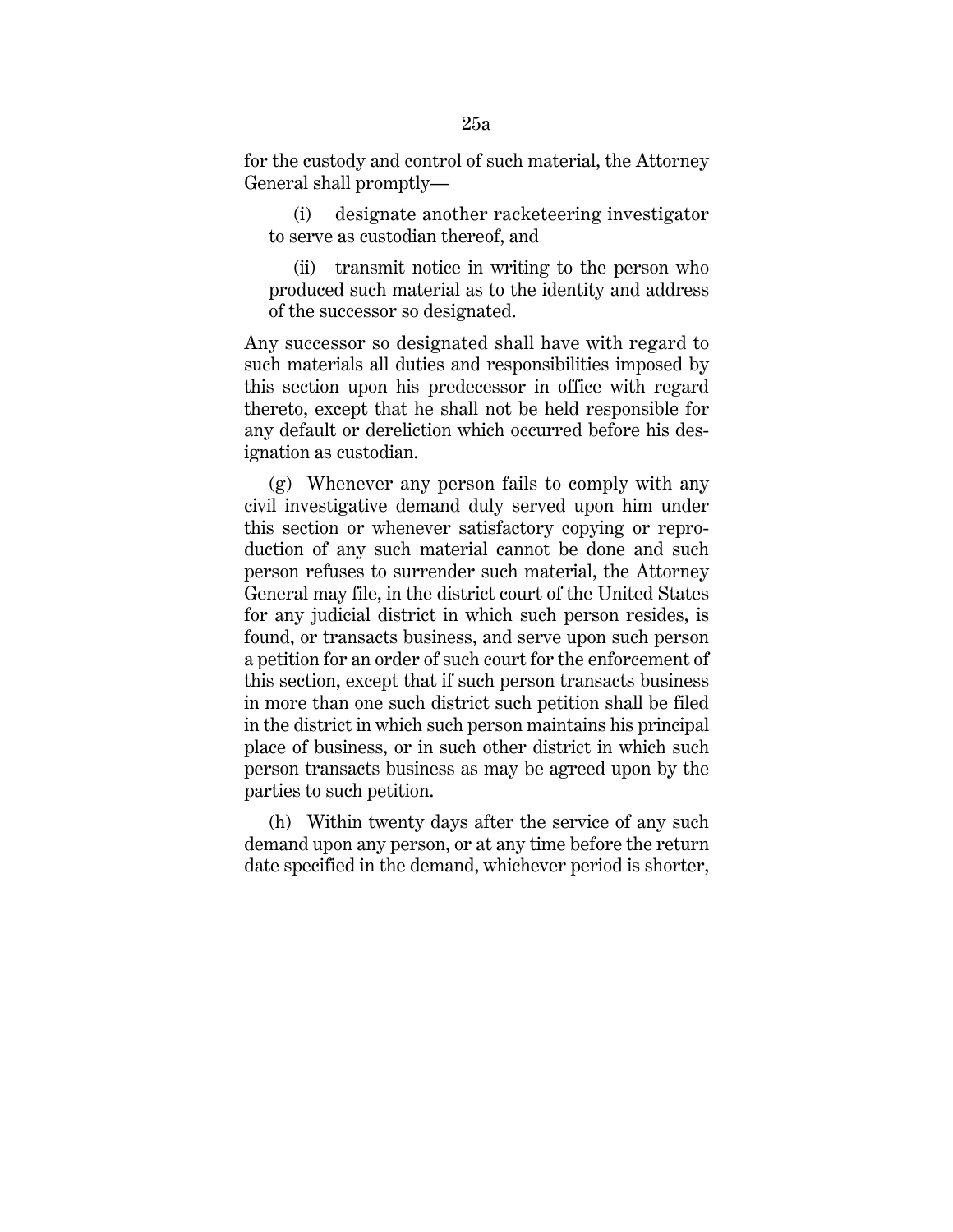for the custody and control of such material, the Attorney General shall promptly—

(i) designate another racketeering investigator to serve as custodian thereof, and

(ii) transmit notice in writing to the person who produced such material as to the identity and address of the successor so designated.

Any successor so designated shall have with regard to such materials all duties and responsibilities imposed by this section upon his predecessor in office with regard thereto, except that he shall not be held responsible for any default or dereliction which occurred before his designation as custodian.

(g) Whenever any person fails to comply with any civil investigative demand duly served upon him under this section or whenever satisfactory copying or reproduction of any such material cannot be done and such person refuses to surrender such material, the Attorney General may file, in the district court of the United States for any judicial district in which such person resides, is found, or transacts business, and serve upon such person a petition for an order of such court for the enforcement of this section, except that if such person transacts business in more than one such district such petition shall be filed in the district in which such person maintains his principal place of business, or in such other district in which such person transacts business as may be agreed upon by the parties to such petition.

(h) Within twenty days after the service of any such demand upon any person, or at any time before the return date specified in the demand, whichever period is shorter,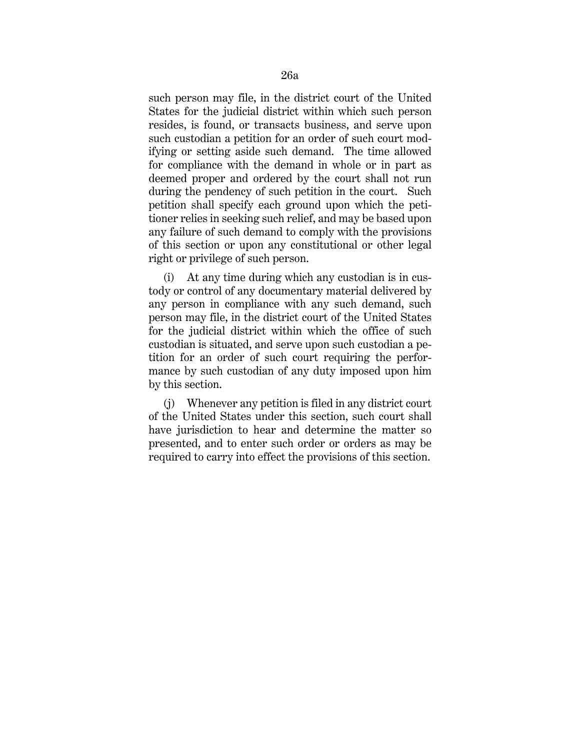such person may file, in the district court of the United States for the judicial district within which such person resides, is found, or transacts business, and serve upon such custodian a petition for an order of such court modifying or setting aside such demand. The time allowed for compliance with the demand in whole or in part as deemed proper and ordered by the court shall not run during the pendency of such petition in the court. Such petition shall specify each ground upon which the petitioner relies in seeking such relief, and may be based upon any failure of such demand to comply with the provisions of this section or upon any constitutional or other legal right or privilege of such person.

(i) At any time during which any custodian is in custody or control of any documentary material delivered by any person in compliance with any such demand, such person may file, in the district court of the United States for the judicial district within which the office of such custodian is situated, and serve upon such custodian a petition for an order of such court requiring the performance by such custodian of any duty imposed upon him by this section.

(j) Whenever any petition is filed in any district court of the United States under this section, such court shall have jurisdiction to hear and determine the matter so presented, and to enter such order or orders as may be required to carry into effect the provisions of this section.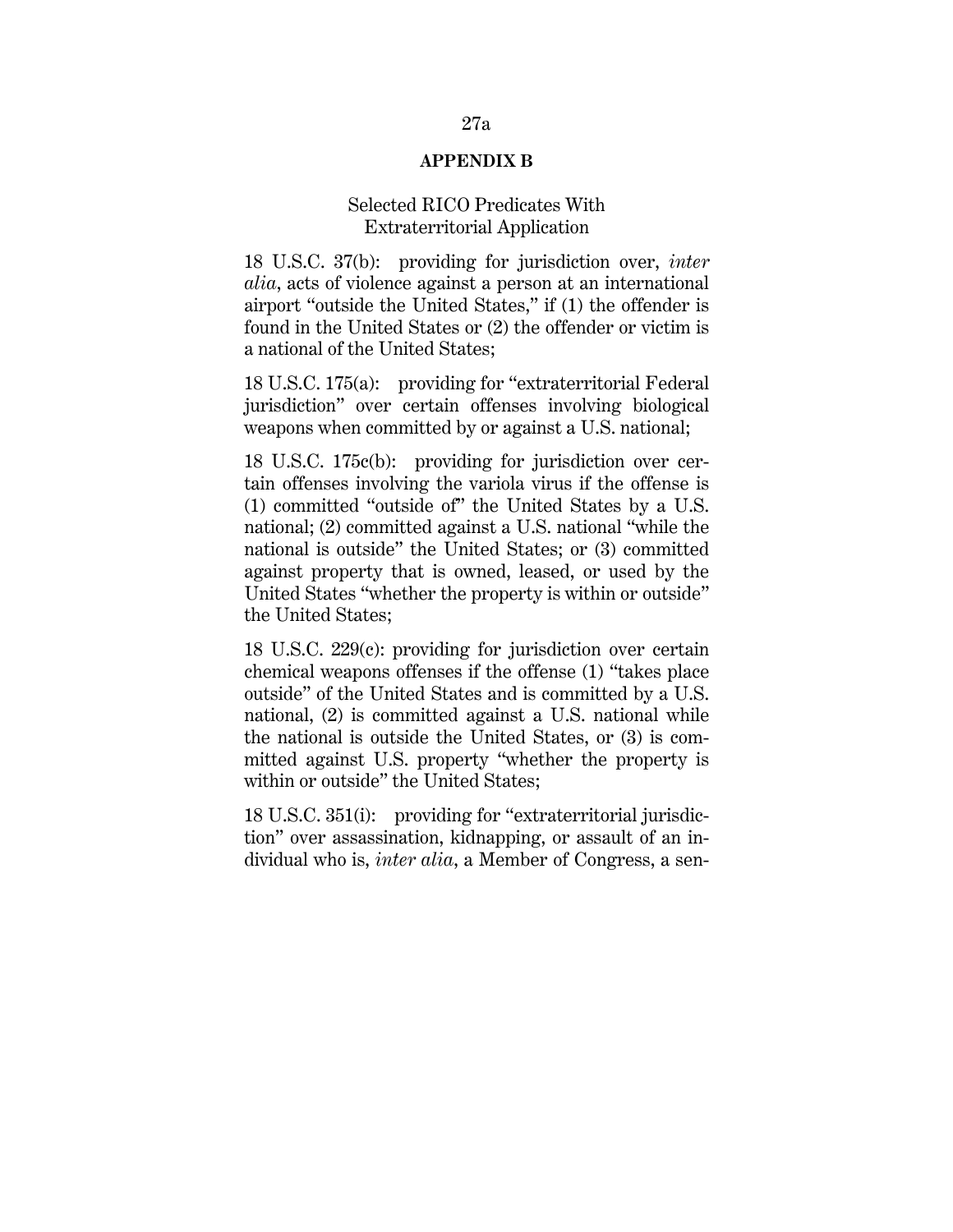## APPENDIX B

### Selected RICO Predicates With Extraterritorial Application

18 U.S.C. 37(b): providing for jurisdiction over, *inter alia*, acts of violence against a person at an international airport "outside the United States," if (1) the offender is found in the United States or (2) the offender or victim is a national of the United States;

18 U.S.C. 175(a): providing for "extraterritorial Federal jurisdiction" over certain offenses involving biological weapons when committed by or against a U.S. national;

18 U.S.C. 175c(b): providing for jurisdiction over certain offenses involving the variola virus if the offense is (1) committed "outside of" the United States by a U.S. national; (2) committed against a U.S. national "while the national is outside" the United States; or (3) committed against property that is owned, leased, or used by the United States "whether the property is within or outside" the United States;

18 U.S.C. 229(c): providing for jurisdiction over certain chemical weapons offenses if the offense (1) "takes place outside" of the United States and is committed by a U.S. national, (2) is committed against a U.S. national while the national is outside the United States, or (3) is committed against U.S. property "whether the property is within or outside" the United States;

18 U.S.C. 351(i): providing for "extraterritorial jurisdiction" over assassination, kidnapping, or assault of an individual who is, *inter alia*, a Member of Congress, a sen-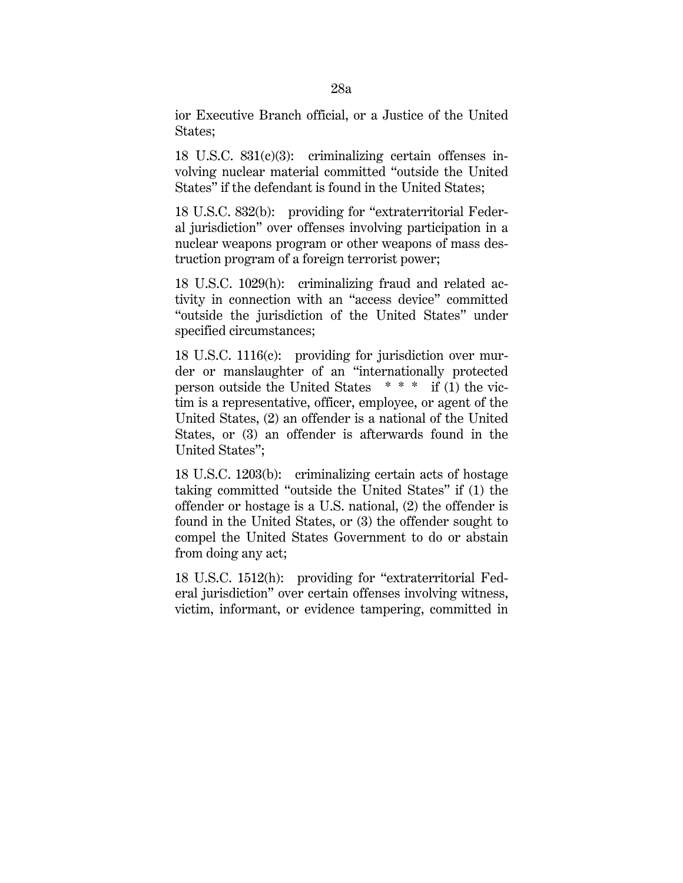ior Executive Branch official, or a Justice of the United States;

18 U.S.C. 831(c)(3): criminalizing certain offenses involving nuclear material committed "outside the United States" if the defendant is found in the United States;

18 U.S.C. 832(b): providing for "extraterritorial Federal jurisdiction" over offenses involving participation in a nuclear weapons program or other weapons of mass destruction program of a foreign terrorist power;

18 U.S.C. 1029(h): criminalizing fraud and related activity in connection with an "access device" committed "outside the jurisdiction of the United States" under specified circumstances;

18 U.S.C. 1116(c): providing for jurisdiction over murder or manslaughter of an "internationally protected person outside the United States * * * if (1) the victim is a representative, officer, employee, or agent of the United States, (2) an offender is a national of the United States, or (3) an offender is afterwards found in the United States";

18 U.S.C. 1203(b): criminalizing certain acts of hostage taking committed "outside the United States" if (1) the offender or hostage is a U.S. national, (2) the offender is found in the United States, or (3) the offender sought to compel the United States Government to do or abstain from doing any act;

18 U.S.C. 1512(h): providing for "extraterritorial Federal jurisdiction" over certain offenses involving witness, victim, informant, or evidence tampering, committed in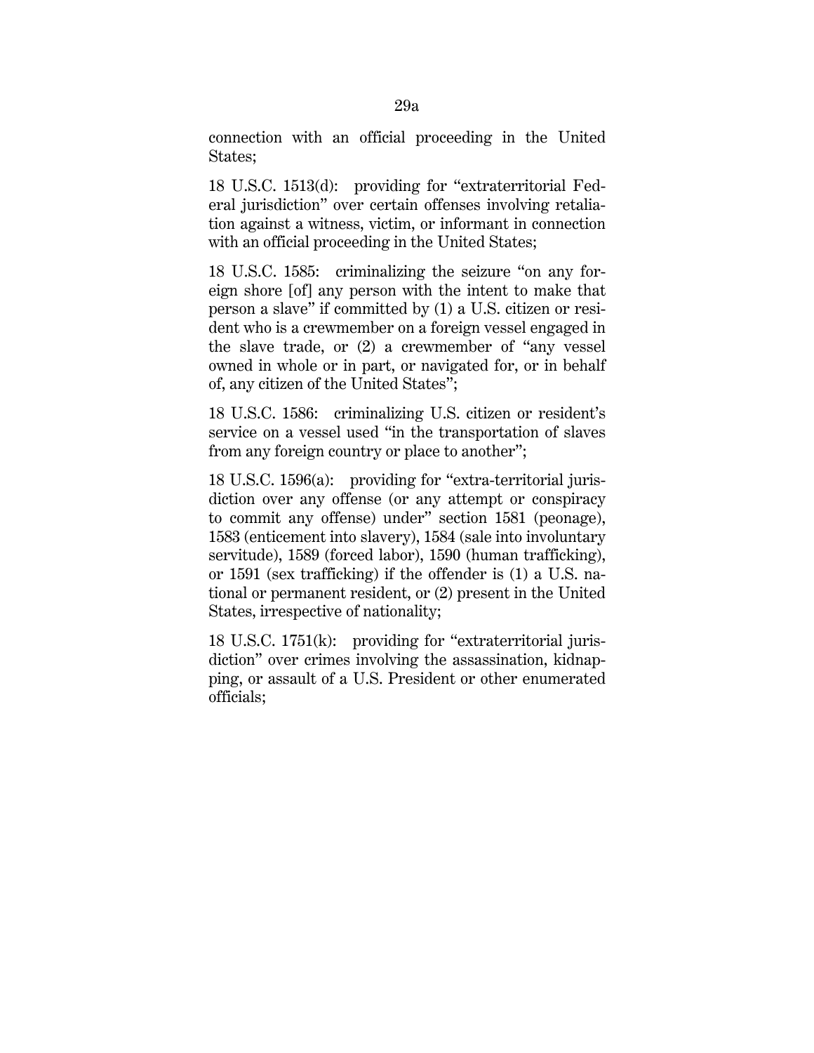connection with an official proceeding in the United States;

18 U.S.C. 1513(d): providing for "extraterritorial Federal jurisdiction" over certain offenses involving retaliation against a witness, victim, or informant in connection with an official proceeding in the United States;

18 U.S.C. 1585: criminalizing the seizure "on any foreign shore [of] any person with the intent to make that person a slave" if committed by (1) a U.S. citizen or resident who is a crewmember on a foreign vessel engaged in the slave trade, or (2) a crewmember of "any vessel owned in whole or in part, or navigated for, or in behalf of, any citizen of the United States";

18 U.S.C. 1586: criminalizing U.S. citizen or resident's service on a vessel used "in the transportation of slaves from any foreign country or place to another";

18 U.S.C. 1596(a): providing for "extra-territorial jurisdiction over any offense (or any attempt or conspiracy to commit any offense) under" section 1581 (peonage), 1583 (enticement into slavery), 1584 (sale into involuntary servitude), 1589 (forced labor), 1590 (human trafficking), or 1591 (sex trafficking) if the offender is (1) a U.S. national or permanent resident, or (2) present in the United States, irrespective of nationality;

18 U.S.C. 1751(k): providing for "extraterritorial jurisdiction" over crimes involving the assassination, kidnapping, or assault of a U.S. President or other enumerated officials;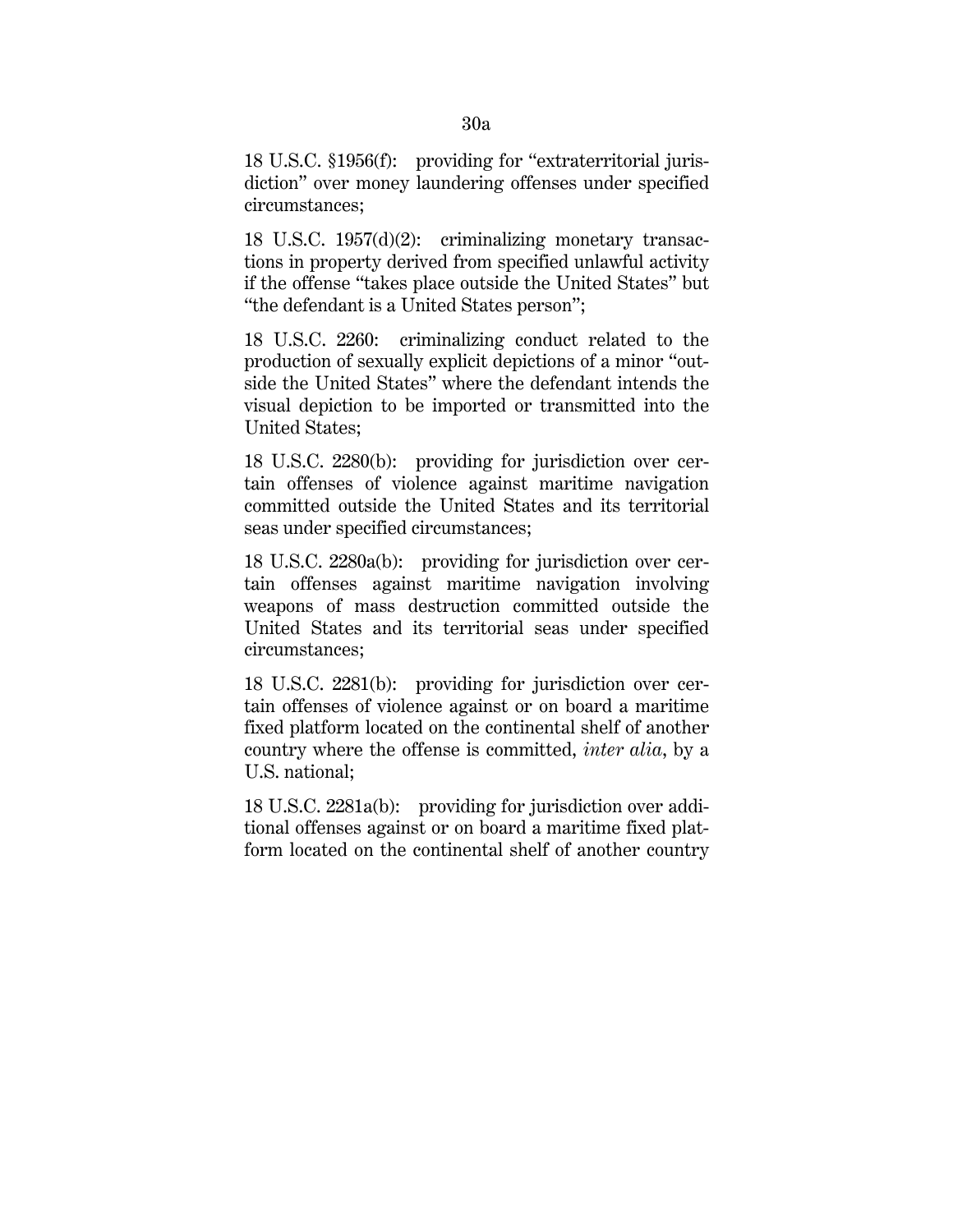18 U.S.C. §1956(f): providing for "extraterritorial jurisdiction" over money laundering offenses under specified circumstances;

18 U.S.C. 1957(d)(2): criminalizing monetary transactions in property derived from specified unlawful activity if the offense "takes place outside the United States" but "the defendant is a United States person";

18 U.S.C. 2260: criminalizing conduct related to the production of sexually explicit depictions of a minor "outside the United States" where the defendant intends the visual depiction to be imported or transmitted into the United States;

18 U.S.C. 2280(b): providing for jurisdiction over certain offenses of violence against maritime navigation committed outside the United States and its territorial seas under specified circumstances;

18 U.S.C. 2280a(b): providing for jurisdiction over certain offenses against maritime navigation involving weapons of mass destruction committed outside the United States and its territorial seas under specified circumstances;

18 U.S.C. 2281(b): providing for jurisdiction over certain offenses of violence against or on board a maritime fixed platform located on the continental shelf of another country where the offense is committed, *inter alia*, by a U.S. national;

18 U.S.C. 2281a(b): providing for jurisdiction over additional offenses against or on board a maritime fixed platform located on the continental shelf of another country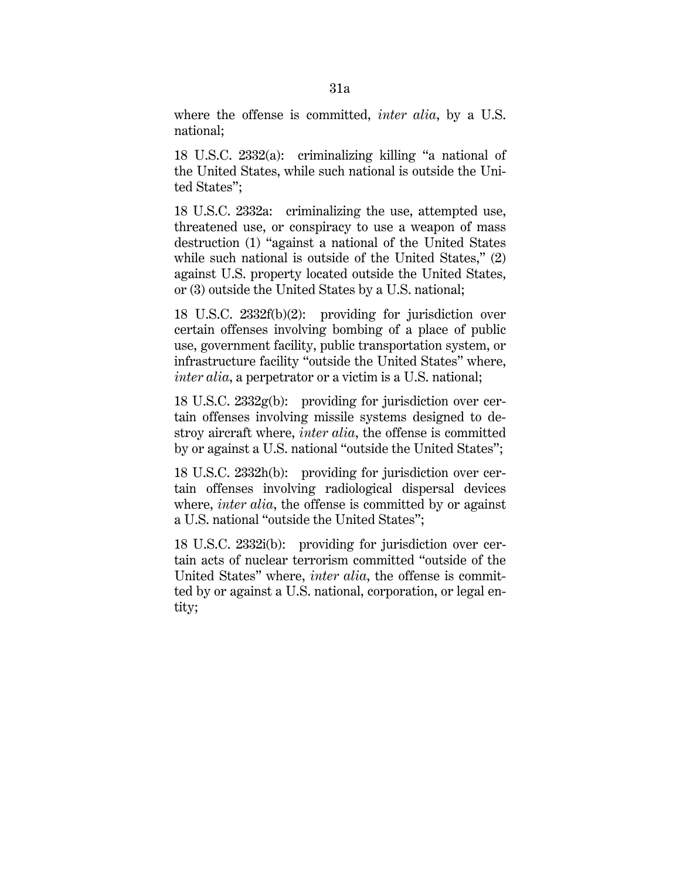where the offense is committed, *inter alia*, by a U.S. national;

18 U.S.C. 2332(a): criminalizing killing "a national of the United States, while such national is outside the United States";

18 U.S.C. 2332a: criminalizing the use, attempted use, threatened use, or conspiracy to use a weapon of mass destruction (1) "against a national of the United States while such national is outside of the United States," (2) against U.S. property located outside the United States, or (3) outside the United States by a U.S. national;

18 U.S.C. 2332f(b)(2): providing for jurisdiction over certain offenses involving bombing of a place of public use, government facility, public transportation system, or infrastructure facility "outside the United States" where, *inter alia*, a perpetrator or a victim is a U.S. national;

18 U.S.C. 2332g(b): providing for jurisdiction over certain offenses involving missile systems designed to destroy aircraft where, *inter alia*, the offense is committed by or against a U.S. national "outside the United States";

18 U.S.C. 2332h(b): providing for jurisdiction over certain offenses involving radiological dispersal devices where, *inter alia*, the offense is committed by or against a U.S. national "outside the United States";

18 U.S.C. 2332i(b): providing for jurisdiction over certain acts of nuclear terrorism committed "outside of the United States" where, *inter alia*, the offense is committed by or against a U.S. national, corporation, or legal entity;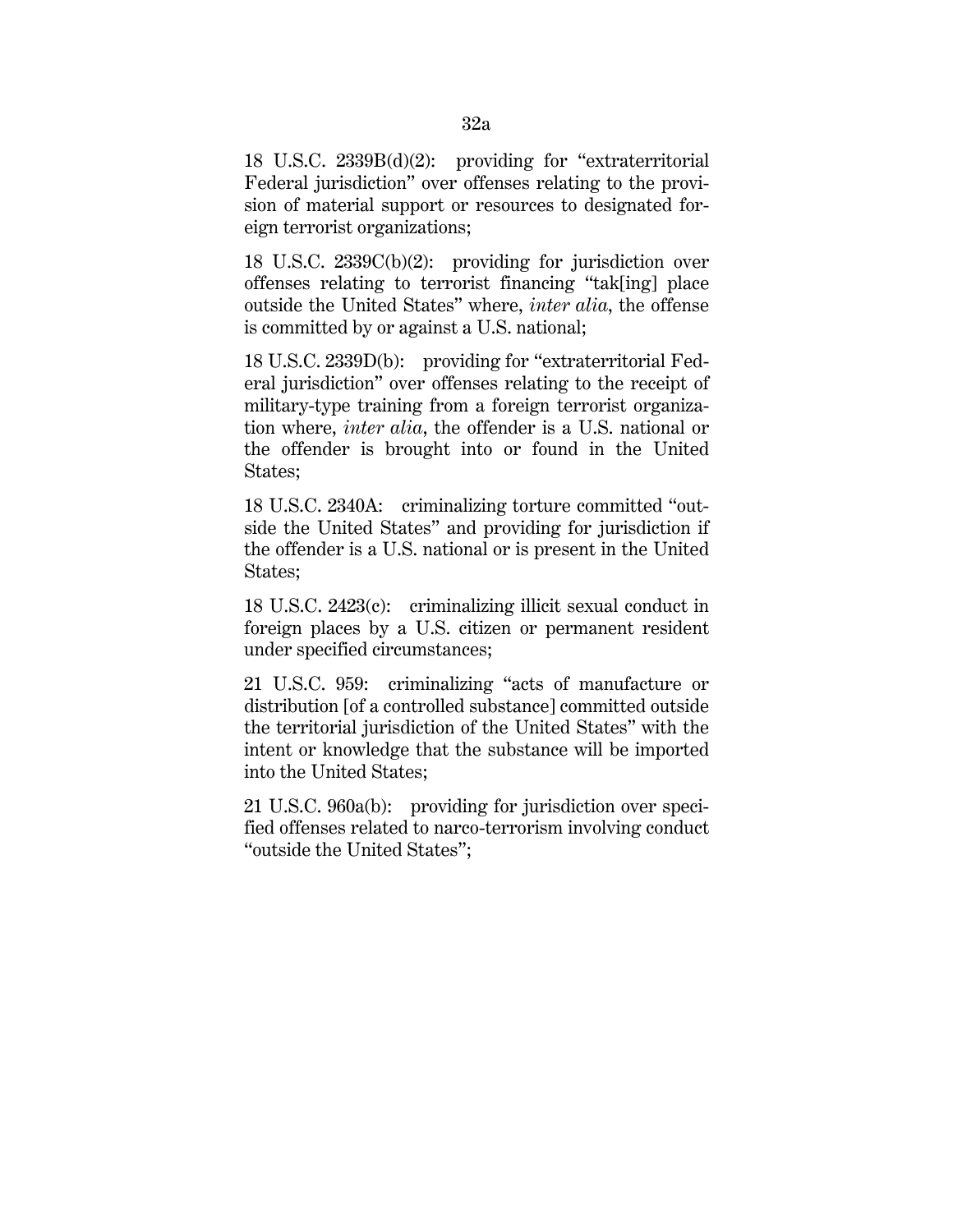18 U.S.C. 2339B(d)(2): providing for "extraterritorial Federal jurisdiction" over offenses relating to the provision of material support or resources to designated foreign terrorist organizations;

18 U.S.C. 2339C(b)(2): providing for jurisdiction over offenses relating to terrorist financing "tak[ing] place outside the United States" where, *inter alia*, the offense is committed by or against a U.S. national;

18 U.S.C. 2339D(b): providing for "extraterritorial Federal jurisdiction" over offenses relating to the receipt of military-type training from a foreign terrorist organization where, *inter alia*, the offender is a U.S. national or the offender is brought into or found in the United States;

18 U.S.C. 2340A: criminalizing torture committed "outside the United States" and providing for jurisdiction if the offender is a U.S. national or is present in the United States;

18 U.S.C. 2423(c): criminalizing illicit sexual conduct in foreign places by a U.S. citizen or permanent resident under specified circumstances;

21 U.S.C. 959: criminalizing "acts of manufacture or distribution [of a controlled substance] committed outside the territorial jurisdiction of the United States" with the intent or knowledge that the substance will be imported into the United States;

21 U.S.C. 960a(b): providing for jurisdiction over specified offenses related to narco-terrorism involving conduct "outside the United States";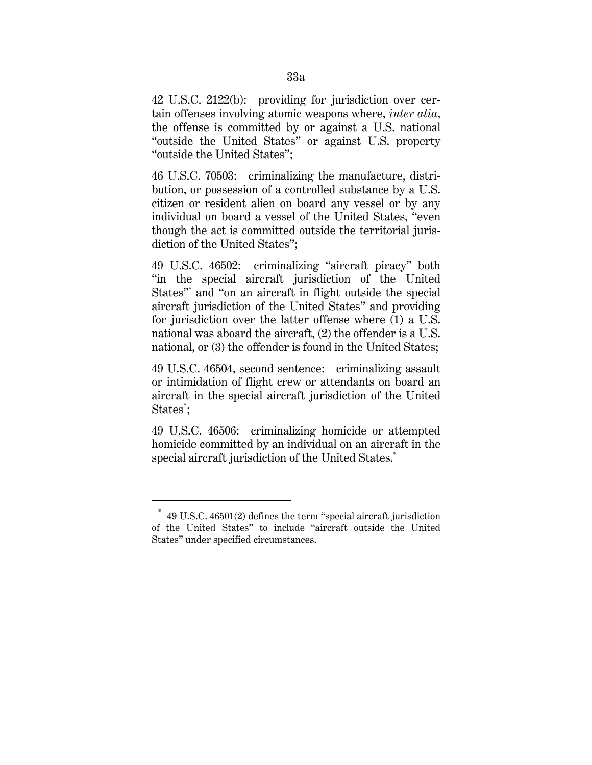42 U.S.C. 2122(b): providing for jurisdiction over certain offenses involving atomic weapons where, *inter alia*, the offense is committed by or against a U.S. national "outside the United States" or against U.S. property "outside the United States";

46 U.S.C. 70503: criminalizing the manufacture, distribution, or possession of a controlled substance by a U.S. citizen or resident alien on board any vessel or by any individual on board a vessel of the United States, "even though the act is committed outside the territorial jurisdiction of the United States";

49 U.S.C. 46502: criminalizing "aircraft piracy" both "in the special aircraft jurisdiction of the United States"* and "on an aircraft in flight outside the special aircraft jurisdiction of the United States" and providing for jurisdiction over the latter offense where (1) a U.S. national was aboard the aircraft, (2) the offender is a U.S. national, or (3) the offender is found in the United States;

49 U.S.C. 46504, second sentence: criminalizing assault or intimidation of flight crew or attendants on board an aircraft in the special aircraft jurisdiction of the United States*;

49 U.S.C. 46506: criminalizing homicide or attempted homicide committed by an individual on an aircraft in the special aircraft jurisdiction of the United States.*

---

\* 49 U.S.C. 46501(2) defines the term "special aircraft jurisdiction of the United States" to include "aircraft outside the United States" under specified circumstances.